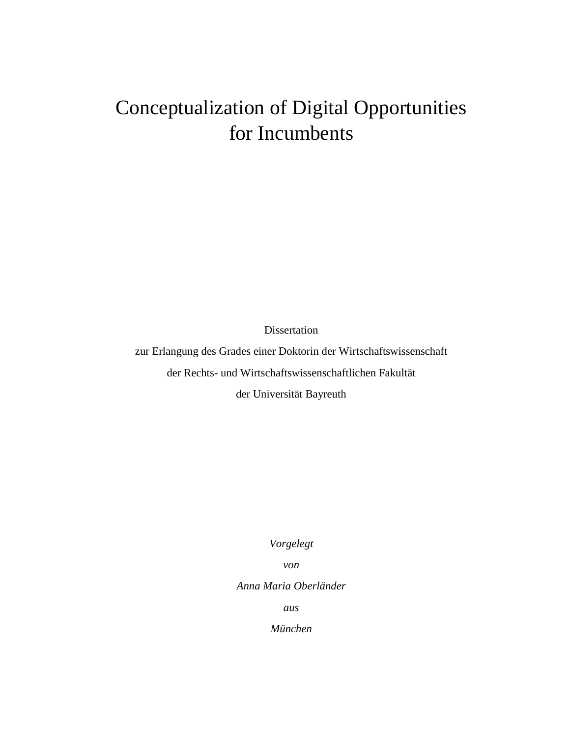# Conceptualization of Digital Opportunities for Incumbents

Dissertation

zur Erlangung des Grades einer Doktorin der Wirtschaftswissenschaft

der Rechts- und Wirtschaftswissenschaftlichen Fakultät

der Universität Bayreuth

*Vorgelegt*

*von*

*Anna Maria Oberländer*

*aus*

*München*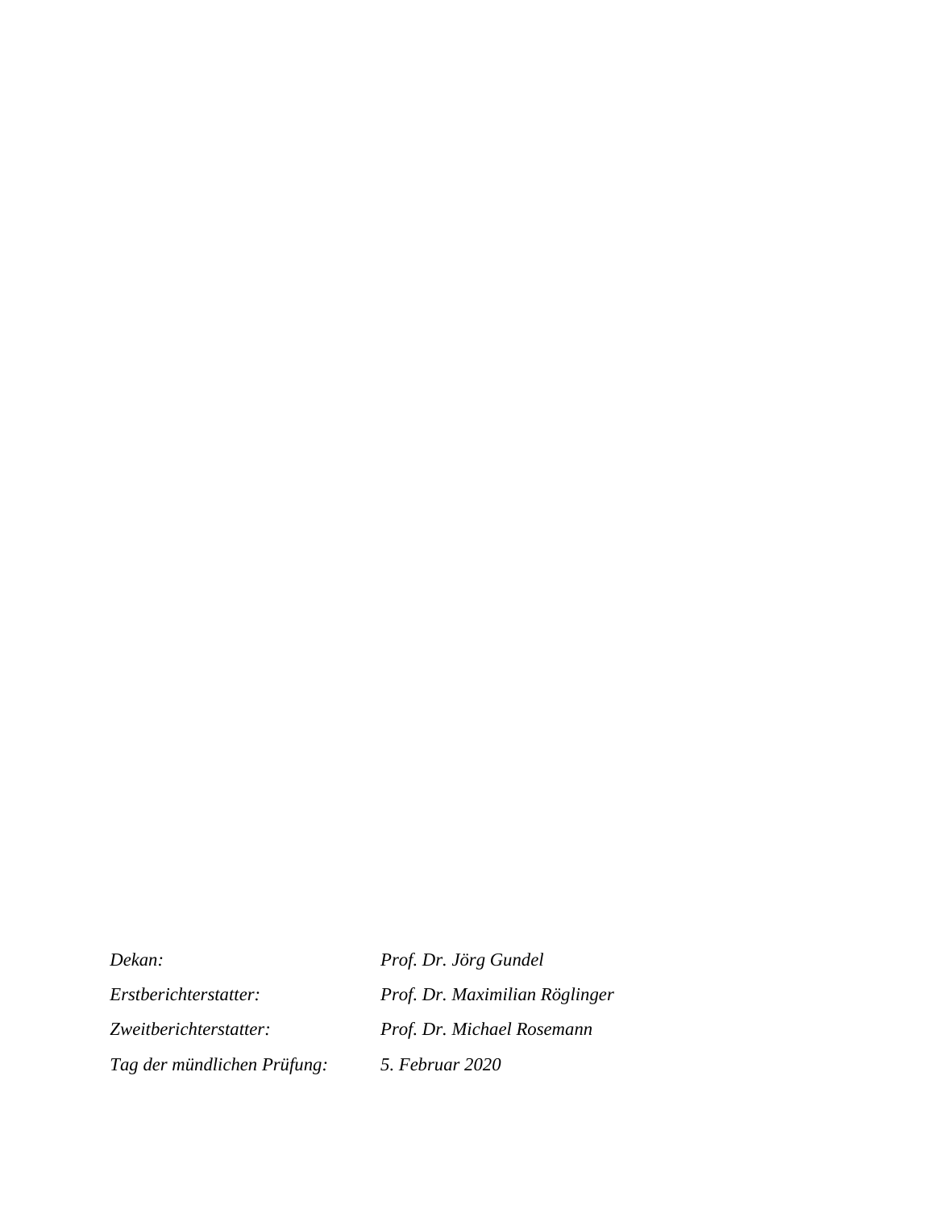| | |
|---|---|
| *Dekan:* | *Prof. Dr. Jörg Gundel* |
| *Erstberichterstatter:* | *Prof. Dr. Maximilian Röglinger* |
| *Zweitberichterstatter:* | *Prof. Dr. Michael Rosemann* |
| *Tag der mündlichen Prüfung:* | *5. Februar 2020* |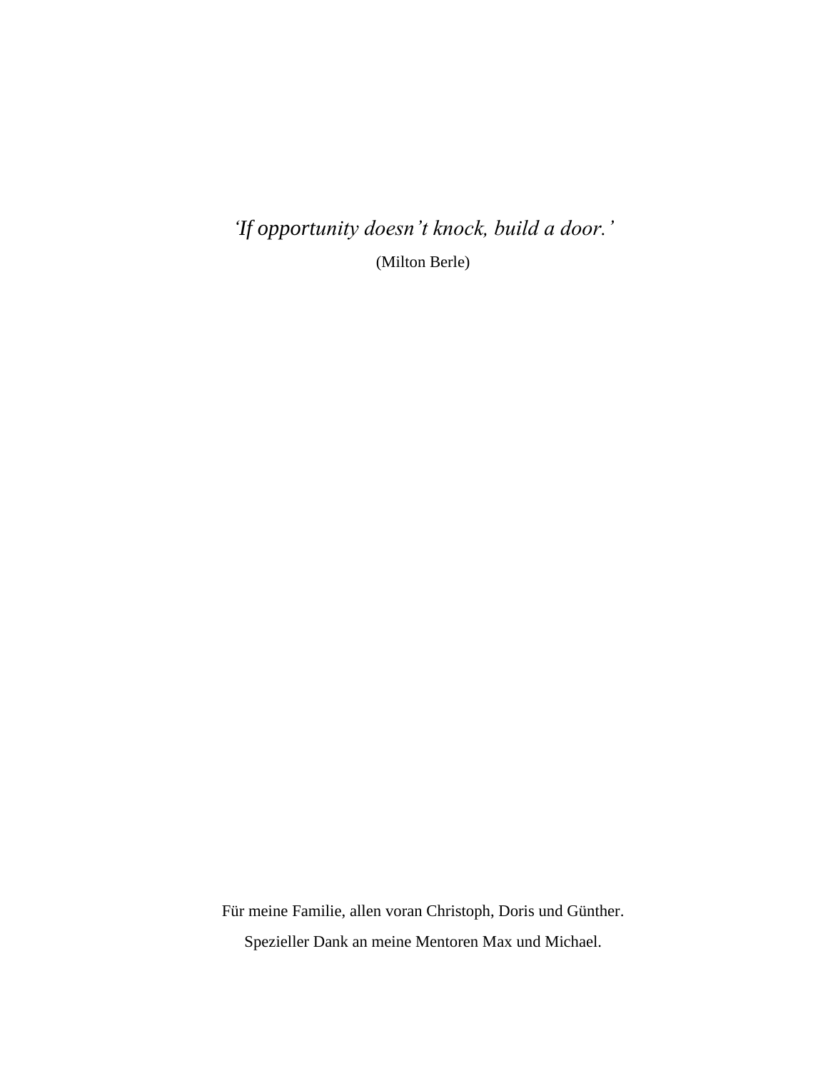*'If opportunity doesn't knock, build a door.'*

(Milton Berle)

Für meine Familie, allen voran Christoph, Doris und Günther.

Spezieller Dank an meine Mentoren Max und Michael.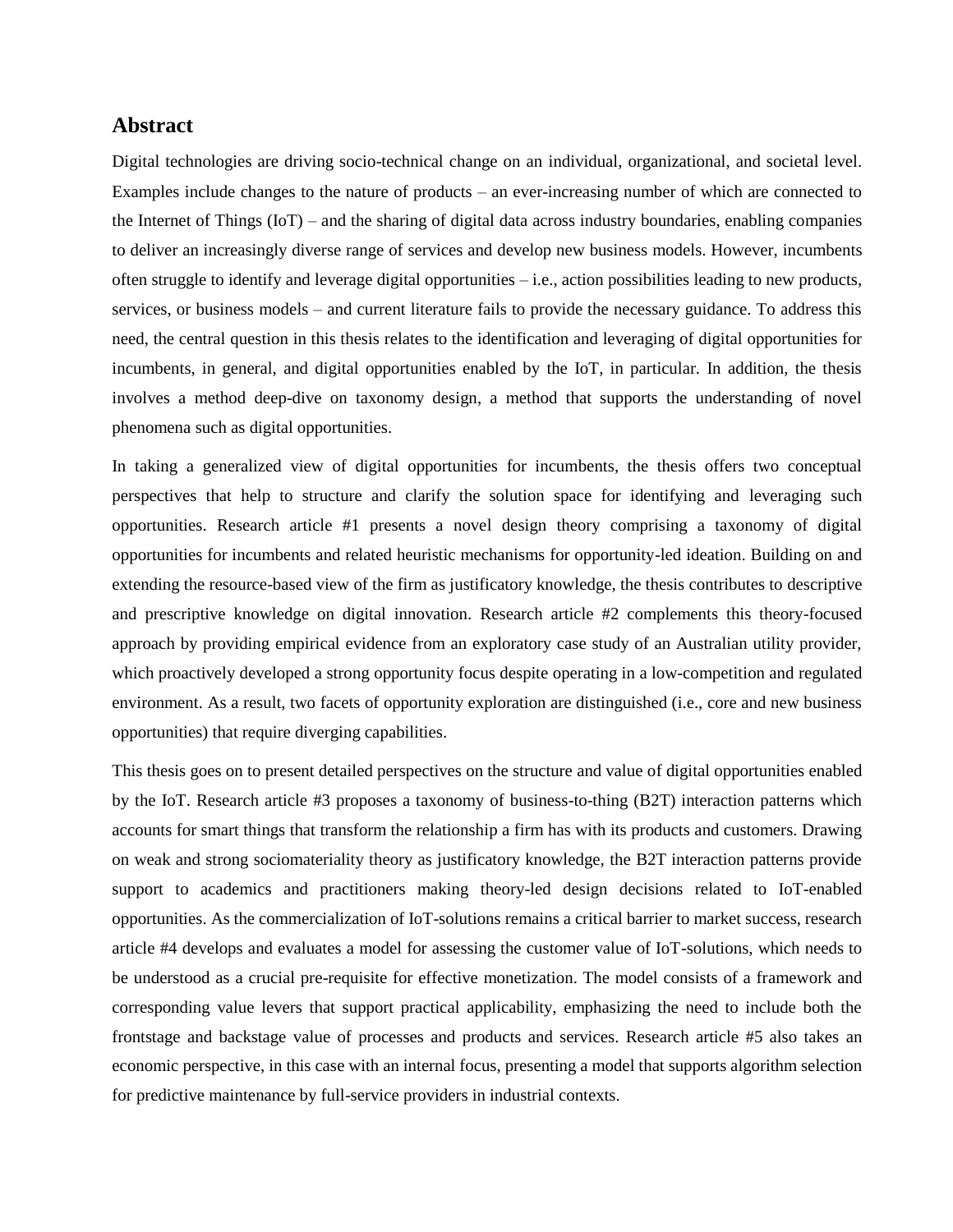## Abstract

Digital technologies are driving socio-technical change on an individual, organizational, and societal level. Examples include changes to the nature of products – an ever-increasing number of which are connected to the Internet of Things (IoT) – and the sharing of digital data across industry boundaries, enabling companies to deliver an increasingly diverse range of services and develop new business models. However, incumbents often struggle to identify and leverage digital opportunities – i.e., action possibilities leading to new products, services, or business models – and current literature fails to provide the necessary guidance. To address this need, the central question in this thesis relates to the identification and leveraging of digital opportunities for incumbents, in general, and digital opportunities enabled by the IoT, in particular. In addition, the thesis involves a method deep-dive on taxonomy design, a method that supports the understanding of novel phenomena such as digital opportunities.

In taking a generalized view of digital opportunities for incumbents, the thesis offers two conceptual perspectives that help to structure and clarify the solution space for identifying and leveraging such opportunities. Research article #1 presents a novel design theory comprising a taxonomy of digital opportunities for incumbents and related heuristic mechanisms for opportunity-led ideation. Building on and extending the resource-based view of the firm as justificatory knowledge, the thesis contributes to descriptive and prescriptive knowledge on digital innovation. Research article #2 complements this theory-focused approach by providing empirical evidence from an exploratory case study of an Australian utility provider, which proactively developed a strong opportunity focus despite operating in a low-competition and regulated environment. As a result, two facets of opportunity exploration are distinguished (i.e., core and new business opportunities) that require diverging capabilities.

This thesis goes on to present detailed perspectives on the structure and value of digital opportunities enabled by the IoT. Research article #3 proposes a taxonomy of business-to-thing (B2T) interaction patterns which accounts for smart things that transform the relationship a firm has with its products and customers. Drawing on weak and strong sociomateriality theory as justificatory knowledge, the B2T interaction patterns provide support to academics and practitioners making theory-led design decisions related to IoT-enabled opportunities. As the commercialization of IoT-solutions remains a critical barrier to market success, research article #4 develops and evaluates a model for assessing the customer value of IoT-solutions, which needs to be understood as a crucial pre-requisite for effective monetization. The model consists of a framework and corresponding value levers that support practical applicability, emphasizing the need to include both the frontstage and backstage value of processes and products and services. Research article #5 also takes an economic perspective, in this case with an internal focus, presenting a model that supports algorithm selection for predictive maintenance by full-service providers in industrial contexts.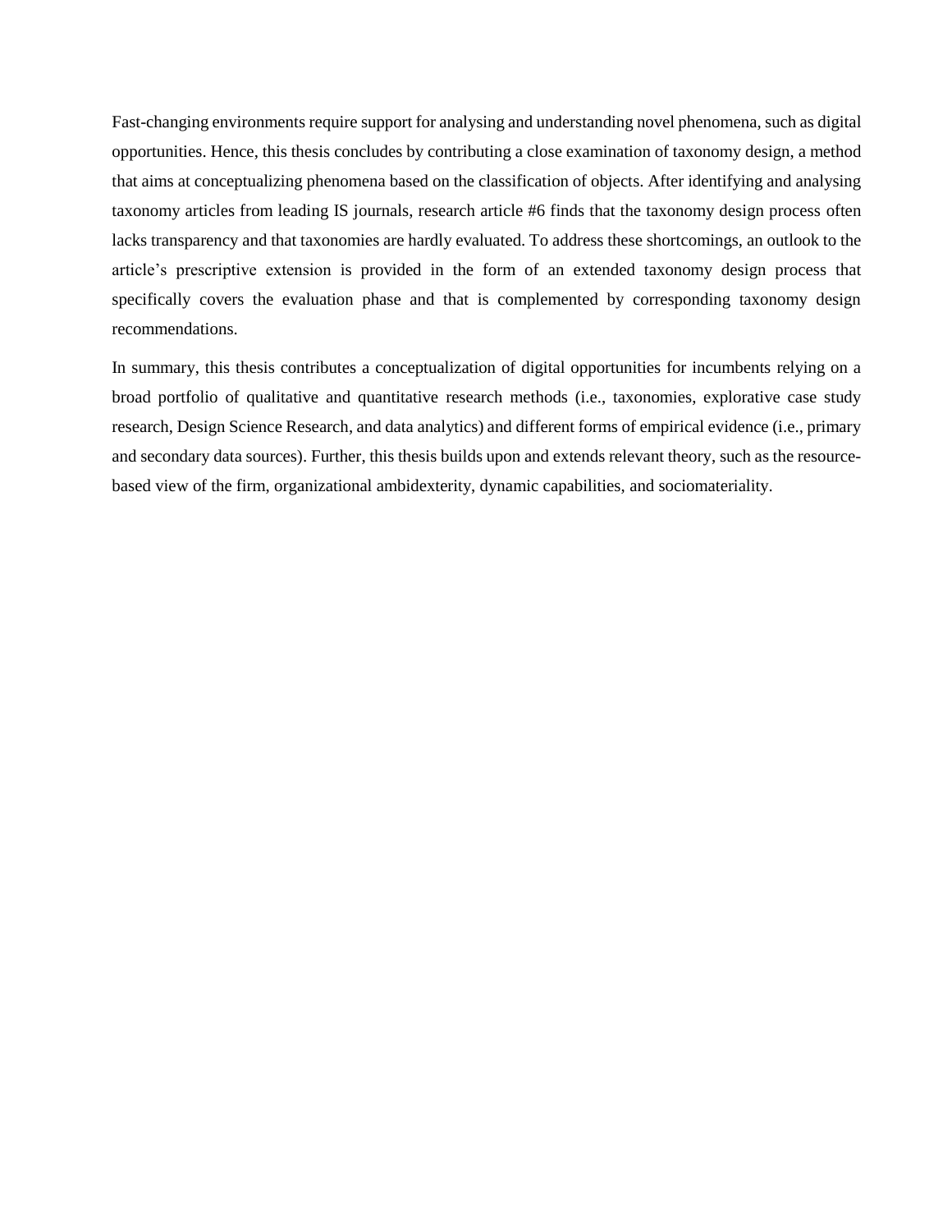Fast-changing environments require support for analysing and understanding novel phenomena, such as digital opportunities. Hence, this thesis concludes by contributing a close examination of taxonomy design, a method that aims at conceptualizing phenomena based on the classification of objects. After identifying and analysing taxonomy articles from leading IS journals, research article #6 finds that the taxonomy design process often lacks transparency and that taxonomies are hardly evaluated. To address these shortcomings, an outlook to the article's prescriptive extension is provided in the form of an extended taxonomy design process that specifically covers the evaluation phase and that is complemented by corresponding taxonomy design recommendations.

In summary, this thesis contributes a conceptualization of digital opportunities for incumbents relying on a broad portfolio of qualitative and quantitative research methods (i.e., taxonomies, explorative case study research, Design Science Research, and data analytics) and different forms of empirical evidence (i.e., primary and secondary data sources). Further, this thesis builds upon and extends relevant theory, such as the resource-based view of the firm, organizational ambidexterity, dynamic capabilities, and sociomateriality.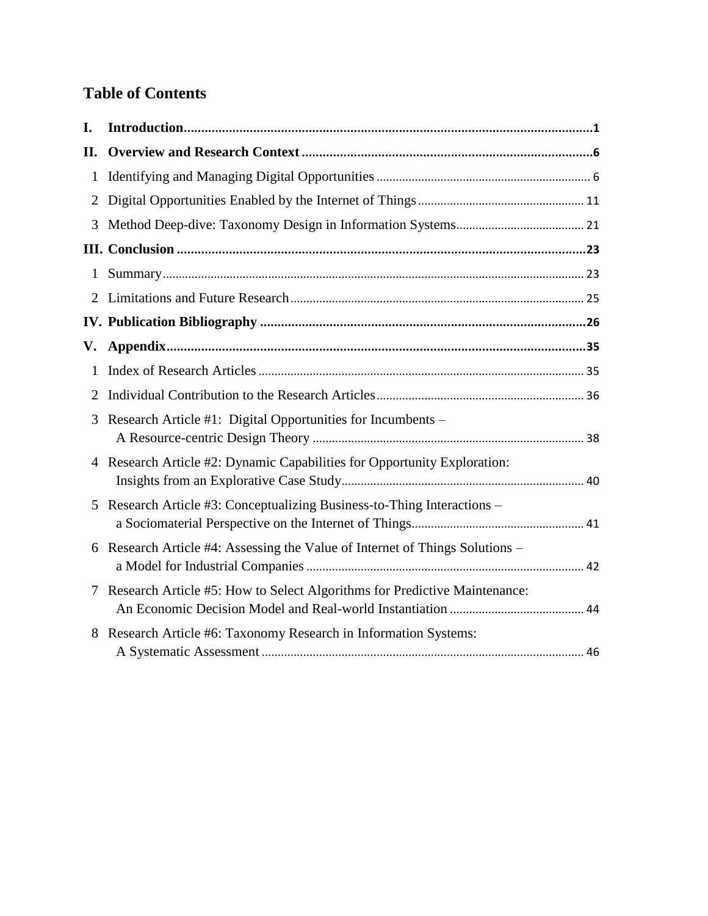# Table of Contents

**I. Introduction** .................................................. **1**

**II. Overview and Research Context** .................................................. **6**

1 Identifying and Managing Digital Opportunities .................................................. 6

2 Digital Opportunities Enabled by the Internet of Things .................................................. 11

3 Method Deep-dive: Taxonomy Design in Information Systems .................................................. 21

**III. Conclusion** .................................................. **23**

1 Summary .................................................. 23

2 Limitations and Future Research .................................................. 25

**IV. Publication Bibliography** .................................................. **26**

**V. Appendix** .................................................. **35**

1 Index of Research Articles .................................................. 35

2 Individual Contribution to the Research Articles .................................................. 36

3 Research Article #1: Digital Opportunities for Incumbents – A Resource-centric Design Theory .................................................. 38

4 Research Article #2: Dynamic Capabilities for Opportunity Exploration: Insights from an Explorative Case Study .................................................. 40

5 Research Article #3: Conceptualizing Business-to-Thing Interactions – a Sociomaterial Perspective on the Internet of Things .................................................. 41

6 Research Article #4: Assessing the Value of Internet of Things Solutions – a Model for Industrial Companies .................................................. 42

7 Research Article #5: How to Select Algorithms for Predictive Maintenance: An Economic Decision Model and Real-world Instantiation .................................................. 44

8 Research Article #6: Taxonomy Research in Information Systems: A Systematic Assessment .................................................. 46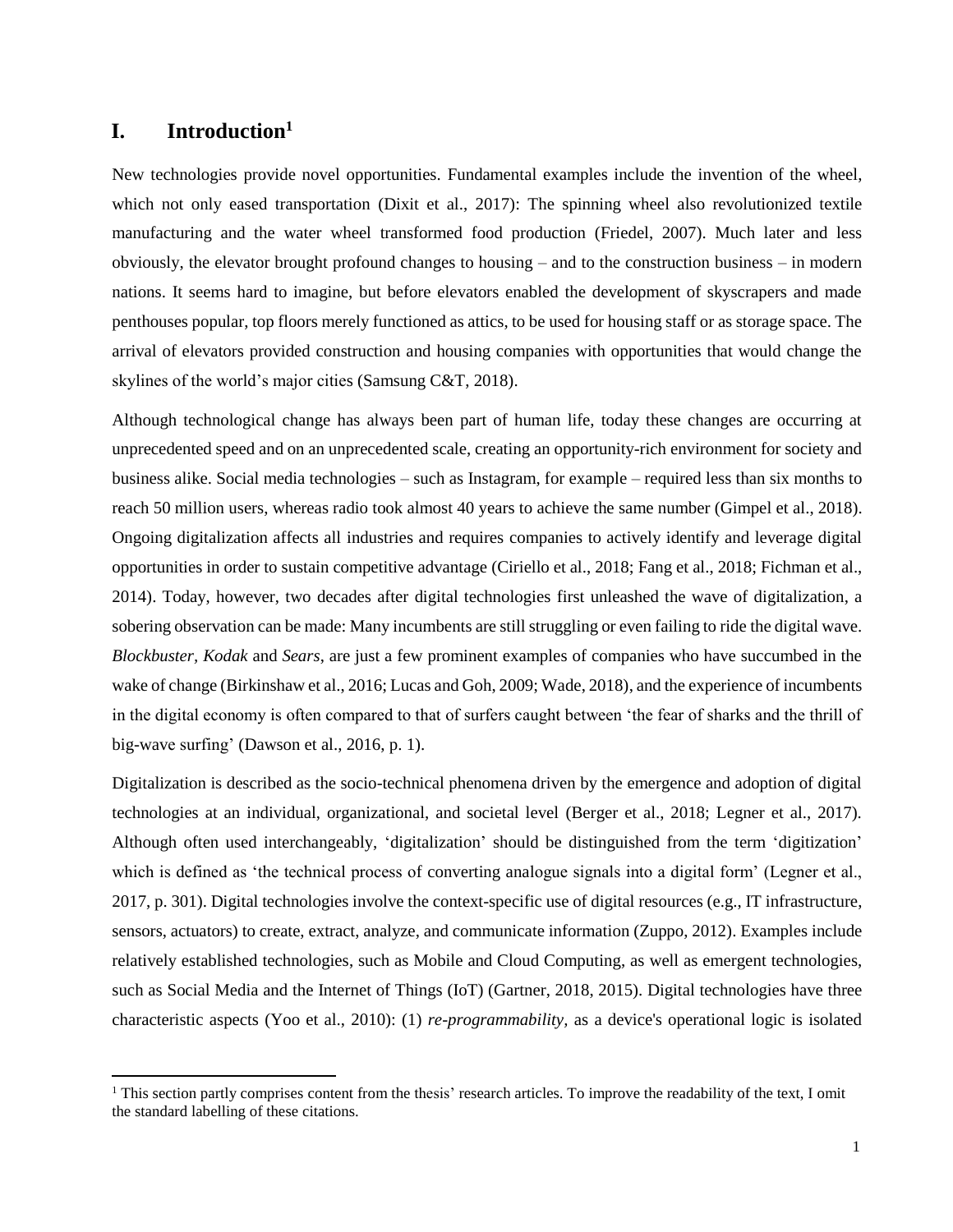# I. Introduction[1]

New technologies provide novel opportunities. Fundamental examples include the invention of the wheel, which not only eased transportation (Dixit et al., 2017): The spinning wheel also revolutionized textile manufacturing and the water wheel transformed food production (Friedel, 2007). Much later and less obviously, the elevator brought profound changes to housing – and to the construction business – in modern nations. It seems hard to imagine, but before elevators enabled the development of skyscrapers and made penthouses popular, top floors merely functioned as attics, to be used for housing staff or as storage space. The arrival of elevators provided construction and housing companies with opportunities that would change the skylines of the world's major cities (Samsung C&T, 2018).

Although technological change has always been part of human life, today these changes are occurring at unprecedented speed and on an unprecedented scale, creating an opportunity-rich environment for society and business alike. Social media technologies – such as Instagram, for example – required less than six months to reach 50 million users, whereas radio took almost 40 years to achieve the same number (Gimpel et al., 2018). Ongoing digitalization affects all industries and requires companies to actively identify and leverage digital opportunities in order to sustain competitive advantage (Ciriello et al., 2018; Fang et al., 2018; Fichman et al., 2014). Today, however, two decades after digital technologies first unleashed the wave of digitalization, a sobering observation can be made: Many incumbents are still struggling or even failing to ride the digital wave. *Blockbuster, Kodak* and *Sears*, are just a few prominent examples of companies who have succumbed in the wake of change (Birkinshaw et al., 2016; Lucas and Goh, 2009; Wade, 2018), and the experience of incumbents in the digital economy is often compared to that of surfers caught between 'the fear of sharks and the thrill of big-wave surfing' (Dawson et al., 2016, p. 1).

Digitalization is described as the socio-technical phenomena driven by the emergence and adoption of digital technologies at an individual, organizational, and societal level (Berger et al., 2018; Legner et al., 2017). Although often used interchangeably, 'digitalization' should be distinguished from the term 'digitization' which is defined as 'the technical process of converting analogue signals into a digital form' (Legner et al., 2017, p. 301). Digital technologies involve the context-specific use of digital resources (e.g., IT infrastructure, sensors, actuators) to create, extract, analyze, and communicate information (Zuppo, 2012). Examples include relatively established technologies, such as Mobile and Cloud Computing, as well as emergent technologies, such as Social Media and the Internet of Things (IoT) (Gartner, 2018, 2015). Digital technologies have three characteristic aspects (Yoo et al., 2010): (1) *re-programmability,* as a device's operational logic is isolated

[1] This section partly comprises content from the thesis' research articles. To improve the readability of the text, I omit the standard labelling of these citations.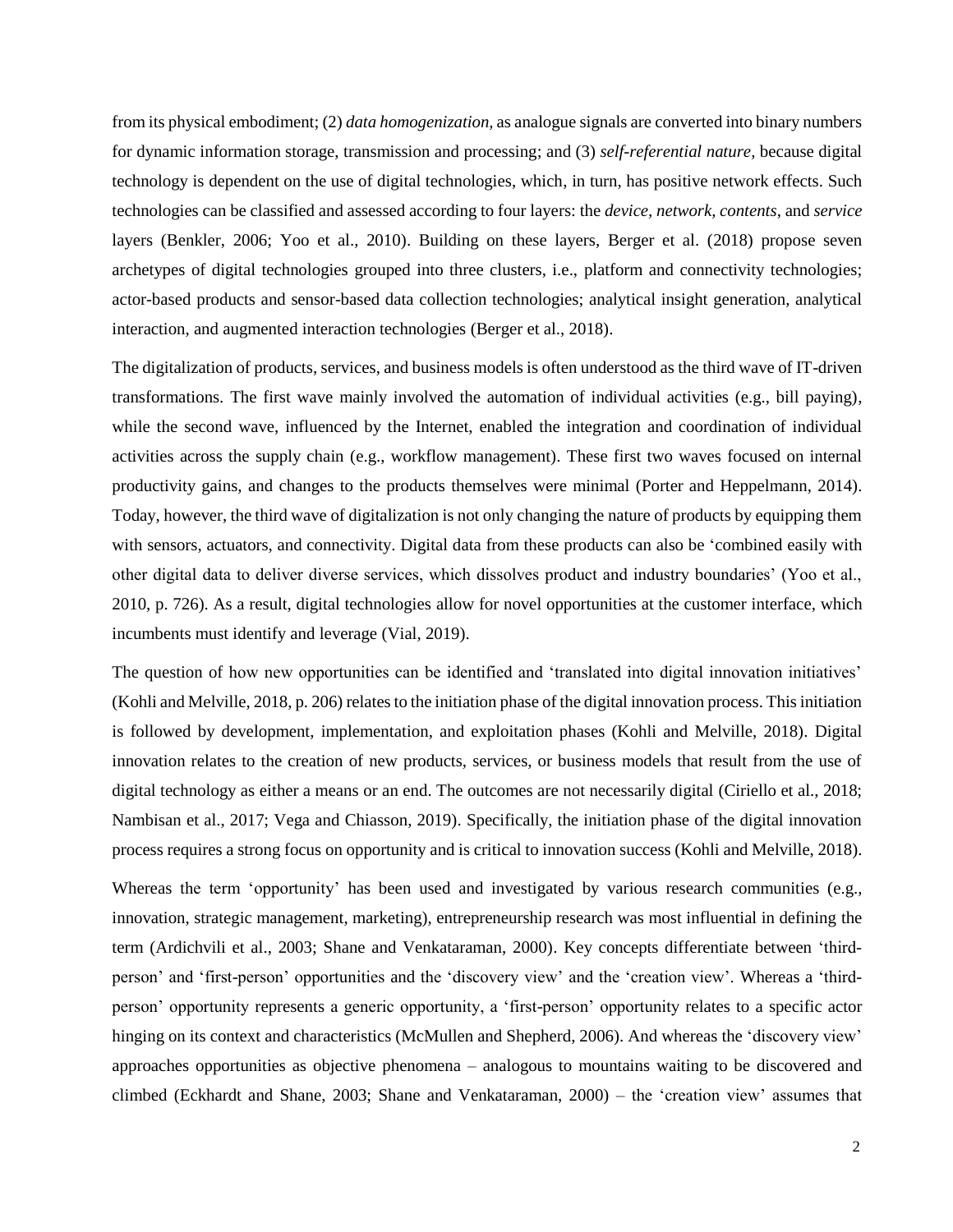from its physical embodiment; (2) *data homogenization,* as analogue signals are converted into binary numbers for dynamic information storage, transmission and processing; and (3) *self-referential nature,* because digital technology is dependent on the use of digital technologies, which, in turn, has positive network effects. Such technologies can be classified and assessed according to four layers: the *device, network, contents,* and *service* layers (Benkler, 2006; Yoo et al., 2010). Building on these layers, Berger et al. (2018) propose seven archetypes of digital technologies grouped into three clusters, i.e., platform and connectivity technologies; actor-based products and sensor-based data collection technologies; analytical insight generation, analytical interaction, and augmented interaction technologies (Berger et al., 2018).

The digitalization of products, services, and business models is often understood as the third wave of IT-driven transformations. The first wave mainly involved the automation of individual activities (e.g., bill paying), while the second wave, influenced by the Internet, enabled the integration and coordination of individual activities across the supply chain (e.g., workflow management). These first two waves focused on internal productivity gains, and changes to the products themselves were minimal (Porter and Heppelmann, 2014). Today, however, the third wave of digitalization is not only changing the nature of products by equipping them with sensors, actuators, and connectivity. Digital data from these products can also be 'combined easily with other digital data to deliver diverse services, which dissolves product and industry boundaries' (Yoo et al., 2010, p. 726). As a result, digital technologies allow for novel opportunities at the customer interface, which incumbents must identify and leverage (Vial, 2019).

The question of how new opportunities can be identified and 'translated into digital innovation initiatives' (Kohli and Melville, 2018, p. 206) relates to the initiation phase of the digital innovation process. This initiation is followed by development, implementation, and exploitation phases (Kohli and Melville, 2018). Digital innovation relates to the creation of new products, services, or business models that result from the use of digital technology as either a means or an end. The outcomes are not necessarily digital (Ciriello et al., 2018; Nambisan et al., 2017; Vega and Chiasson, 2019). Specifically, the initiation phase of the digital innovation process requires a strong focus on opportunity and is critical to innovation success (Kohli and Melville, 2018).

Whereas the term 'opportunity' has been used and investigated by various research communities (e.g., innovation, strategic management, marketing), entrepreneurship research was most influential in defining the term (Ardichvili et al., 2003; Shane and Venkataraman, 2000). Key concepts differentiate between 'third-person' and 'first-person' opportunities and the 'discovery view' and the 'creation view'. Whereas a 'third-person' opportunity represents a generic opportunity, a 'first-person' opportunity relates to a specific actor hinging on its context and characteristics (McMullen and Shepherd, 2006). And whereas the 'discovery view' approaches opportunities as objective phenomena – analogous to mountains waiting to be discovered and climbed (Eckhardt and Shane, 2003; Shane and Venkataraman, 2000) – the 'creation view' assumes that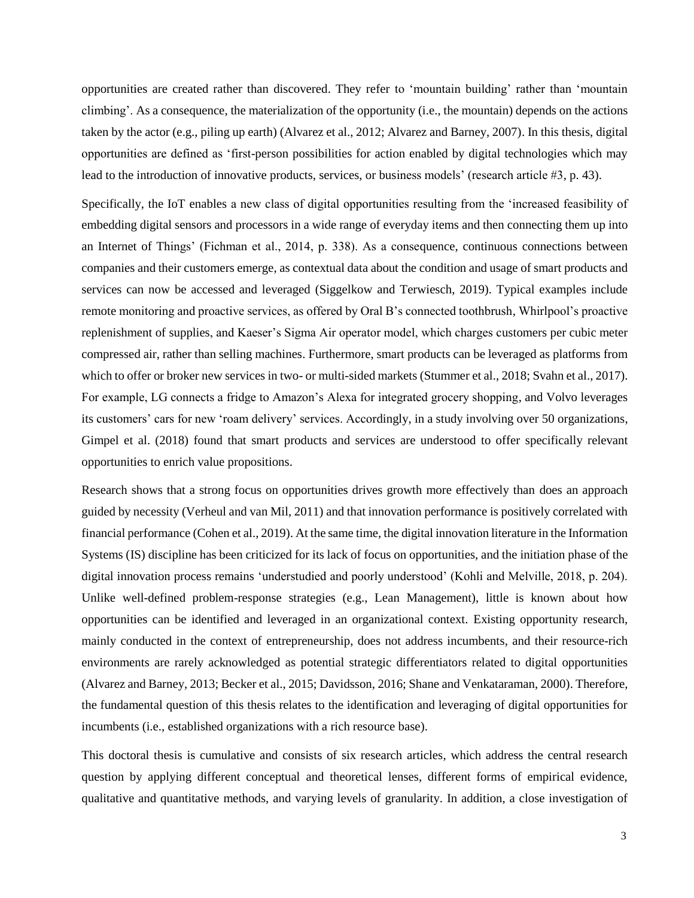opportunities are created rather than discovered. They refer to 'mountain building' rather than 'mountain climbing'. As a consequence, the materialization of the opportunity (i.e., the mountain) depends on the actions taken by the actor (e.g., piling up earth) (Alvarez et al., 2012; Alvarez and Barney, 2007). In this thesis, digital opportunities are defined as 'first-person possibilities for action enabled by digital technologies which may lead to the introduction of innovative products, services, or business models' (research article #3, p. 43).

Specifically, the IoT enables a new class of digital opportunities resulting from the 'increased feasibility of embedding digital sensors and processors in a wide range of everyday items and then connecting them up into an Internet of Things' (Fichman et al., 2014, p. 338). As a consequence, continuous connections between companies and their customers emerge, as contextual data about the condition and usage of smart products and services can now be accessed and leveraged (Siggelkow and Terwiesch, 2019). Typical examples include remote monitoring and proactive services, as offered by Oral B's connected toothbrush, Whirlpool's proactive replenishment of supplies, and Kaeser's Sigma Air operator model, which charges customers per cubic meter compressed air, rather than selling machines. Furthermore, smart products can be leveraged as platforms from which to offer or broker new services in two- or multi-sided markets (Stummer et al., 2018; Svahn et al., 2017). For example, LG connects a fridge to Amazon's Alexa for integrated grocery shopping, and Volvo leverages its customers' cars for new 'roam delivery' services. Accordingly, in a study involving over 50 organizations, Gimpel et al. (2018) found that smart products and services are understood to offer specifically relevant opportunities to enrich value propositions.

Research shows that a strong focus on opportunities drives growth more effectively than does an approach guided by necessity (Verheul and van Mil, 2011) and that innovation performance is positively correlated with financial performance (Cohen et al., 2019). At the same time, the digital innovation literature in the Information Systems (IS) discipline has been criticized for its lack of focus on opportunities, and the initiation phase of the digital innovation process remains 'understudied and poorly understood' (Kohli and Melville, 2018, p. 204). Unlike well-defined problem-response strategies (e.g., Lean Management), little is known about how opportunities can be identified and leveraged in an organizational context. Existing opportunity research, mainly conducted in the context of entrepreneurship, does not address incumbents, and their resource-rich environments are rarely acknowledged as potential strategic differentiators related to digital opportunities (Alvarez and Barney, 2013; Becker et al., 2015; Davidsson, 2016; Shane and Venkataraman, 2000). Therefore, the fundamental question of this thesis relates to the identification and leveraging of digital opportunities for incumbents (i.e., established organizations with a rich resource base).

This doctoral thesis is cumulative and consists of six research articles, which address the central research question by applying different conceptual and theoretical lenses, different forms of empirical evidence, qualitative and quantitative methods, and varying levels of granularity. In addition, a close investigation of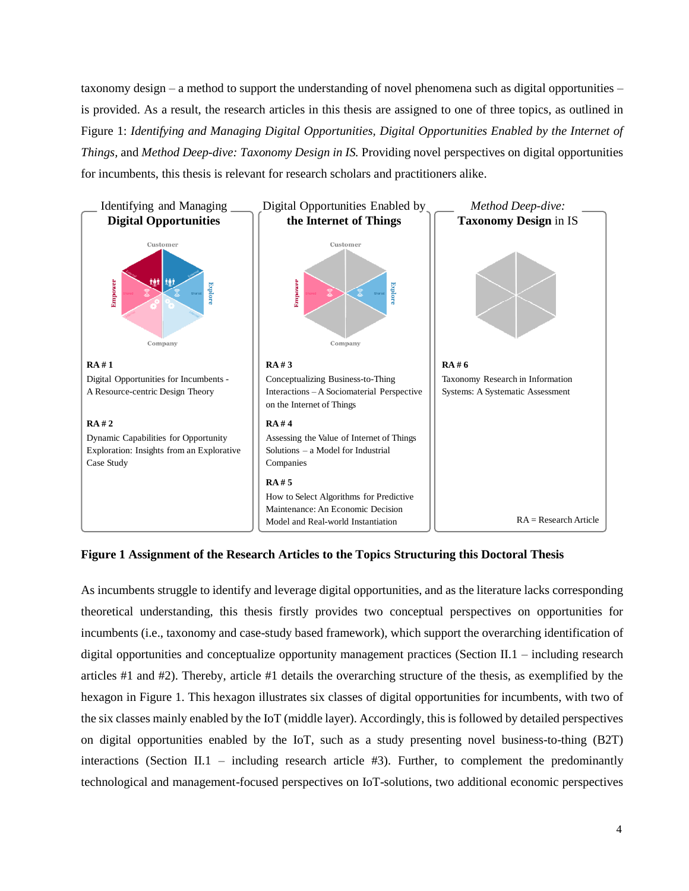taxonomy design – a method to support the understanding of novel phenomena such as digital opportunities – is provided. As a result, the research articles in this thesis are assigned to one of three topics, as outlined in Figure 1: *Identifying and Managing Digital Opportunities, Digital Opportunities Enabled by the Internet of Things*, and *Method Deep-dive: Taxonomy Design in IS.* Providing novel perspectives on digital opportunities for incumbents, this thesis is relevant for research scholars and practitioners alike.

| Identifying and Managing **Digital Opportunities** | Digital Opportunities Enabled by **the Internet of Things** | *Method Deep-dive:* **Taxonomy Design** in IS |
|---|---|---|
| **RA # 1** Digital Opportunities for Incumbents - A Resource-centric Design Theory | **RA # 3** Conceptualizing Business-to-Thing Interactions – A Sociomaterial Perspective on the Internet of Things | **RA # 6** Taxonomy Research in Information Systems: A Systematic Assessment |
| **RA # 2** Dynamic Capabilities for Opportunity Exploration: Insights from an Explorative Case Study | **RA # 4** Assessing the Value of Internet of Things Solutions – a Model for Industrial Companies | |
| | **RA # 5** How to Select Algorithms for Predictive Maintenance: An Economic Decision Model and Real-world Instantiation | |

RA = Research Article

**Figure 1 Assignment of the Research Articles to the Topics Structuring this Doctoral Thesis**

As incumbents struggle to identify and leverage digital opportunities, and as the literature lacks corresponding theoretical understanding, this thesis firstly provides two conceptual perspectives on opportunities for incumbents (i.e., taxonomy and case-study based framework), which support the overarching identification of digital opportunities and conceptualize opportunity management practices (Section II.1 – including research articles #1 and #2). Thereby, article #1 details the overarching structure of the thesis, as exemplified by the hexagon in Figure 1. This hexagon illustrates six classes of digital opportunities for incumbents, with two of the six classes mainly enabled by the IoT (middle layer). Accordingly, this is followed by detailed perspectives on digital opportunities enabled by the IoT, such as a study presenting novel business-to-thing (B2T) interactions (Section II.1 – including research article #3). Further, to complement the predominantly technological and management-focused perspectives on IoT-solutions, two additional economic perspectives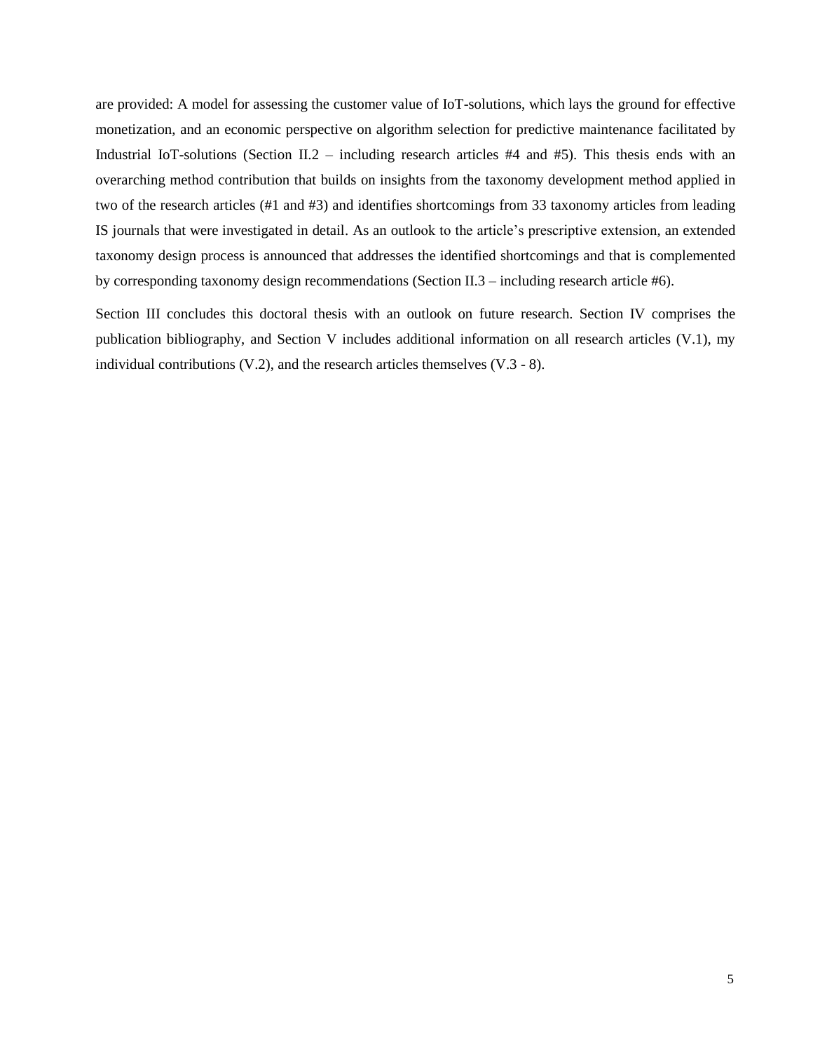are provided: A model for assessing the customer value of IoT-solutions, which lays the ground for effective monetization, and an economic perspective on algorithm selection for predictive maintenance facilitated by Industrial IoT-solutions (Section II.2 – including research articles #4 and #5). This thesis ends with an overarching method contribution that builds on insights from the taxonomy development method applied in two of the research articles (#1 and #3) and identifies shortcomings from 33 taxonomy articles from leading IS journals that were investigated in detail. As an outlook to the article's prescriptive extension, an extended taxonomy design process is announced that addresses the identified shortcomings and that is complemented by corresponding taxonomy design recommendations (Section II.3 – including research article #6).

Section III concludes this doctoral thesis with an outlook on future research. Section IV comprises the publication bibliography, and Section V includes additional information on all research articles (V.1), my individual contributions (V.2), and the research articles themselves (V.3 - 8).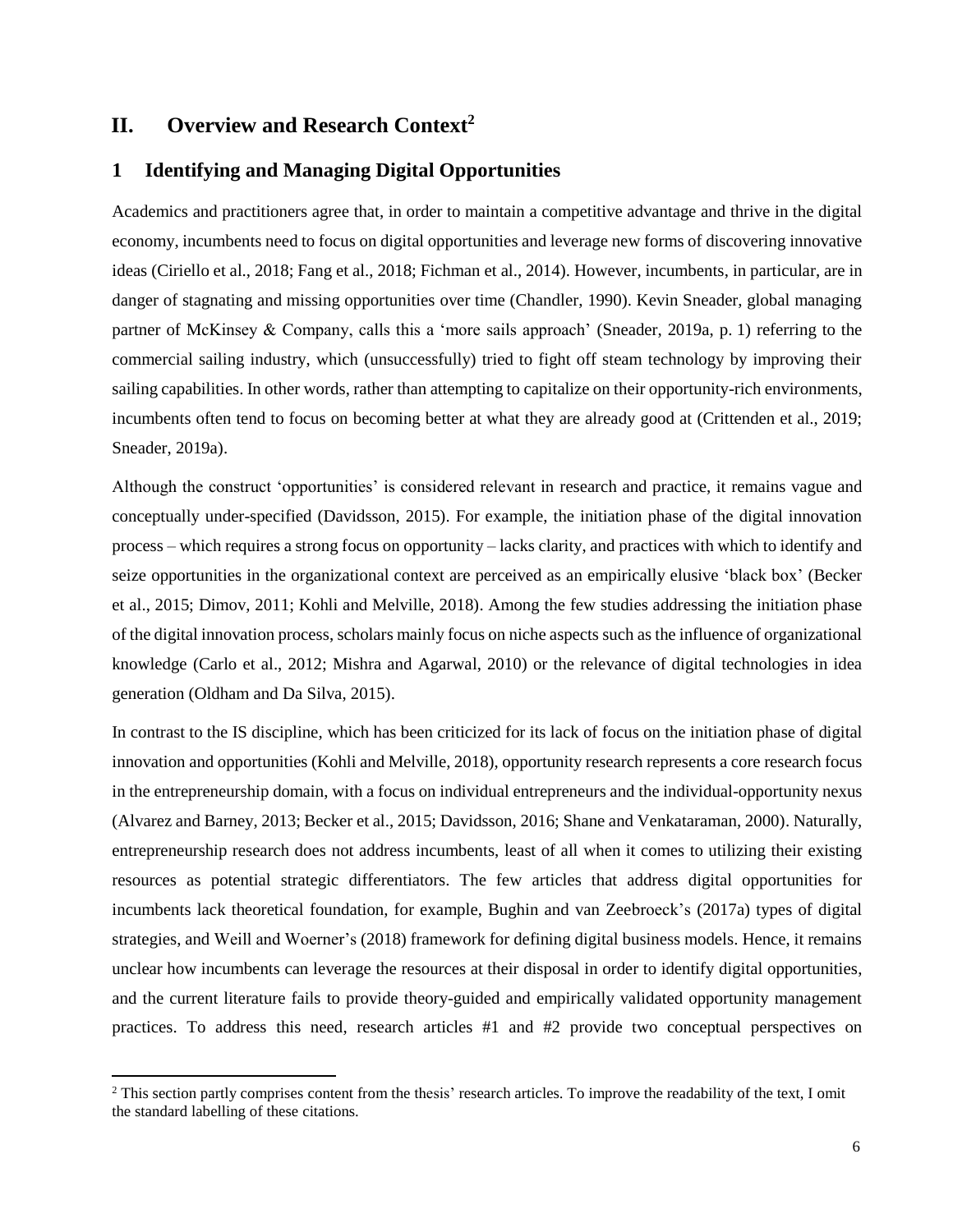# II. Overview and Research Context[2]

## 1 Identifying and Managing Digital Opportunities

Academics and practitioners agree that, in order to maintain a competitive advantage and thrive in the digital economy, incumbents need to focus on digital opportunities and leverage new forms of discovering innovative ideas (Ciriello et al., 2018; Fang et al., 2018; Fichman et al., 2014). However, incumbents, in particular, are in danger of stagnating and missing opportunities over time (Chandler, 1990). Kevin Sneader, global managing partner of McKinsey & Company, calls this a 'more sails approach' (Sneader, 2019a, p. 1) referring to the commercial sailing industry, which (unsuccessfully) tried to fight off steam technology by improving their sailing capabilities. In other words, rather than attempting to capitalize on their opportunity-rich environments, incumbents often tend to focus on becoming better at what they are already good at (Crittenden et al., 2019; Sneader, 2019a).

Although the construct 'opportunities' is considered relevant in research and practice, it remains vague and conceptually under-specified (Davidsson, 2015). For example, the initiation phase of the digital innovation process – which requires a strong focus on opportunity – lacks clarity, and practices with which to identify and seize opportunities in the organizational context are perceived as an empirically elusive 'black box' (Becker et al., 2015; Dimov, 2011; Kohli and Melville, 2018). Among the few studies addressing the initiation phase of the digital innovation process, scholars mainly focus on niche aspects such as the influence of organizational knowledge (Carlo et al., 2012; Mishra and Agarwal, 2010) or the relevance of digital technologies in idea generation (Oldham and Da Silva, 2015).

In contrast to the IS discipline, which has been criticized for its lack of focus on the initiation phase of digital innovation and opportunities (Kohli and Melville, 2018), opportunity research represents a core research focus in the entrepreneurship domain, with a focus on individual entrepreneurs and the individual-opportunity nexus (Alvarez and Barney, 2013; Becker et al., 2015; Davidsson, 2016; Shane and Venkataraman, 2000). Naturally, entrepreneurship research does not address incumbents, least of all when it comes to utilizing their existing resources as potential strategic differentiators. The few articles that address digital opportunities for incumbents lack theoretical foundation, for example, Bughin and van Zeebroeck's (2017a) types of digital strategies, and Weill and Woerner's (2018) framework for defining digital business models. Hence, it remains unclear how incumbents can leverage the resources at their disposal in order to identify digital opportunities, and the current literature fails to provide theory-guided and empirically validated opportunity management practices. To address this need, research articles #1 and #2 provide two conceptual perspectives on

[2] This section partly comprises content from the thesis' research articles. To improve the readability of the text, I omit the standard labelling of these citations.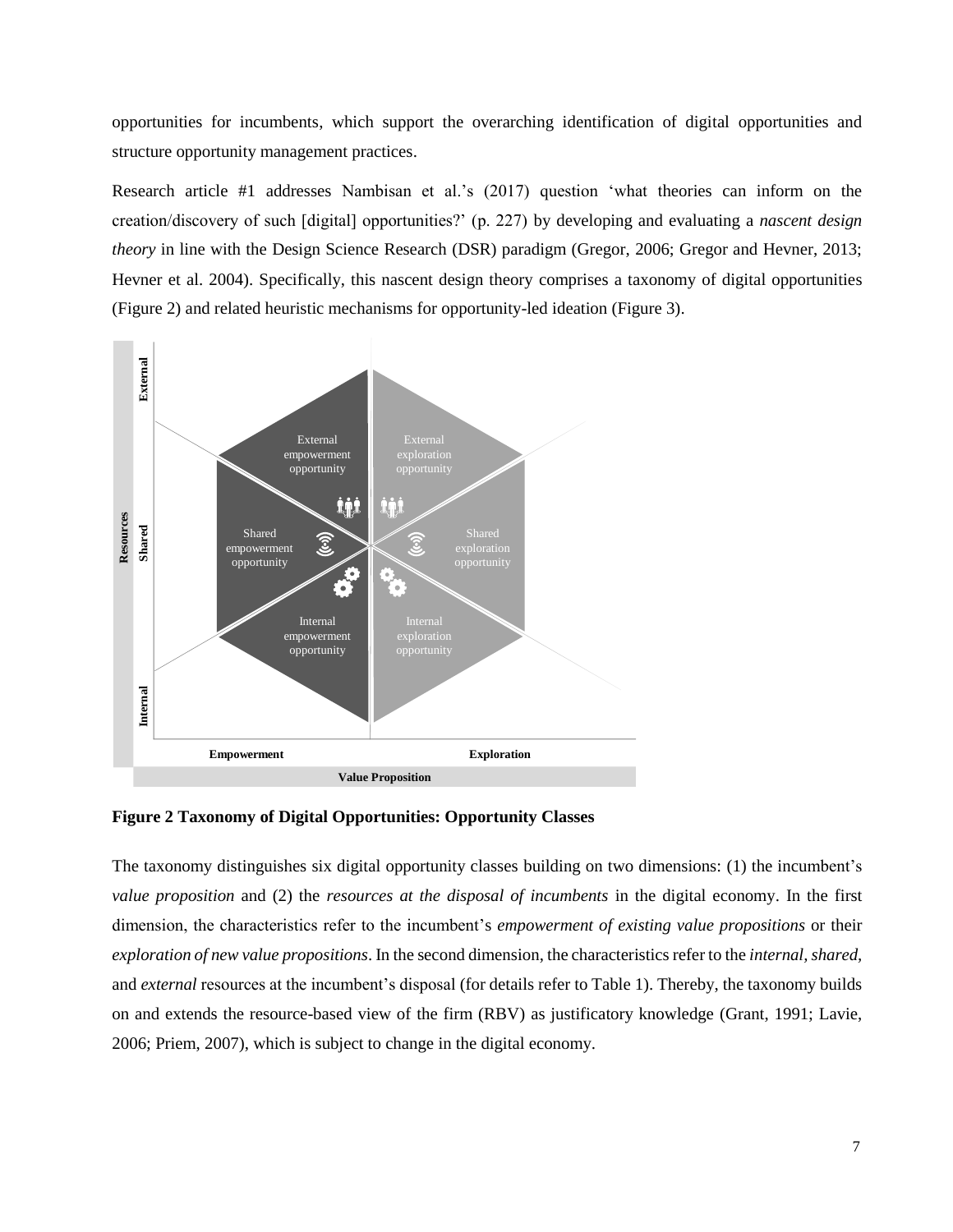opportunities for incumbents, which support the overarching identification of digital opportunities and structure opportunity management practices.

Research article #1 addresses Nambisan et al.'s (2017) question 'what theories can inform on the creation/discovery of such [digital] opportunities?' (p. 227) by developing and evaluating a *nascent design theory* in line with the Design Science Research (DSR) paradigm (Gregor, 2006; Gregor and Hevner, 2013; Hevner et al. 2004). Specifically, this nascent design theory comprises a taxonomy of digital opportunities (Figure 2) and related heuristic mechanisms for opportunity-led ideation (Figure 3).

**Figure 2 Taxonomy of Digital Opportunities: Opportunity Classes**

The taxonomy distinguishes six digital opportunity classes building on two dimensions: (1) the incumbent's *value proposition* and (2) the *resources at the disposal of incumbents* in the digital economy. In the first dimension, the characteristics refer to the incumbent's *empowerment of existing value propositions* or their *exploration of new value propositions*. In the second dimension, the characteristics refer to the *internal, shared,* and *external* resources at the incumbent's disposal (for details refer to Table 1). Thereby, the taxonomy builds on and extends the resource-based view of the firm (RBV) as justificatory knowledge (Grant, 1991; Lavie, 2006; Priem, 2007), which is subject to change in the digital economy.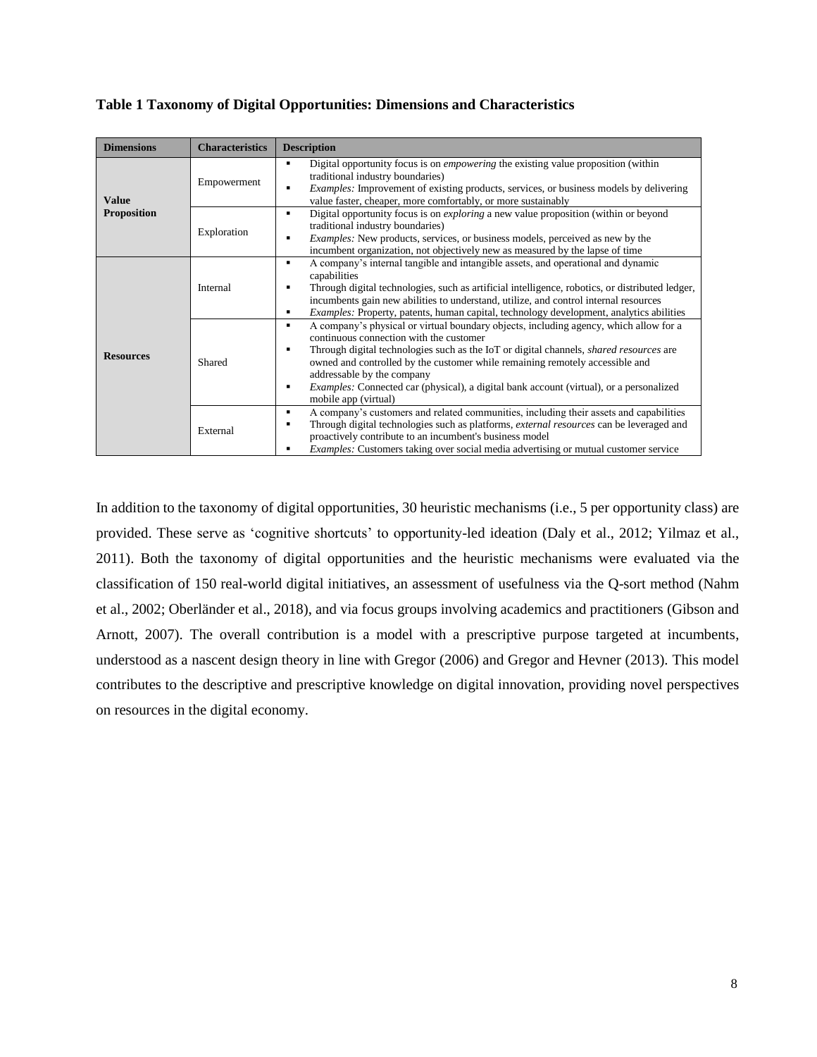**Table 1 Taxonomy of Digital Opportunities: Dimensions and Characteristics**

| Dimensions | Characteristics | Description |
|---|---|---|
| **Value Proposition** | Empowerment | ▪ Digital opportunity focus is on *empowering* the existing value proposition (within traditional industry boundaries)<br>▪ *Examples:* Improvement of existing products, services, or business models by delivering value faster, cheaper, more comfortably, or more sustainably |
| | Exploration | ▪ Digital opportunity focus is on *exploring* a new value proposition (within or beyond traditional industry boundaries)<br>▪ *Examples:* New products, services, or business models, perceived as new by the incumbent organization, not objectively new as measured by the lapse of time |
| **Resources** | Internal | ▪ A company's internal tangible and intangible assets, and operational and dynamic capabilities<br>▪ Through digital technologies, such as artificial intelligence, robotics, or distributed ledger, incumbents gain new abilities to understand, utilize, and control internal resources<br>▪ *Examples:* Property, patents, human capital, technology development, analytics abilities |
| | Shared | ▪ A company's physical or virtual boundary objects, including agency, which allow for a continuous connection with the customer<br>▪ Through digital technologies such as the IoT or digital channels, *shared resources* are owned and controlled by the customer while remaining remotely accessible and addressable by the company<br>▪ *Examples:* Connected car (physical), a digital bank account (virtual), or a personalized mobile app (virtual) |
| | External | ▪ A company's customers and related communities, including their assets and capabilities<br>▪ Through digital technologies such as platforms, *external resources* can be leveraged and proactively contribute to an incumbent's business model<br>▪ *Examples:* Customers taking over social media advertising or mutual customer service |

In addition to the taxonomy of digital opportunities, 30 heuristic mechanisms (i.e., 5 per opportunity class) are provided. These serve as 'cognitive shortcuts' to opportunity-led ideation (Daly et al., 2012; Yilmaz et al., 2011). Both the taxonomy of digital opportunities and the heuristic mechanisms were evaluated via the classification of 150 real-world digital initiatives, an assessment of usefulness via the Q-sort method (Nahm et al., 2002; Oberländer et al., 2018), and via focus groups involving academics and practitioners (Gibson and Arnott, 2007). The overall contribution is a model with a prescriptive purpose targeted at incumbents, understood as a nascent design theory in line with Gregor (2006) and Gregor and Hevner (2013). This model contributes to the descriptive and prescriptive knowledge on digital innovation, providing novel perspectives on resources in the digital economy.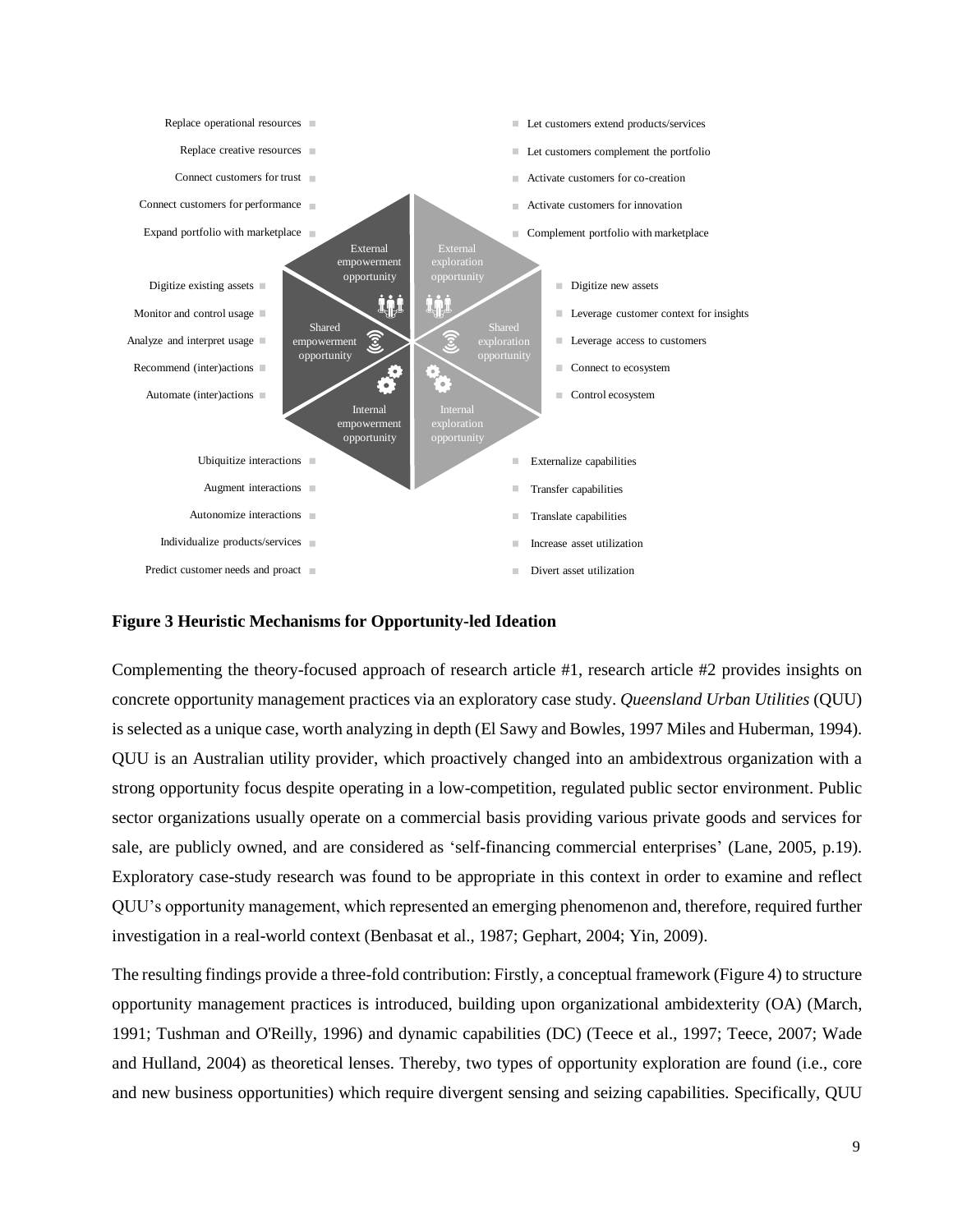Replace operational resources
Replace creative resources
Connect customers for trust
Connect customers for performance
Expand portfolio with marketplace

Let customers extend products/services
Let customers complement the portfolio
Activate customers for co-creation
Activate customers for innovation
Complement portfolio with marketplace

External empowerment opportunity
External exploration opportunity

Digitize existing assets
Monitor and control usage
Analyze and interpret usage
Recommend (inter)actions
Automate (inter)actions

Shared empowerment opportunity
Shared exploration opportunity

Digitize new assets
Leverage customer context for insights
Leverage access to customers
Connect to ecosystem
Control ecosystem

Internal empowerment opportunity
Internal exploration opportunity

Ubiquitize interactions
Augment interactions
Autonomize interactions
Individualize products/services
Predict customer needs and proact

Externalize capabilities
Transfer capabilities
Translate capabilities
Increase asset utilization
Divert asset utilization

**Figure 3 Heuristic Mechanisms for Opportunity-led Ideation**

Complementing the theory-focused approach of research article #1, research article #2 provides insights on concrete opportunity management practices via an exploratory case study. *Queensland Urban Utilities* (QUU) is selected as a unique case, worth analyzing in depth (El Sawy and Bowles, 1997 Miles and Huberman, 1994). QUU is an Australian utility provider, which proactively changed into an ambidextrous organization with a strong opportunity focus despite operating in a low-competition, regulated public sector environment. Public sector organizations usually operate on a commercial basis providing various private goods and services for sale, are publicly owned, and are considered as 'self-financing commercial enterprises' (Lane, 2005, p.19). Exploratory case-study research was found to be appropriate in this context in order to examine and reflect QUU's opportunity management, which represented an emerging phenomenon and, therefore, required further investigation in a real-world context (Benbasat et al., 1987; Gephart, 2004; Yin, 2009).

The resulting findings provide a three-fold contribution: Firstly, a conceptual framework (Figure 4) to structure opportunity management practices is introduced, building upon organizational ambidexterity (OA) (March, 1991; Tushman and O'Reilly, 1996) and dynamic capabilities (DC) (Teece et al., 1997; Teece, 2007; Wade and Hulland, 2004) as theoretical lenses. Thereby, two types of opportunity exploration are found (i.e., core and new business opportunities) which require divergent sensing and seizing capabilities. Specifically, QUU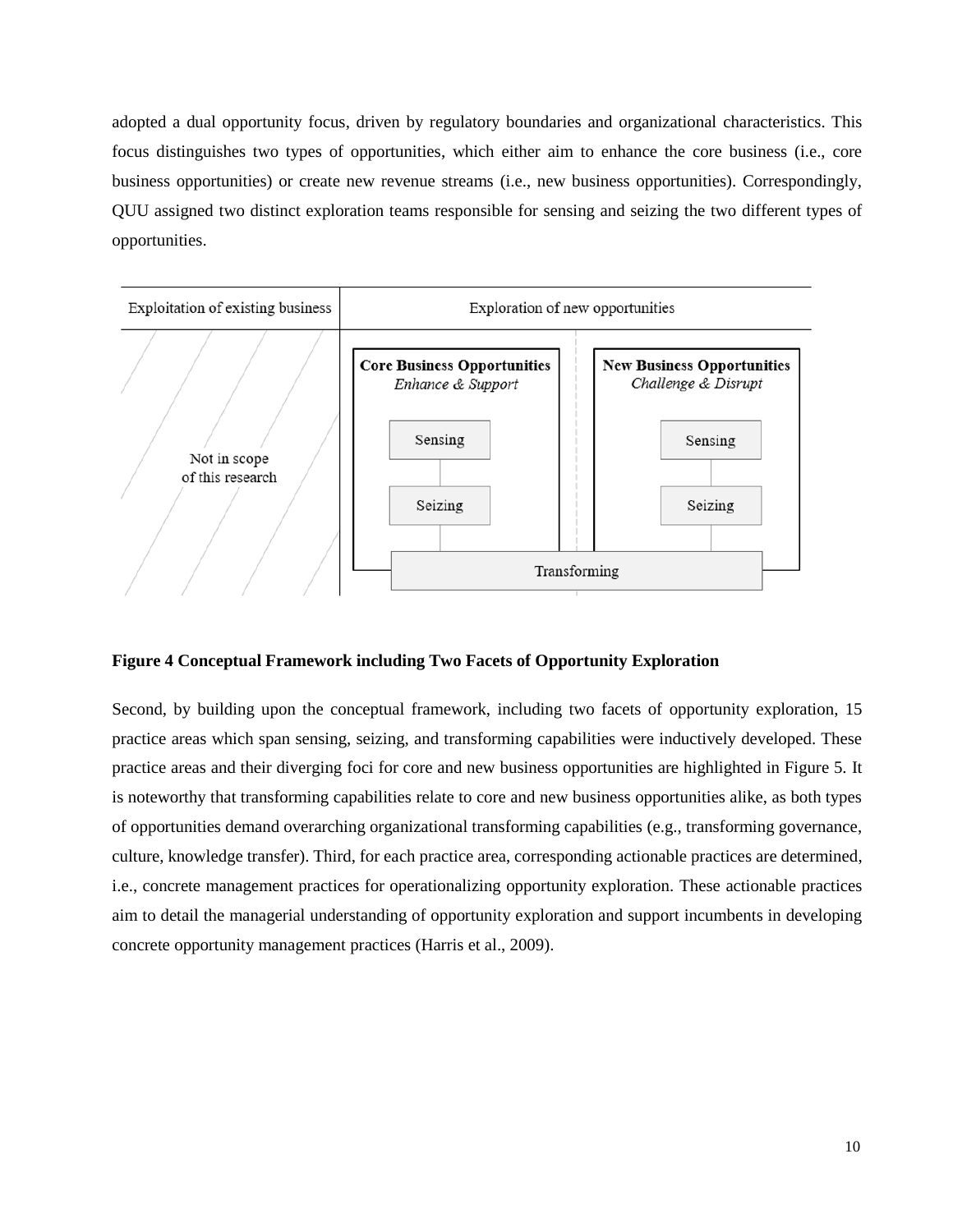adopted a dual opportunity focus, driven by regulatory boundaries and organizational characteristics. This focus distinguishes two types of opportunities, which either aim to enhance the core business (i.e., core business opportunities) or create new revenue streams (i.e., new business opportunities). Correspondingly, QUU assigned two distinct exploration teams responsible for sensing and seizing the two different types of opportunities.

**Figure 4 Conceptual Framework including Two Facets of Opportunity Exploration**

Second, by building upon the conceptual framework, including two facets of opportunity exploration, 15 practice areas which span sensing, seizing, and transforming capabilities were inductively developed. These practice areas and their diverging foci for core and new business opportunities are highlighted in Figure 5. It is noteworthy that transforming capabilities relate to core and new business opportunities alike, as both types of opportunities demand overarching organizational transforming capabilities (e.g., transforming governance, culture, knowledge transfer). Third, for each practice area, corresponding actionable practices are determined, i.e., concrete management practices for operationalizing opportunity exploration. These actionable practices aim to detail the managerial understanding of opportunity exploration and support incumbents in developing concrete opportunity management practices (Harris et al., 2009).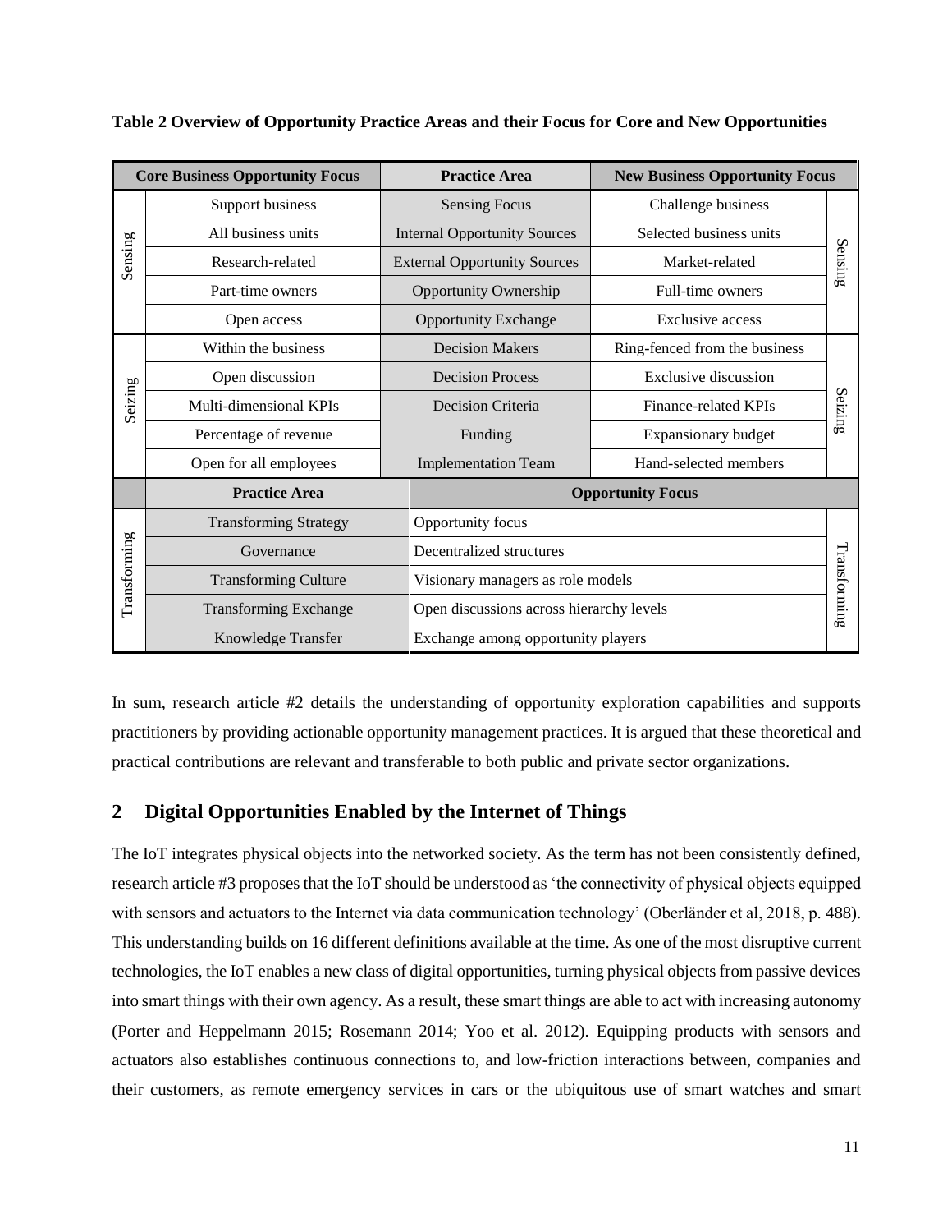**Table 2 Overview of Opportunity Practice Areas and their Focus for Core and New Opportunities**

| | Core Business Opportunity Focus | Practice Area | New Business Opportunity Focus | |
|---|---|---|---|---|
| Sensing | Support business | Sensing Focus | Challenge business | Sensing |
| | All business units | Internal Opportunity Sources | Selected business units | |
| | Research-related | External Opportunity Sources | Market-related | |
| | Part-time owners | Opportunity Ownership | Full-time owners | |
| | Open access | Opportunity Exchange | Exclusive access | |
| Seizing | Within the business | Decision Makers | Ring-fenced from the business | Seizing |
| | Open discussion | Decision Process | Exclusive discussion | |
| | Multi-dimensional KPIs | Decision Criteria | Finance-related KPIs | |
| | Percentage of revenue | Funding | Expansionary budget | |
| | Open for all employees | Implementation Team | Hand-selected members | |
| | **Practice Area** | **Opportunity Focus** | | |
| Transforming | Transforming Strategy | Opportunity focus | | Transforming |
| | Governance | Decentralized structures | | |
| | Transforming Culture | Visionary managers as role models | | |
| | Transforming Exchange | Open discussions across hierarchy levels | | |
| | Knowledge Transfer | Exchange among opportunity players | | |

In sum, research article #2 details the understanding of opportunity exploration capabilities and supports practitioners by providing actionable opportunity management practices. It is argued that these theoretical and practical contributions are relevant and transferable to both public and private sector organizations.

## 2 Digital Opportunities Enabled by the Internet of Things

The IoT integrates physical objects into the networked society. As the term has not been consistently defined, research article #3 proposes that the IoT should be understood as 'the connectivity of physical objects equipped with sensors and actuators to the Internet via data communication technology' (Oberländer et al, 2018, p. 488). This understanding builds on 16 different definitions available at the time. As one of the most disruptive current technologies, the IoT enables a new class of digital opportunities, turning physical objects from passive devices into smart things with their own agency. As a result, these smart things are able to act with increasing autonomy (Porter and Heppelmann 2015; Rosemann 2014; Yoo et al. 2012). Equipping products with sensors and actuators also establishes continuous connections to, and low-friction interactions between, companies and their customers, as remote emergency services in cars or the ubiquitous use of smart watches and smart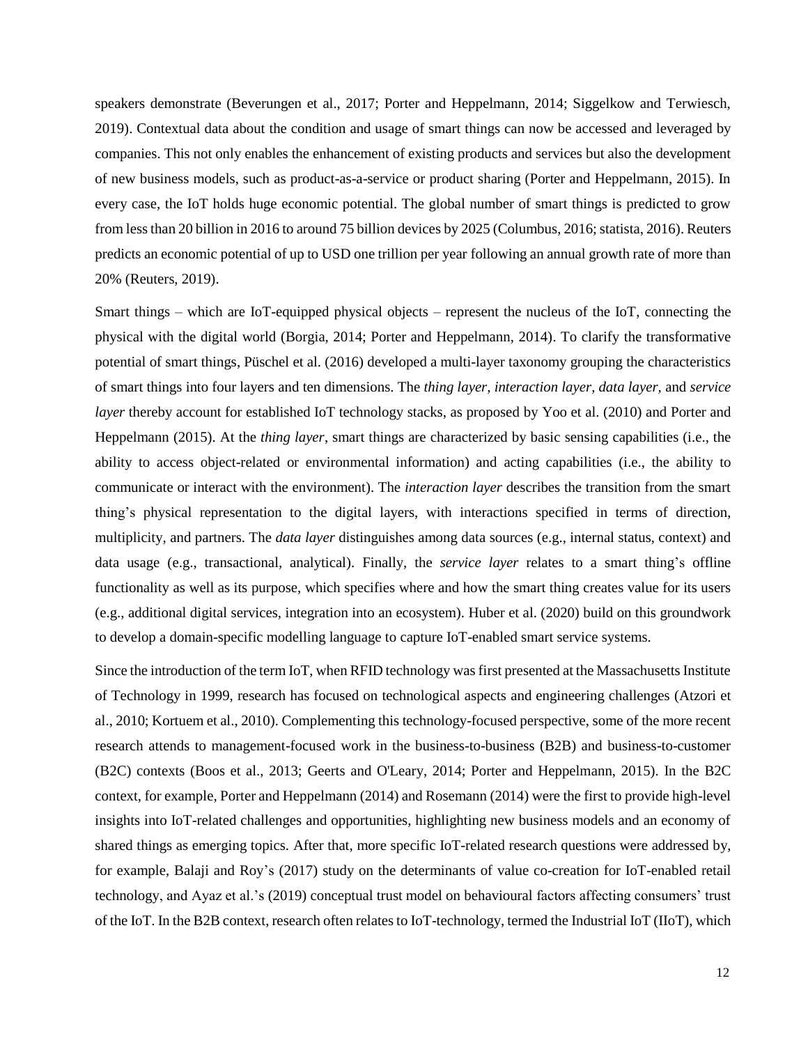speakers demonstrate (Beverungen et al., 2017; Porter and Heppelmann, 2014; Siggelkow and Terwiesch, 2019). Contextual data about the condition and usage of smart things can now be accessed and leveraged by companies. This not only enables the enhancement of existing products and services but also the development of new business models, such as product-as-a-service or product sharing (Porter and Heppelmann, 2015). In every case, the IoT holds huge economic potential. The global number of smart things is predicted to grow from less than 20 billion in 2016 to around 75 billion devices by 2025 (Columbus, 2016; statista, 2016). Reuters predicts an economic potential of up to USD one trillion per year following an annual growth rate of more than 20% (Reuters, 2019).

Smart things – which are IoT-equipped physical objects – represent the nucleus of the IoT, connecting the physical with the digital world (Borgia, 2014; Porter and Heppelmann, 2014). To clarify the transformative potential of smart things, Püschel et al. (2016) developed a multi-layer taxonomy grouping the characteristics of smart things into four layers and ten dimensions. The *thing layer*, *interaction layer*, *data layer*, and *service layer* thereby account for established IoT technology stacks, as proposed by Yoo et al. (2010) and Porter and Heppelmann (2015). At the *thing layer*, smart things are characterized by basic sensing capabilities (i.e., the ability to access object-related or environmental information) and acting capabilities (i.e., the ability to communicate or interact with the environment). The *interaction layer* describes the transition from the smart thing's physical representation to the digital layers, with interactions specified in terms of direction, multiplicity, and partners. The *data layer* distinguishes among data sources (e.g., internal status, context) and data usage (e.g., transactional, analytical). Finally, the *service layer* relates to a smart thing's offline functionality as well as its purpose, which specifies where and how the smart thing creates value for its users (e.g., additional digital services, integration into an ecosystem). Huber et al. (2020) build on this groundwork to develop a domain-specific modelling language to capture IoT-enabled smart service systems.

Since the introduction of the term IoT, when RFID technology was first presented at the Massachusetts Institute of Technology in 1999, research has focused on technological aspects and engineering challenges (Atzori et al., 2010; Kortuem et al., 2010). Complementing this technology-focused perspective, some of the more recent research attends to management-focused work in the business-to-business (B2B) and business-to-customer (B2C) contexts (Boos et al., 2013; Geerts and O'Leary, 2014; Porter and Heppelmann, 2015). In the B2C context, for example, Porter and Heppelmann (2014) and Rosemann (2014) were the first to provide high-level insights into IoT-related challenges and opportunities, highlighting new business models and an economy of shared things as emerging topics. After that, more specific IoT-related research questions were addressed by, for example, Balaji and Roy's (2017) study on the determinants of value co-creation for IoT-enabled retail technology, and Ayaz et al.'s (2019) conceptual trust model on behavioural factors affecting consumers' trust of the IoT. In the B2B context, research often relates to IoT-technology, termed the Industrial IoT (IIoT), which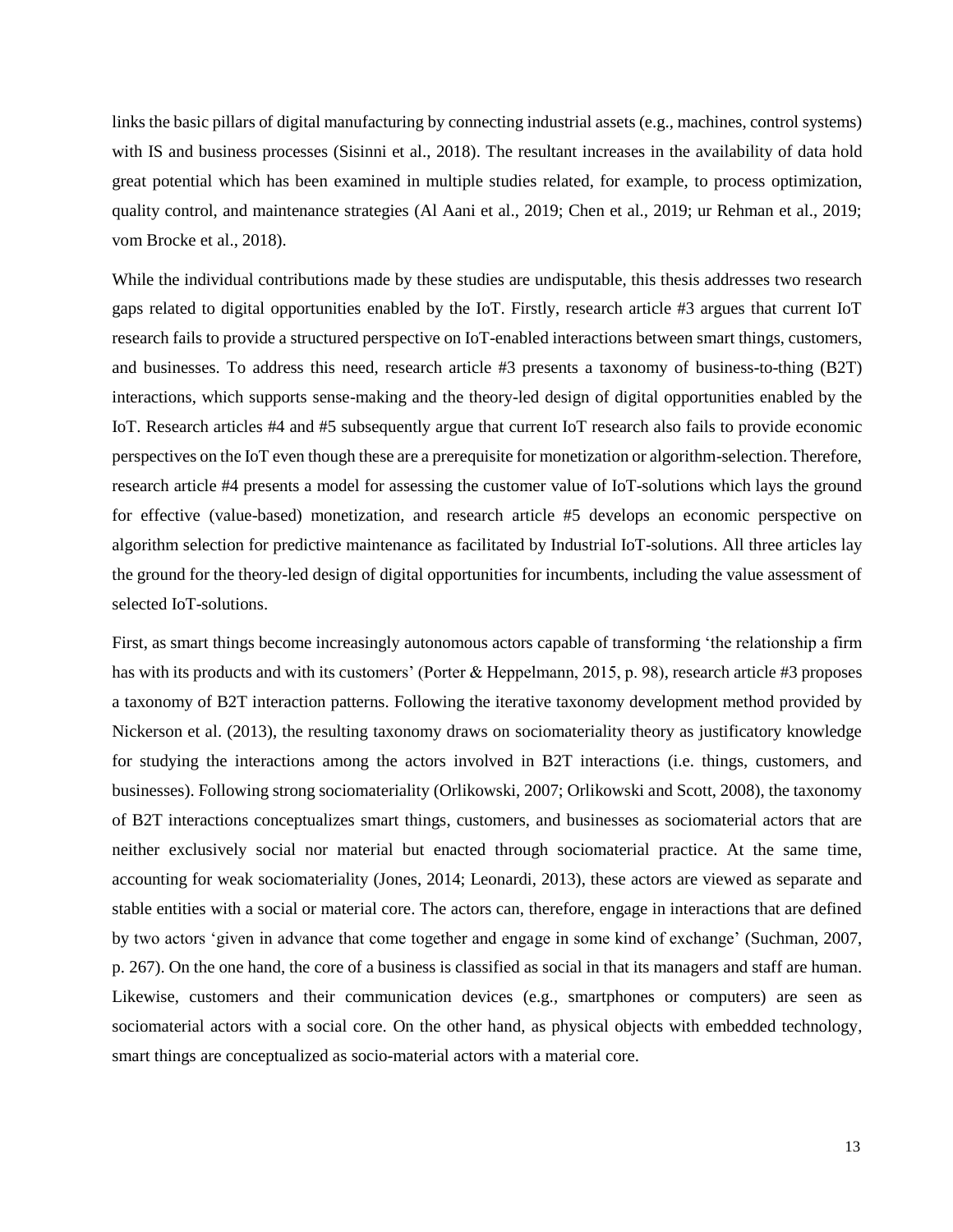links the basic pillars of digital manufacturing by connecting industrial assets (e.g., machines, control systems) with IS and business processes (Sisinni et al., 2018). The resultant increases in the availability of data hold great potential which has been examined in multiple studies related, for example, to process optimization, quality control, and maintenance strategies (Al Aani et al., 2019; Chen et al., 2019; ur Rehman et al., 2019; vom Brocke et al., 2018).

While the individual contributions made by these studies are undisputable, this thesis addresses two research gaps related to digital opportunities enabled by the IoT. Firstly, research article #3 argues that current IoT research fails to provide a structured perspective on IoT-enabled interactions between smart things, customers, and businesses. To address this need, research article #3 presents a taxonomy of business-to-thing (B2T) interactions, which supports sense-making and the theory-led design of digital opportunities enabled by the IoT. Research articles #4 and #5 subsequently argue that current IoT research also fails to provide economic perspectives on the IoT even though these are a prerequisite for monetization or algorithm-selection. Therefore, research article #4 presents a model for assessing the customer value of IoT-solutions which lays the ground for effective (value-based) monetization, and research article #5 develops an economic perspective on algorithm selection for predictive maintenance as facilitated by Industrial IoT-solutions. All three articles lay the ground for the theory-led design of digital opportunities for incumbents, including the value assessment of selected IoT-solutions.

First, as smart things become increasingly autonomous actors capable of transforming 'the relationship a firm has with its products and with its customers' (Porter & Heppelmann, 2015, p. 98), research article #3 proposes a taxonomy of B2T interaction patterns. Following the iterative taxonomy development method provided by Nickerson et al. (2013), the resulting taxonomy draws on sociomateriality theory as justificatory knowledge for studying the interactions among the actors involved in B2T interactions (i.e. things, customers, and businesses). Following strong sociomateriality (Orlikowski, 2007; Orlikowski and Scott, 2008), the taxonomy of B2T interactions conceptualizes smart things, customers, and businesses as sociomaterial actors that are neither exclusively social nor material but enacted through sociomaterial practice. At the same time, accounting for weak sociomateriality (Jones, 2014; Leonardi, 2013), these actors are viewed as separate and stable entities with a social or material core. The actors can, therefore, engage in interactions that are defined by two actors 'given in advance that come together and engage in some kind of exchange' (Suchman, 2007, p. 267). On the one hand, the core of a business is classified as social in that its managers and staff are human. Likewise, customers and their communication devices (e.g., smartphones or computers) are seen as sociomaterial actors with a social core. On the other hand, as physical objects with embedded technology, smart things are conceptualized as socio-material actors with a material core.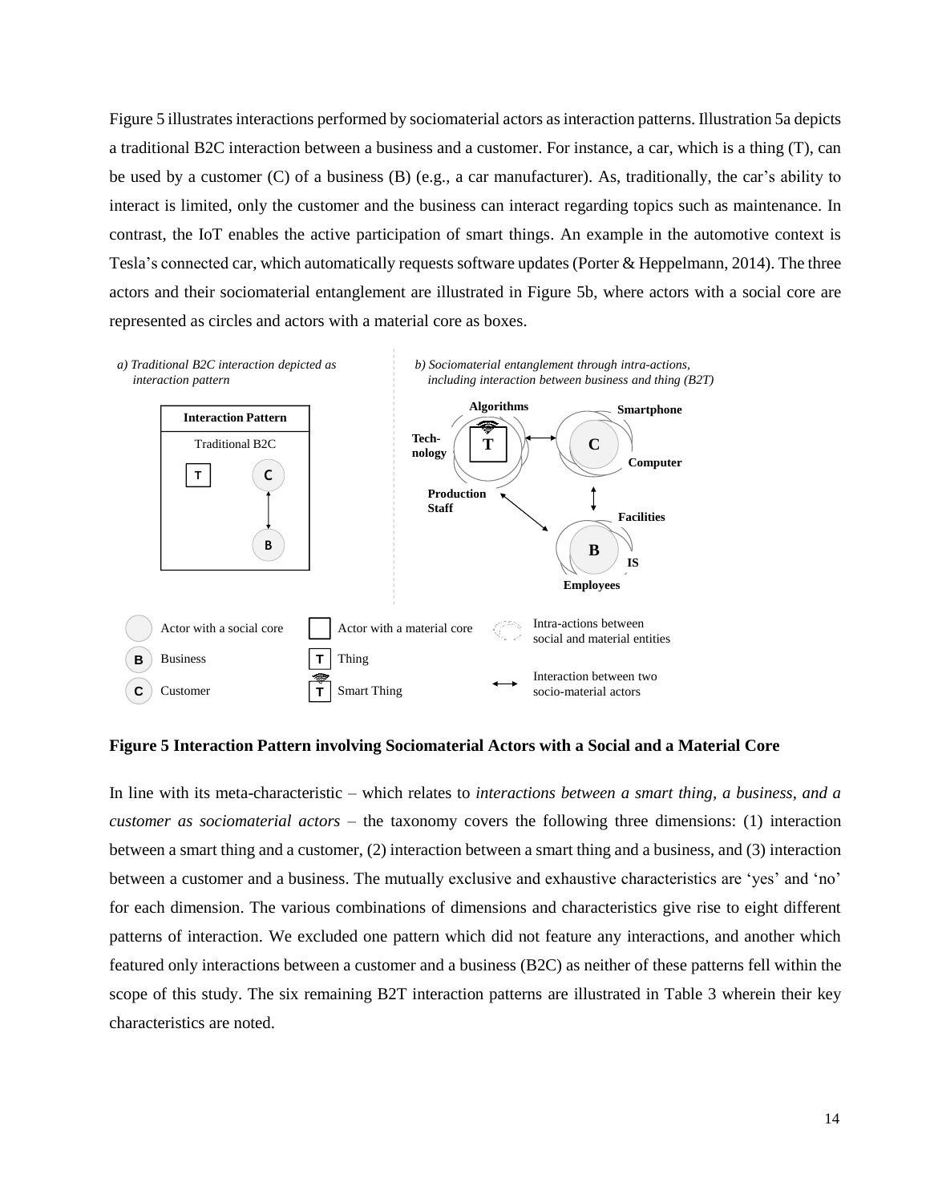Figure 5 illustrates interactions performed by sociomaterial actors as interaction patterns. Illustration 5a depicts a traditional B2C interaction between a business and a customer. For instance, a car, which is a thing (T), can be used by a customer (C) of a business (B) (e.g., a car manufacturer). As, traditionally, the car's ability to interact is limited, only the customer and the business can interact regarding topics such as maintenance. In contrast, the IoT enables the active participation of smart things. An example in the automotive context is Tesla's connected car, which automatically requests software updates (Porter & Heppelmann, 2014). The three actors and their sociomaterial entanglement are illustrated in Figure 5b, where actors with a social core are represented as circles and actors with a material core as boxes.

**Figure 5 Interaction Pattern involving Sociomaterial Actors with a Social and a Material Core**

In line with its meta-characteristic – which relates to *interactions between a smart thing, a business, and a customer as sociomaterial actors* – the taxonomy covers the following three dimensions: (1) interaction between a smart thing and a customer, (2) interaction between a smart thing and a business, and (3) interaction between a customer and a business. The mutually exclusive and exhaustive characteristics are 'yes' and 'no' for each dimension. The various combinations of dimensions and characteristics give rise to eight different patterns of interaction. We excluded one pattern which did not feature any interactions, and another which featured only interactions between a customer and a business (B2C) as neither of these patterns fell within the scope of this study. The six remaining B2T interaction patterns are illustrated in Table 3 wherein their key characteristics are noted.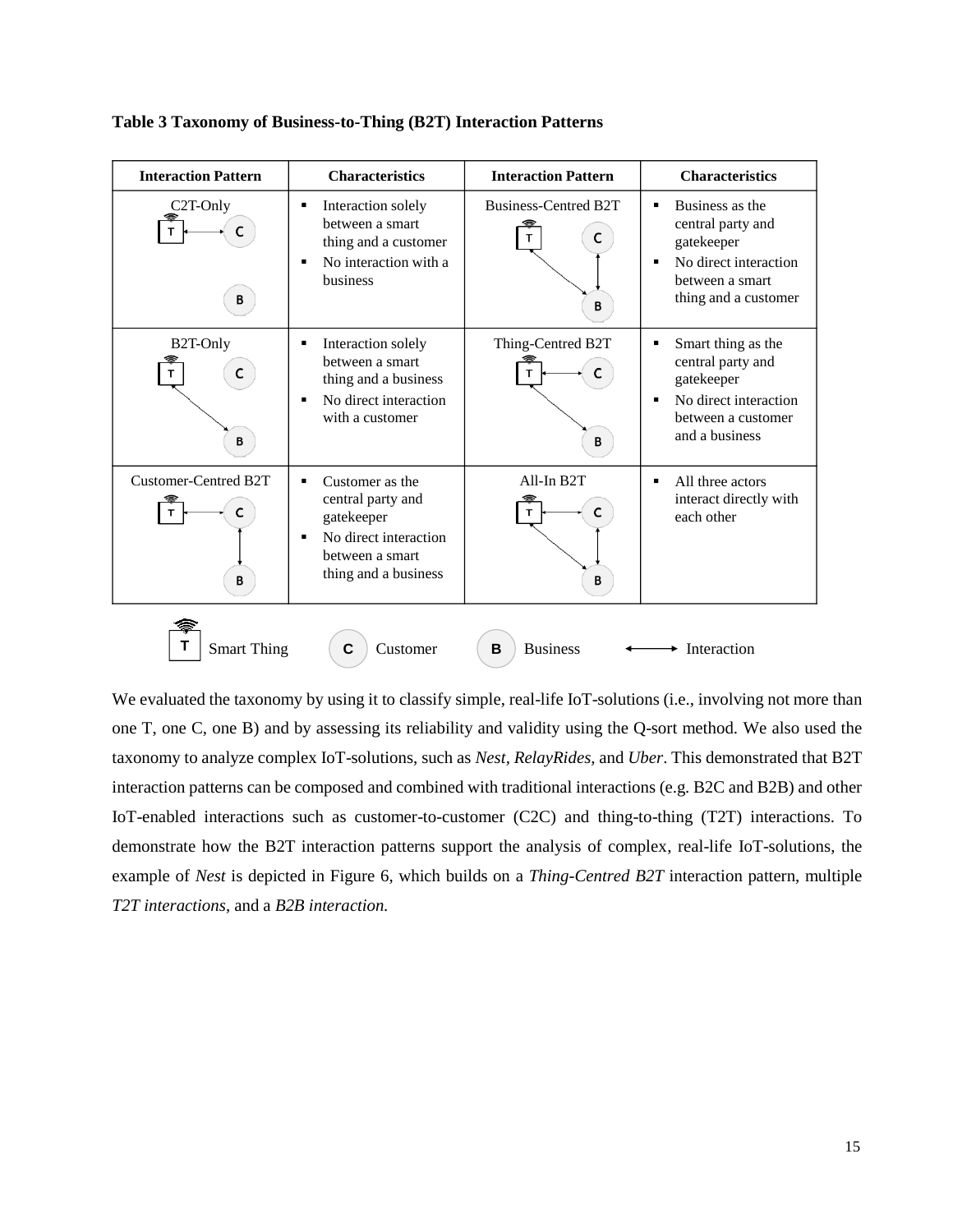**Table 3 Taxonomy of Business-to-Thing (B2T) Interaction Patterns**

| Interaction Pattern | Characteristics | Interaction Pattern | Characteristics |
| --- | --- | --- | --- |
| C2T-Only | ▪ Interaction solely between a smart thing and a customer<br>▪ No interaction with a business | Business-Centred B2T | ▪ Business as the central party and gatekeeper<br>▪ No direct interaction between a smart thing and a customer |
| B2T-Only | ▪ Interaction solely between a smart thing and a business<br>▪ No direct interaction with a customer | Thing-Centred B2T | ▪ Smart thing as the central party and gatekeeper<br>▪ No direct interaction between a customer and a business |
| Customer-Centred B2T | ▪ Customer as the central party and gatekeeper<br>▪ No direct interaction between a smart thing and a business | All-In B2T | ▪ All three actors interact directly with each other |

T Smart Thing  C Customer  B Business  ⟷ Interaction

We evaluated the taxonomy by using it to classify simple, real-life IoT-solutions (i.e., involving not more than one T, one C, one B) and by assessing its reliability and validity using the Q-sort method. We also used the taxonomy to analyze complex IoT-solutions, such as *Nest*, *RelayRides*, and *Uber*. This demonstrated that B2T interaction patterns can be composed and combined with traditional interactions (e.g. B2C and B2B) and other IoT-enabled interactions such as customer-to-customer (C2C) and thing-to-thing (T2T) interactions. To demonstrate how the B2T interaction patterns support the analysis of complex, real-life IoT-solutions, the example of *Nest* is depicted in Figure 6, which builds on a *Thing-Centred B2T* interaction pattern, multiple *T2T interactions*, and a *B2B interaction.*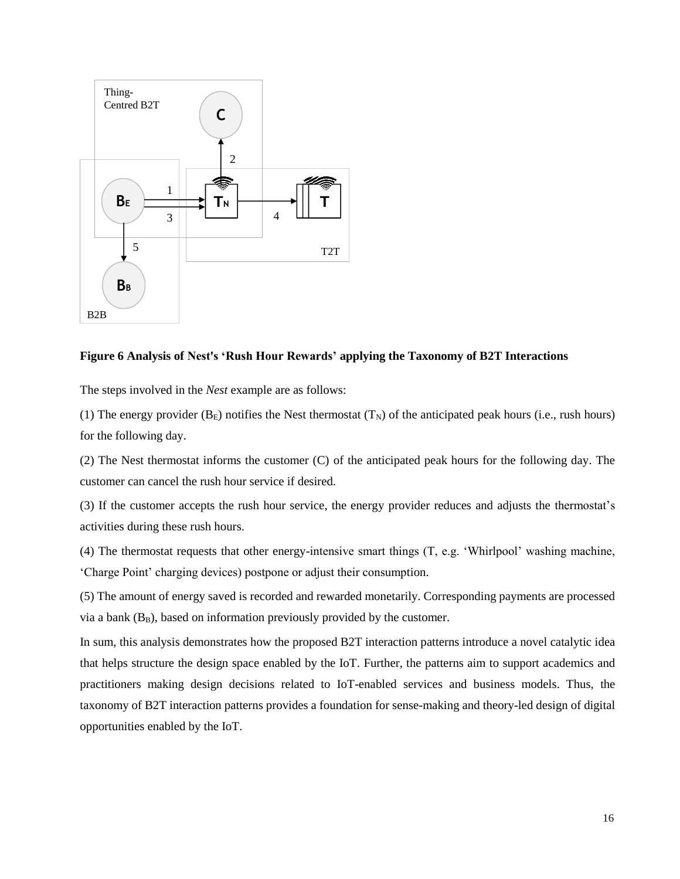**Figure 6 Analysis of Nest's 'Rush Hour Rewards' applying the Taxonomy of B2T Interactions**

The steps involved in the *Nest* example are as follows:

(1) The energy provider ($B_E$) notifies the Nest thermostat ($T_N$) of the anticipated peak hours (i.e., rush hours) for the following day.

(2) The Nest thermostat informs the customer (C) of the anticipated peak hours for the following day. The customer can cancel the rush hour service if desired.

(3) If the customer accepts the rush hour service, the energy provider reduces and adjusts the thermostat's activities during these rush hours.

(4) The thermostat requests that other energy-intensive smart things (T, e.g. 'Whirlpool' washing machine, 'Charge Point' charging devices) postpone or adjust their consumption.

(5) The amount of energy saved is recorded and rewarded monetarily. Corresponding payments are processed via a bank ($B_B$), based on information previously provided by the customer.

In sum, this analysis demonstrates how the proposed B2T interaction patterns introduce a novel catalytic idea that helps structure the design space enabled by the IoT. Further, the patterns aim to support academics and practitioners making design decisions related to IoT-enabled services and business models. Thus, the taxonomy of B2T interaction patterns provides a foundation for sense-making and theory-led design of digital opportunities enabled by the IoT.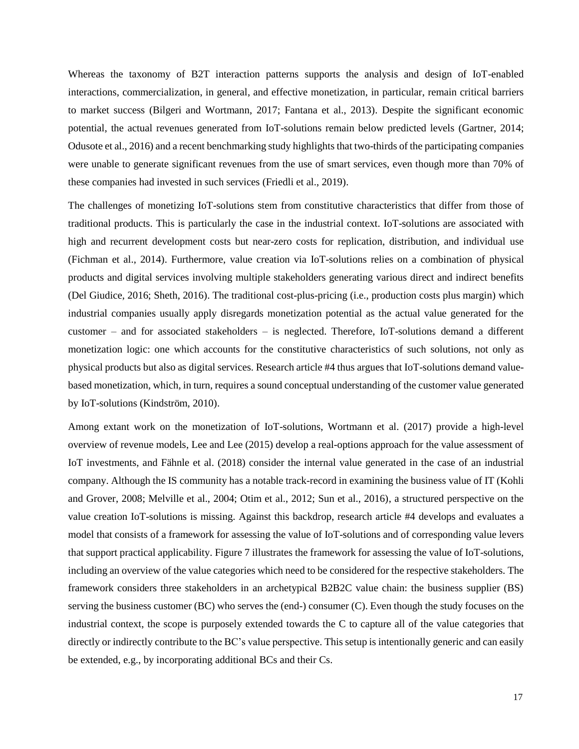Whereas the taxonomy of B2T interaction patterns supports the analysis and design of IoT-enabled interactions, commercialization, in general, and effective monetization, in particular, remain critical barriers to market success (Bilgeri and Wortmann, 2017; Fantana et al., 2013). Despite the significant economic potential, the actual revenues generated from IoT-solutions remain below predicted levels (Gartner, 2014; Odusote et al., 2016) and a recent benchmarking study highlights that two-thirds of the participating companies were unable to generate significant revenues from the use of smart services, even though more than 70% of these companies had invested in such services (Friedli et al., 2019).

The challenges of monetizing IoT-solutions stem from constitutive characteristics that differ from those of traditional products. This is particularly the case in the industrial context. IoT-solutions are associated with high and recurrent development costs but near-zero costs for replication, distribution, and individual use (Fichman et al., 2014). Furthermore, value creation via IoT-solutions relies on a combination of physical products and digital services involving multiple stakeholders generating various direct and indirect benefits (Del Giudice, 2016; Sheth, 2016). The traditional cost-plus-pricing (i.e., production costs plus margin) which industrial companies usually apply disregards monetization potential as the actual value generated for the customer – and for associated stakeholders – is neglected. Therefore, IoT-solutions demand a different monetization logic: one which accounts for the constitutive characteristics of such solutions, not only as physical products but also as digital services. Research article #4 thus argues that IoT-solutions demand value-based monetization, which, in turn, requires a sound conceptual understanding of the customer value generated by IoT-solutions (Kindström, 2010).

Among extant work on the monetization of IoT-solutions, Wortmann et al. (2017) provide a high-level overview of revenue models, Lee and Lee (2015) develop a real-options approach for the value assessment of IoT investments, and Fähnle et al. (2018) consider the internal value generated in the case of an industrial company. Although the IS community has a notable track-record in examining the business value of IT (Kohli and Grover, 2008; Melville et al., 2004; Otim et al., 2012; Sun et al., 2016), a structured perspective on the value creation IoT-solutions is missing. Against this backdrop, research article #4 develops and evaluates a model that consists of a framework for assessing the value of IoT-solutions and of corresponding value levers that support practical applicability. Figure 7 illustrates the framework for assessing the value of IoT-solutions, including an overview of the value categories which need to be considered for the respective stakeholders. The framework considers three stakeholders in an archetypical B2B2C value chain: the business supplier (BS) serving the business customer (BC) who serves the (end-) consumer (C). Even though the study focuses on the industrial context, the scope is purposely extended towards the C to capture all of the value categories that directly or indirectly contribute to the BC's value perspective. This setup is intentionally generic and can easily be extended, e.g., by incorporating additional BCs and their Cs.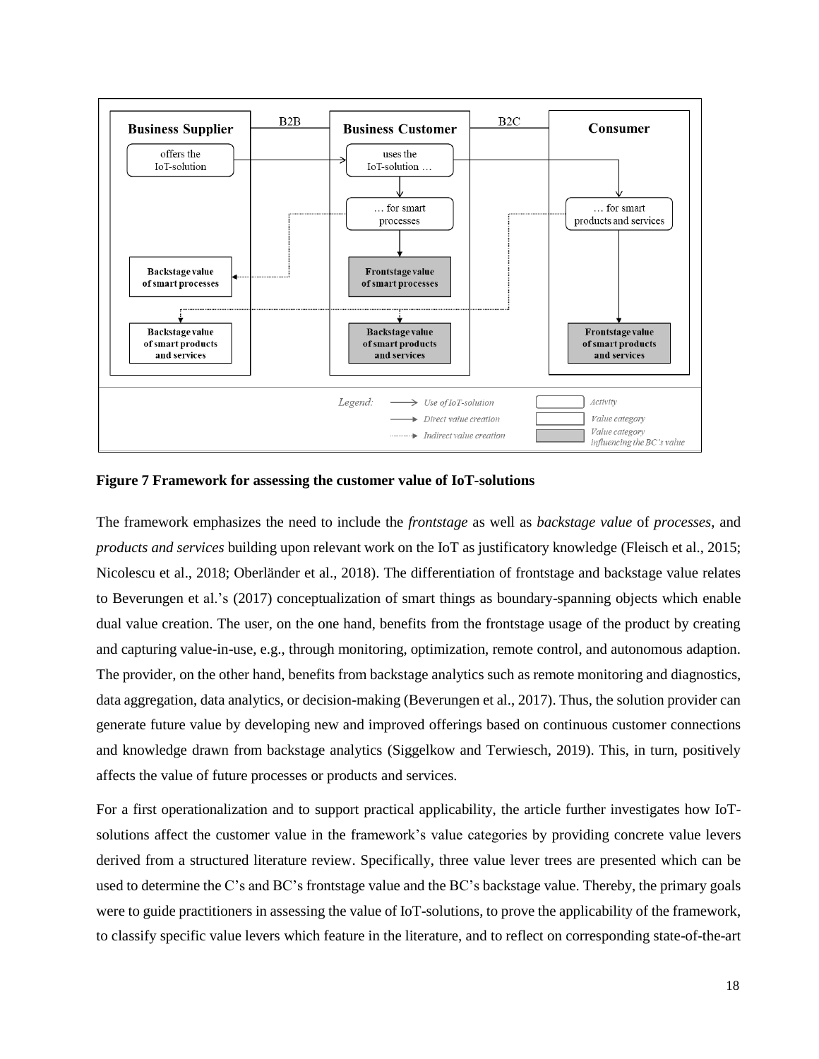**Figure 7 Framework for assessing the customer value of IoT-solutions**

The framework emphasizes the need to include the *frontstage* as well as *backstage value* of *processes*, and *products and services* building upon relevant work on the IoT as justificatory knowledge (Fleisch et al., 2015; Nicolescu et al., 2018; Oberländer et al., 2018). The differentiation of frontstage and backstage value relates to Beverungen et al.'s (2017) conceptualization of smart things as boundary-spanning objects which enable dual value creation. The user, on the one hand, benefits from the frontstage usage of the product by creating and capturing value-in-use, e.g., through monitoring, optimization, remote control, and autonomous adaption. The provider, on the other hand, benefits from backstage analytics such as remote monitoring and diagnostics, data aggregation, data analytics, or decision-making (Beverungen et al., 2017). Thus, the solution provider can generate future value by developing new and improved offerings based on continuous customer connections and knowledge drawn from backstage analytics (Siggelkow and Terwiesch, 2019). This, in turn, positively affects the value of future processes or products and services.

For a first operationalization and to support practical applicability, the article further investigates how IoT-solutions affect the customer value in the framework's value categories by providing concrete value levers derived from a structured literature review. Specifically, three value lever trees are presented which can be used to determine the C's and BC's frontstage value and the BC's backstage value. Thereby, the primary goals were to guide practitioners in assessing the value of IoT-solutions, to prove the applicability of the framework, to classify specific value levers which feature in the literature, and to reflect on corresponding state-of-the-art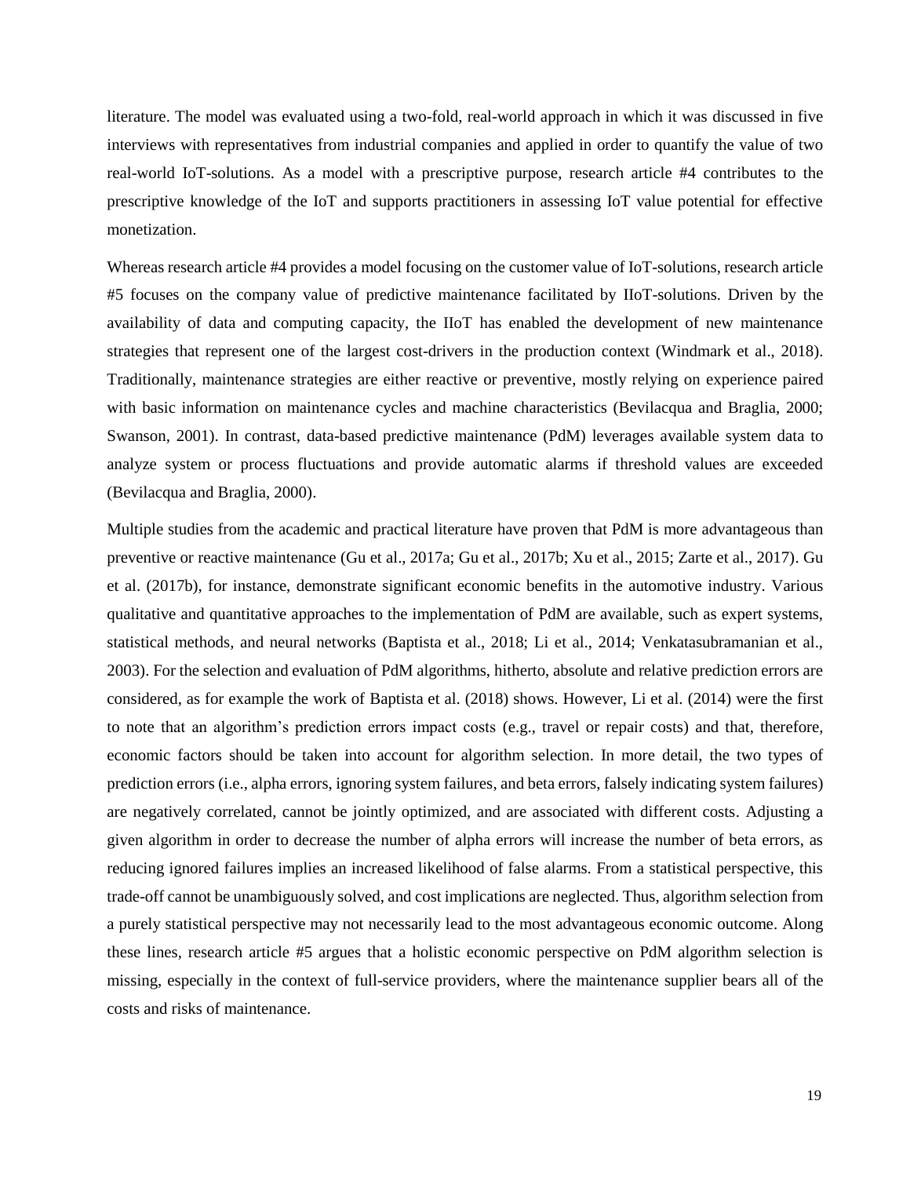literature. The model was evaluated using a two-fold, real-world approach in which it was discussed in five interviews with representatives from industrial companies and applied in order to quantify the value of two real-world IoT-solutions. As a model with a prescriptive purpose, research article #4 contributes to the prescriptive knowledge of the IoT and supports practitioners in assessing IoT value potential for effective monetization.

Whereas research article #4 provides a model focusing on the customer value of IoT-solutions, research article #5 focuses on the company value of predictive maintenance facilitated by IIoT-solutions. Driven by the availability of data and computing capacity, the IIoT has enabled the development of new maintenance strategies that represent one of the largest cost-drivers in the production context (Windmark et al., 2018). Traditionally, maintenance strategies are either reactive or preventive, mostly relying on experience paired with basic information on maintenance cycles and machine characteristics (Bevilacqua and Braglia, 2000; Swanson, 2001). In contrast, data-based predictive maintenance (PdM) leverages available system data to analyze system or process fluctuations and provide automatic alarms if threshold values are exceeded (Bevilacqua and Braglia, 2000).

Multiple studies from the academic and practical literature have proven that PdM is more advantageous than preventive or reactive maintenance (Gu et al., 2017a; Gu et al., 2017b; Xu et al., 2015; Zarte et al., 2017). Gu et al. (2017b), for instance, demonstrate significant economic benefits in the automotive industry. Various qualitative and quantitative approaches to the implementation of PdM are available, such as expert systems, statistical methods, and neural networks (Baptista et al., 2018; Li et al., 2014; Venkatasubramanian et al., 2003). For the selection and evaluation of PdM algorithms, hitherto, absolute and relative prediction errors are considered, as for example the work of Baptista et al. (2018) shows. However, Li et al. (2014) were the first to note that an algorithm's prediction errors impact costs (e.g., travel or repair costs) and that, therefore, economic factors should be taken into account for algorithm selection. In more detail, the two types of prediction errors (i.e., alpha errors, ignoring system failures, and beta errors, falsely indicating system failures) are negatively correlated, cannot be jointly optimized, and are associated with different costs. Adjusting a given algorithm in order to decrease the number of alpha errors will increase the number of beta errors, as reducing ignored failures implies an increased likelihood of false alarms. From a statistical perspective, this trade-off cannot be unambiguously solved, and cost implications are neglected. Thus, algorithm selection from a purely statistical perspective may not necessarily lead to the most advantageous economic outcome. Along these lines, research article #5 argues that a holistic economic perspective on PdM algorithm selection is missing, especially in the context of full-service providers, where the maintenance supplier bears all of the costs and risks of maintenance.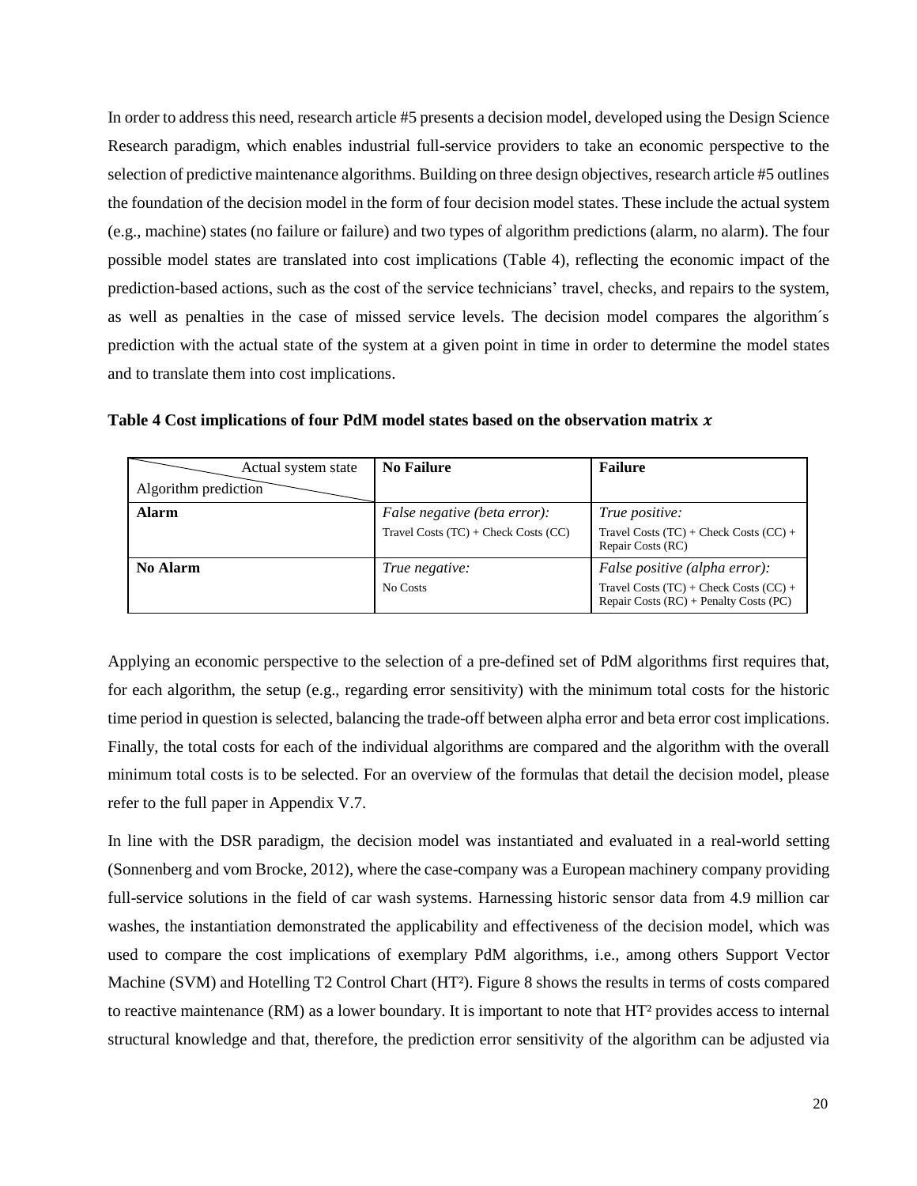In order to address this need, research article #5 presents a decision model, developed using the Design Science Research paradigm, which enables industrial full-service providers to take an economic perspective to the selection of predictive maintenance algorithms. Building on three design objectives, research article #5 outlines the foundation of the decision model in the form of four decision model states. These include the actual system (e.g., machine) states (no failure or failure) and two types of algorithm predictions (alarm, no alarm). The four possible model states are translated into cost implications (Table 4), reflecting the economic impact of the prediction-based actions, such as the cost of the service technicians' travel, checks, and repairs to the system, as well as penalties in the case of missed service levels. The decision model compares the algorithm´s prediction with the actual state of the system at a given point in time in order to determine the model states and to translate them into cost implications.

**Table 4 Cost implications of four PdM model states based on the observation matrix $x$**

| Actual system state / Algorithm prediction | **No Failure** | **Failure** |
|---|---|---|
| **Alarm** | *False negative (beta error):* Travel Costs (TC) + Check Costs (CC) | *True positive:* Travel Costs (TC) + Check Costs (CC) + Repair Costs (RC) |
| **No Alarm** | *True negative:* No Costs | *False positive (alpha error):* Travel Costs (TC) + Check Costs (CC) + Repair Costs (RC) + Penalty Costs (PC) |

Applying an economic perspective to the selection of a pre-defined set of PdM algorithms first requires that, for each algorithm, the setup (e.g., regarding error sensitivity) with the minimum total costs for the historic time period in question is selected, balancing the trade-off between alpha error and beta error cost implications. Finally, the total costs for each of the individual algorithms are compared and the algorithm with the overall minimum total costs is to be selected. For an overview of the formulas that detail the decision model, please refer to the full paper in Appendix V.7.

In line with the DSR paradigm, the decision model was instantiated and evaluated in a real-world setting (Sonnenberg and vom Brocke, 2012), where the case-company was a European machinery company providing full-service solutions in the field of car wash systems. Harnessing historic sensor data from 4.9 million car washes, the instantiation demonstrated the applicability and effectiveness of the decision model, which was used to compare the cost implications of exemplary PdM algorithms, i.e., among others Support Vector Machine (SVM) and Hotelling T2 Control Chart ($HT^2$). Figure 8 shows the results in terms of costs compared to reactive maintenance (RM) as a lower boundary. It is important to note that $HT^2$ provides access to internal structural knowledge and that, therefore, the prediction error sensitivity of the algorithm can be adjusted via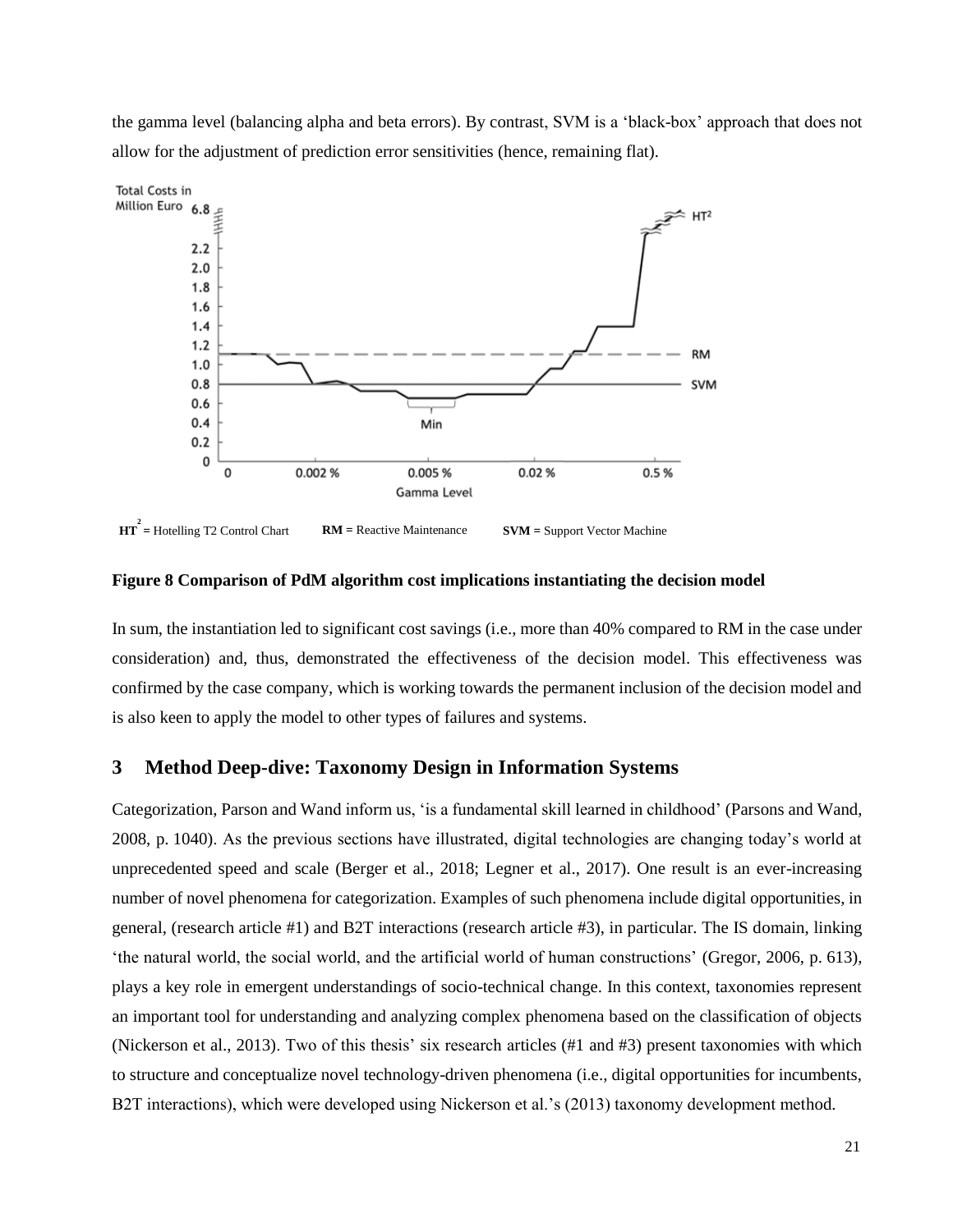the gamma level (balancing alpha and beta errors). By contrast, SVM is a 'black-box' approach that does not allow for the adjustment of prediction error sensitivities (hence, remaining flat).

$HT^2$ = Hotelling T2 Control Chart **RM** = Reactive Maintenance **SVM** = Support Vector Machine

**Figure 8 Comparison of PdM algorithm cost implications instantiating the decision model**

In sum, the instantiation led to significant cost savings (i.e., more than 40% compared to RM in the case under consideration) and, thus, demonstrated the effectiveness of the decision model. This effectiveness was confirmed by the case company, which is working towards the permanent inclusion of the decision model and is also keen to apply the model to other types of failures and systems.

# 3 Method Deep-dive: Taxonomy Design in Information Systems

Categorization, Parson and Wand inform us, 'is a fundamental skill learned in childhood' (Parsons and Wand, 2008, p. 1040). As the previous sections have illustrated, digital technologies are changing today's world at unprecedented speed and scale (Berger et al., 2018; Legner et al., 2017). One result is an ever-increasing number of novel phenomena for categorization. Examples of such phenomena include digital opportunities, in general, (research article #1) and B2T interactions (research article #3), in particular. The IS domain, linking 'the natural world, the social world, and the artificial world of human constructions' (Gregor, 2006, p. 613), plays a key role in emergent understandings of socio-technical change. In this context, taxonomies represent an important tool for understanding and analyzing complex phenomena based on the classification of objects (Nickerson et al., 2013). Two of this thesis' six research articles (#1 and #3) present taxonomies with which to structure and conceptualize novel technology-driven phenomena (i.e., digital opportunities for incumbents, B2T interactions), which were developed using Nickerson et al.'s (2013) taxonomy development method.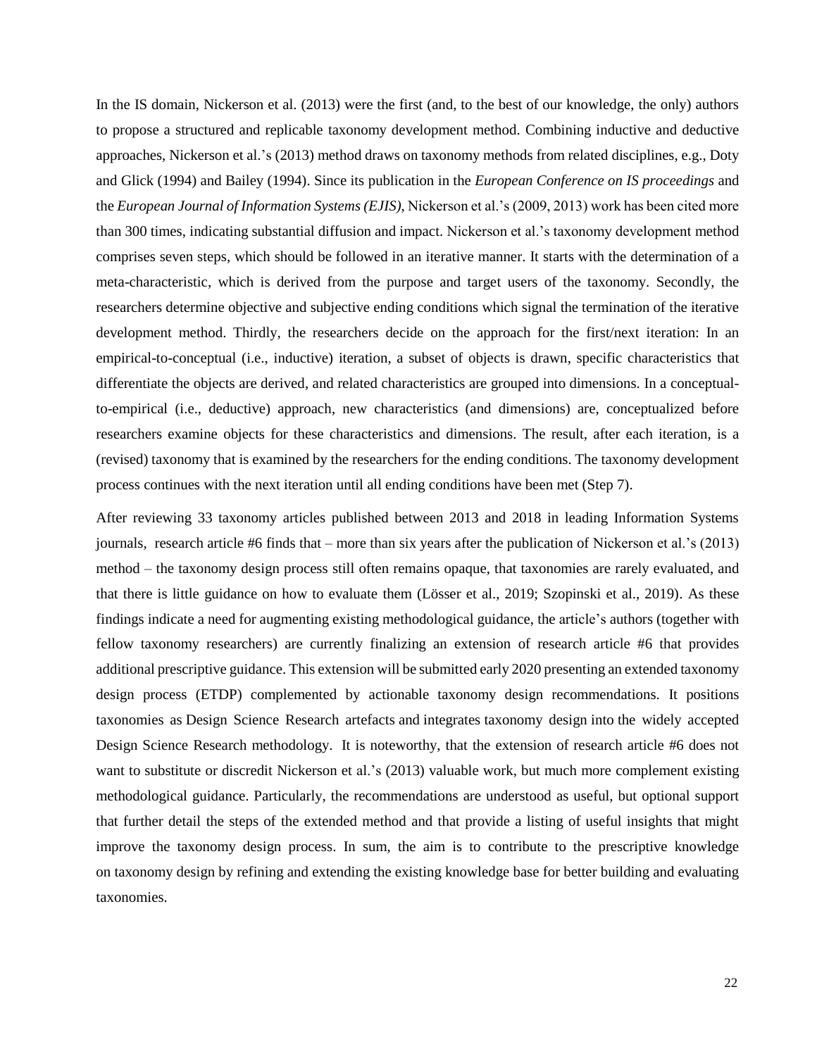In the IS domain, Nickerson et al. (2013) were the first (and, to the best of our knowledge, the only) authors to propose a structured and replicable taxonomy development method. Combining inductive and deductive approaches, Nickerson et al.'s (2013) method draws on taxonomy methods from related disciplines, e.g., Doty and Glick (1994) and Bailey (1994). Since its publication in the *European Conference on IS proceedings* and the *European Journal of Information Systems (EJIS)*, Nickerson et al.'s (2009, 2013) work has been cited more than 300 times, indicating substantial diffusion and impact. Nickerson et al.'s taxonomy development method comprises seven steps, which should be followed in an iterative manner. It starts with the determination of a meta-characteristic, which is derived from the purpose and target users of the taxonomy. Secondly, the researchers determine objective and subjective ending conditions which signal the termination of the iterative development method. Thirdly, the researchers decide on the approach for the first/next iteration: In an empirical-to-conceptual (i.e., inductive) iteration, a subset of objects is drawn, specific characteristics that differentiate the objects are derived, and related characteristics are grouped into dimensions. In a conceptual-to-empirical (i.e., deductive) approach, new characteristics (and dimensions) are, conceptualized before researchers examine objects for these characteristics and dimensions. The result, after each iteration, is a (revised) taxonomy that is examined by the researchers for the ending conditions. The taxonomy development process continues with the next iteration until all ending conditions have been met (Step 7).

After reviewing 33 taxonomy articles published between 2013 and 2018 in leading Information Systems journals, research article #6 finds that – more than six years after the publication of Nickerson et al.'s (2013) method – the taxonomy design process still often remains opaque, that taxonomies are rarely evaluated, and that there is little guidance on how to evaluate them (Lösser et al., 2019; Szopinski et al., 2019). As these findings indicate a need for augmenting existing methodological guidance, the article's authors (together with fellow taxonomy researchers) are currently finalizing an extension of research article #6 that provides additional prescriptive guidance. This extension will be submitted early 2020 presenting an extended taxonomy design process (ETDP) complemented by actionable taxonomy design recommendations. It positions taxonomies as Design Science Research artefacts and integrates taxonomy design into the widely accepted Design Science Research methodology. It is noteworthy, that the extension of research article #6 does not want to substitute or discredit Nickerson et al.'s (2013) valuable work, but much more complement existing methodological guidance. Particularly, the recommendations are understood as useful, but optional support that further detail the steps of the extended method and that provide a listing of useful insights that might improve the taxonomy design process. In sum, the aim is to contribute to the prescriptive knowledge on taxonomy design by refining and extending the existing knowledge base for better building and evaluating taxonomies.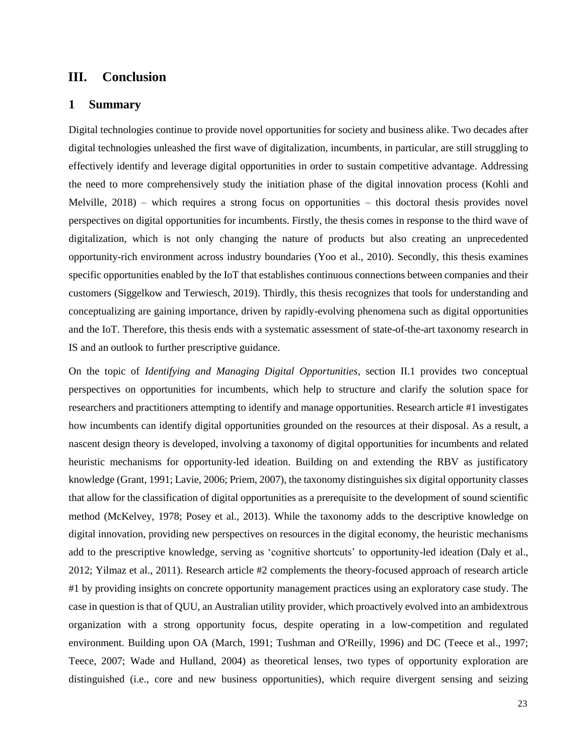# III. Conclusion

## 1 Summary

Digital technologies continue to provide novel opportunities for society and business alike. Two decades after digital technologies unleashed the first wave of digitalization, incumbents, in particular, are still struggling to effectively identify and leverage digital opportunities in order to sustain competitive advantage. Addressing the need to more comprehensively study the initiation phase of the digital innovation process (Kohli and Melville, 2018) – which requires a strong focus on opportunities – this doctoral thesis provides novel perspectives on digital opportunities for incumbents. Firstly, the thesis comes in response to the third wave of digitalization, which is not only changing the nature of products but also creating an unprecedented opportunity-rich environment across industry boundaries (Yoo et al., 2010). Secondly, this thesis examines specific opportunities enabled by the IoT that establishes continuous connections between companies and their customers (Siggelkow and Terwiesch, 2019). Thirdly, this thesis recognizes that tools for understanding and conceptualizing are gaining importance, driven by rapidly-evolving phenomena such as digital opportunities and the IoT. Therefore, this thesis ends with a systematic assessment of state-of-the-art taxonomy research in IS and an outlook to further prescriptive guidance.

On the topic of *Identifying and Managing Digital Opportunities*, section II.1 provides two conceptual perspectives on opportunities for incumbents, which help to structure and clarify the solution space for researchers and practitioners attempting to identify and manage opportunities. Research article #1 investigates how incumbents can identify digital opportunities grounded on the resources at their disposal. As a result, a nascent design theory is developed, involving a taxonomy of digital opportunities for incumbents and related heuristic mechanisms for opportunity-led ideation. Building on and extending the RBV as justificatory knowledge (Grant, 1991; Lavie, 2006; Priem, 2007), the taxonomy distinguishes six digital opportunity classes that allow for the classification of digital opportunities as a prerequisite to the development of sound scientific method (McKelvey, 1978; Posey et al., 2013). While the taxonomy adds to the descriptive knowledge on digital innovation, providing new perspectives on resources in the digital economy, the heuristic mechanisms add to the prescriptive knowledge, serving as 'cognitive shortcuts' to opportunity-led ideation (Daly et al., 2012; Yilmaz et al., 2011). Research article #2 complements the theory-focused approach of research article #1 by providing insights on concrete opportunity management practices using an exploratory case study. The case in question is that of QUU, an Australian utility provider, which proactively evolved into an ambidextrous organization with a strong opportunity focus, despite operating in a low-competition and regulated environment. Building upon OA (March, 1991; Tushman and O'Reilly, 1996) and DC (Teece et al., 1997; Teece, 2007; Wade and Hulland, 2004) as theoretical lenses, two types of opportunity exploration are distinguished (i.e., core and new business opportunities), which require divergent sensing and seizing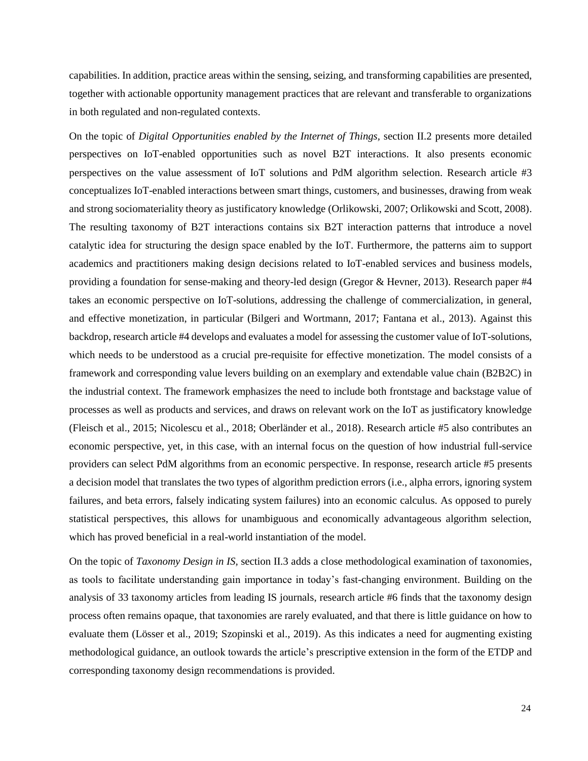capabilities. In addition, practice areas within the sensing, seizing, and transforming capabilities are presented, together with actionable opportunity management practices that are relevant and transferable to organizations in both regulated and non-regulated contexts.

On the topic of *Digital Opportunities enabled by the Internet of Things*, section II.2 presents more detailed perspectives on IoT-enabled opportunities such as novel B2T interactions. It also presents economic perspectives on the value assessment of IoT solutions and PdM algorithm selection. Research article #3 conceptualizes IoT-enabled interactions between smart things, customers, and businesses, drawing from weak and strong sociomateriality theory as justificatory knowledge (Orlikowski, 2007; Orlikowski and Scott, 2008). The resulting taxonomy of B2T interactions contains six B2T interaction patterns that introduce a novel catalytic idea for structuring the design space enabled by the IoT. Furthermore, the patterns aim to support academics and practitioners making design decisions related to IoT-enabled services and business models, providing a foundation for sense-making and theory-led design (Gregor & Hevner, 2013). Research paper #4 takes an economic perspective on IoT-solutions, addressing the challenge of commercialization, in general, and effective monetization, in particular (Bilgeri and Wortmann, 2017; Fantana et al., 2013). Against this backdrop, research article #4 develops and evaluates a model for assessing the customer value of IoT-solutions, which needs to be understood as a crucial pre-requisite for effective monetization. The model consists of a framework and corresponding value levers building on an exemplary and extendable value chain (B2B2C) in the industrial context. The framework emphasizes the need to include both frontstage and backstage value of processes as well as products and services, and draws on relevant work on the IoT as justificatory knowledge (Fleisch et al., 2015; Nicolescu et al., 2018; Oberländer et al., 2018). Research article #5 also contributes an economic perspective, yet, in this case, with an internal focus on the question of how industrial full-service providers can select PdM algorithms from an economic perspective. In response, research article #5 presents a decision model that translates the two types of algorithm prediction errors (i.e., alpha errors, ignoring system failures, and beta errors, falsely indicating system failures) into an economic calculus. As opposed to purely statistical perspectives, this allows for unambiguous and economically advantageous algorithm selection, which has proved beneficial in a real-world instantiation of the model.

On the topic of *Taxonomy Design in IS*, section II.3 adds a close methodological examination of taxonomies, as tools to facilitate understanding gain importance in today's fast-changing environment. Building on the analysis of 33 taxonomy articles from leading IS journals, research article #6 finds that the taxonomy design process often remains opaque, that taxonomies are rarely evaluated, and that there is little guidance on how to evaluate them (Lösser et al., 2019; Szopinski et al., 2019). As this indicates a need for augmenting existing methodological guidance, an outlook towards the article's prescriptive extension in the form of the ETDP and corresponding taxonomy design recommendations is provided.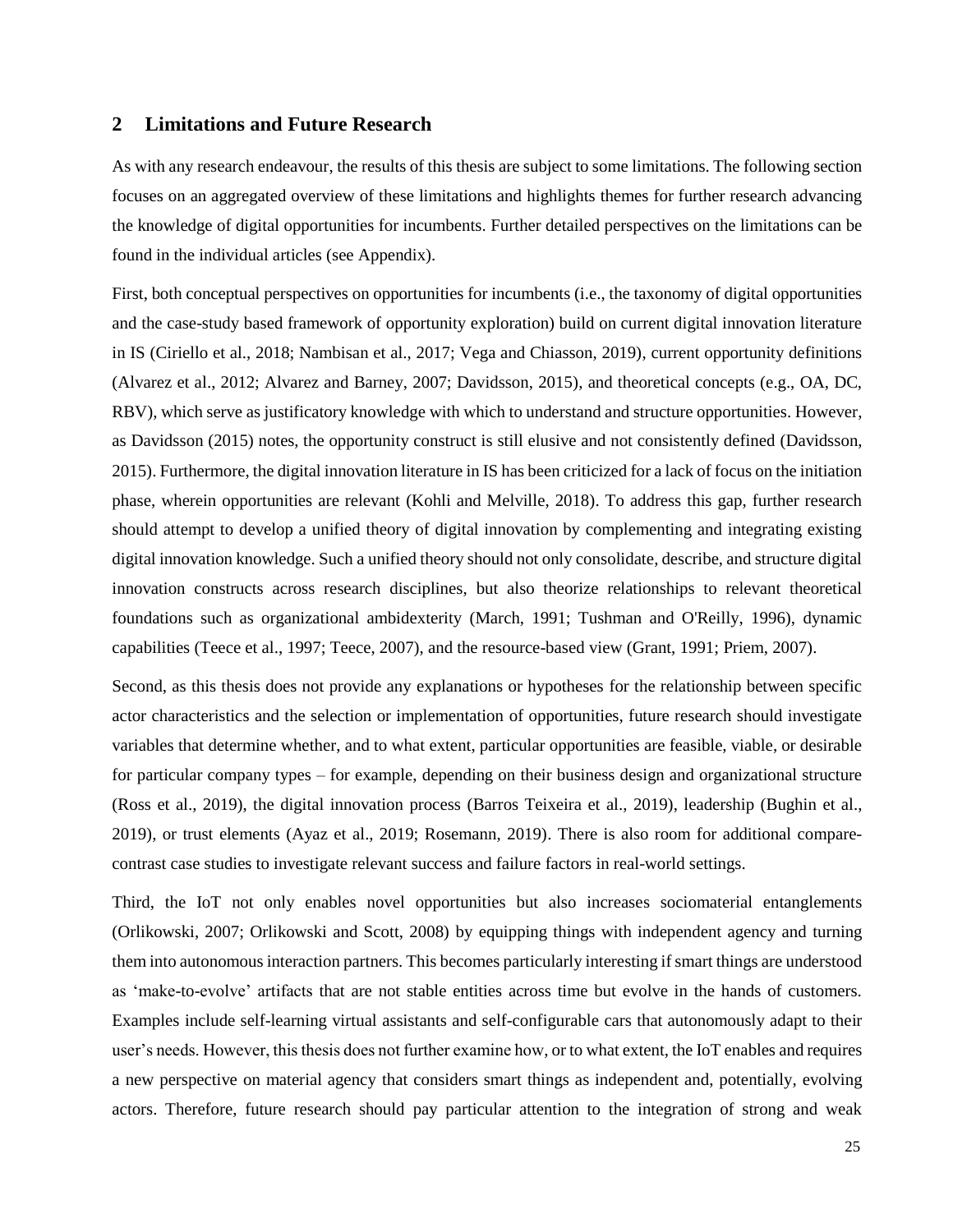## 2 Limitations and Future Research

As with any research endeavour, the results of this thesis are subject to some limitations. The following section focuses on an aggregated overview of these limitations and highlights themes for further research advancing the knowledge of digital opportunities for incumbents. Further detailed perspectives on the limitations can be found in the individual articles (see Appendix).

First, both conceptual perspectives on opportunities for incumbents (i.e., the taxonomy of digital opportunities and the case-study based framework of opportunity exploration) build on current digital innovation literature in IS (Ciriello et al., 2018; Nambisan et al., 2017; Vega and Chiasson, 2019), current opportunity definitions (Alvarez et al., 2012; Alvarez and Barney, 2007; Davidsson, 2015), and theoretical concepts (e.g., OA, DC, RBV), which serve as justificatory knowledge with which to understand and structure opportunities. However, as Davidsson (2015) notes, the opportunity construct is still elusive and not consistently defined (Davidsson, 2015). Furthermore, the digital innovation literature in IS has been criticized for a lack of focus on the initiation phase, wherein opportunities are relevant (Kohli and Melville, 2018). To address this gap, further research should attempt to develop a unified theory of digital innovation by complementing and integrating existing digital innovation knowledge. Such a unified theory should not only consolidate, describe, and structure digital innovation constructs across research disciplines, but also theorize relationships to relevant theoretical foundations such as organizational ambidexterity (March, 1991; Tushman and O'Reilly, 1996), dynamic capabilities (Teece et al., 1997; Teece, 2007), and the resource-based view (Grant, 1991; Priem, 2007).

Second, as this thesis does not provide any explanations or hypotheses for the relationship between specific actor characteristics and the selection or implementation of opportunities, future research should investigate variables that determine whether, and to what extent, particular opportunities are feasible, viable, or desirable for particular company types – for example, depending on their business design and organizational structure (Ross et al., 2019), the digital innovation process (Barros Teixeira et al., 2019), leadership (Bughin et al., 2019), or trust elements (Ayaz et al., 2019; Rosemann, 2019). There is also room for additional compare-contrast case studies to investigate relevant success and failure factors in real-world settings.

Third, the IoT not only enables novel opportunities but also increases sociomaterial entanglements (Orlikowski, 2007; Orlikowski and Scott, 2008) by equipping things with independent agency and turning them into autonomous interaction partners. This becomes particularly interesting if smart things are understood as 'make-to-evolve' artifacts that are not stable entities across time but evolve in the hands of customers. Examples include self-learning virtual assistants and self-configurable cars that autonomously adapt to their user's needs. However, this thesis does not further examine how, or to what extent, the IoT enables and requires a new perspective on material agency that considers smart things as independent and, potentially, evolving actors. Therefore, future research should pay particular attention to the integration of strong and weak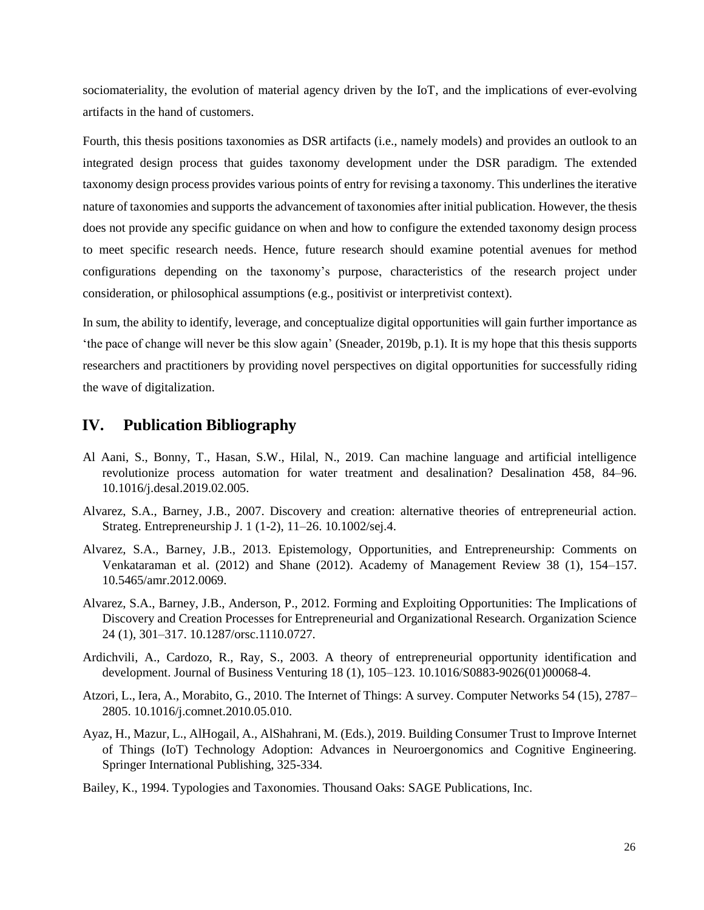sociomateriality, the evolution of material agency driven by the IoT, and the implications of ever-evolving artifacts in the hand of customers.

Fourth, this thesis positions taxonomies as DSR artifacts (i.e., namely models) and provides an outlook to an integrated design process that guides taxonomy development under the DSR paradigm. The extended taxonomy design process provides various points of entry for revising a taxonomy. This underlines the iterative nature of taxonomies and supports the advancement of taxonomies after initial publication. However, the thesis does not provide any specific guidance on when and how to configure the extended taxonomy design process to meet specific research needs. Hence, future research should examine potential avenues for method configurations depending on the taxonomy's purpose, characteristics of the research project under consideration, or philosophical assumptions (e.g., positivist or interpretivist context).

In sum, the ability to identify, leverage, and conceptualize digital opportunities will gain further importance as 'the pace of change will never be this slow again' (Sneader, 2019b, p.1). It is my hope that this thesis supports researchers and practitioners by providing novel perspectives on digital opportunities for successfully riding the wave of digitalization.

## IV. Publication Bibliography

Al Aani, S., Bonny, T., Hasan, S.W., Hilal, N., 2019. Can machine language and artificial intelligence revolutionize process automation for water treatment and desalination? Desalination 458, 84–96. 10.1016/j.desal.2019.02.005.

Alvarez, S.A., Barney, J.B., 2007. Discovery and creation: alternative theories of entrepreneurial action. Strateg. Entrepreneurship J. 1 (1-2), 11–26. 10.1002/sej.4.

Alvarez, S.A., Barney, J.B., 2013. Epistemology, Opportunities, and Entrepreneurship: Comments on Venkataraman et al. (2012) and Shane (2012). Academy of Management Review 38 (1), 154–157. 10.5465/amr.2012.0069.

Alvarez, S.A., Barney, J.B., Anderson, P., 2012. Forming and Exploiting Opportunities: The Implications of Discovery and Creation Processes for Entrepreneurial and Organizational Research. Organization Science 24 (1), 301–317. 10.1287/orsc.1110.0727.

Ardichvili, A., Cardozo, R., Ray, S., 2003. A theory of entrepreneurial opportunity identification and development. Journal of Business Venturing 18 (1), 105–123. 10.1016/S0883-9026(01)00068-4.

Atzori, L., Iera, A., Morabito, G., 2010. The Internet of Things: A survey. Computer Networks 54 (15), 2787–2805. 10.1016/j.comnet.2010.05.010.

Ayaz, H., Mazur, L., AlHogail, A., AlShahrani, M. (Eds.), 2019. Building Consumer Trust to Improve Internet of Things (IoT) Technology Adoption: Advances in Neuroergonomics and Cognitive Engineering. Springer International Publishing, 325-334.

Bailey, K., 1994. Typologies and Taxonomies. Thousand Oaks: SAGE Publications, Inc.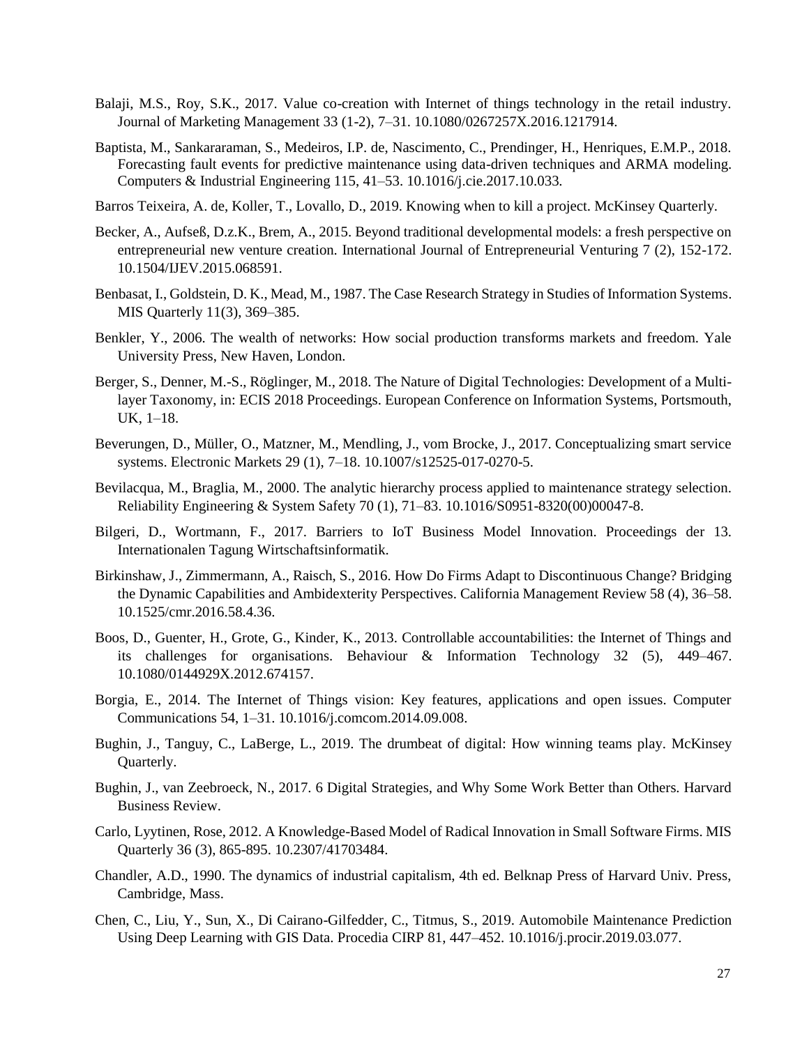Balaji, M.S., Roy, S.K., 2017. Value co-creation with Internet of things technology in the retail industry. Journal of Marketing Management 33 (1-2), 7–31. 10.1080/0267257X.2016.1217914.

Baptista, M., Sankararaman, S., Medeiros, I.P. de, Nascimento, C., Prendinger, H., Henriques, E.M.P., 2018. Forecasting fault events for predictive maintenance using data-driven techniques and ARMA modeling. Computers & Industrial Engineering 115, 41–53. 10.1016/j.cie.2017.10.033.

Barros Teixeira, A. de, Koller, T., Lovallo, D., 2019. Knowing when to kill a project. McKinsey Quarterly.

Becker, A., Aufseß, D.z.K., Brem, A., 2015. Beyond traditional developmental models: a fresh perspective on entrepreneurial new venture creation. International Journal of Entrepreneurial Venturing 7 (2), 152-172. 10.1504/IJEV.2015.068591.

Benbasat, I., Goldstein, D. K., Mead, M., 1987. The Case Research Strategy in Studies of Information Systems. MIS Quarterly 11(3), 369–385.

Benkler, Y., 2006. The wealth of networks: How social production transforms markets and freedom. Yale University Press, New Haven, London.

Berger, S., Denner, M.-S., Röglinger, M., 2018. The Nature of Digital Technologies: Development of a Multi-layer Taxonomy, in: ECIS 2018 Proceedings. European Conference on Information Systems, Portsmouth, UK, 1–18.

Beverungen, D., Müller, O., Matzner, M., Mendling, J., vom Brocke, J., 2017. Conceptualizing smart service systems. Electronic Markets 29 (1), 7–18. 10.1007/s12525-017-0270-5.

Bevilacqua, M., Braglia, M., 2000. The analytic hierarchy process applied to maintenance strategy selection. Reliability Engineering & System Safety 70 (1), 71–83. 10.1016/S0951-8320(00)00047-8.

Bilgeri, D., Wortmann, F., 2017. Barriers to IoT Business Model Innovation. Proceedings der 13. Internationalen Tagung Wirtschaftsinformatik.

Birkinshaw, J., Zimmermann, A., Raisch, S., 2016. How Do Firms Adapt to Discontinuous Change? Bridging the Dynamic Capabilities and Ambidexterity Perspectives. California Management Review 58 (4), 36–58. 10.1525/cmr.2016.58.4.36.

Boos, D., Guenter, H., Grote, G., Kinder, K., 2013. Controllable accountabilities: the Internet of Things and its challenges for organisations. Behaviour & Information Technology 32 (5), 449–467. 10.1080/0144929X.2012.674157.

Borgia, E., 2014. The Internet of Things vision: Key features, applications and open issues. Computer Communications 54, 1–31. 10.1016/j.comcom.2014.09.008.

Bughin, J., Tanguy, C., LaBerge, L., 2019. The drumbeat of digital: How winning teams play. McKinsey Quarterly.

Bughin, J., van Zeebroeck, N., 2017. 6 Digital Strategies, and Why Some Work Better than Others. Harvard Business Review.

Carlo, Lyytinen, Rose, 2012. A Knowledge-Based Model of Radical Innovation in Small Software Firms. MIS Quarterly 36 (3), 865-895. 10.2307/41703484.

Chandler, A.D., 1990. The dynamics of industrial capitalism, 4th ed. Belknap Press of Harvard Univ. Press, Cambridge, Mass.

Chen, C., Liu, Y., Sun, X., Di Cairano-Gilfedder, C., Titmus, S., 2019. Automobile Maintenance Prediction Using Deep Learning with GIS Data. Procedia CIRP 81, 447–452. 10.1016/j.procir.2019.03.077.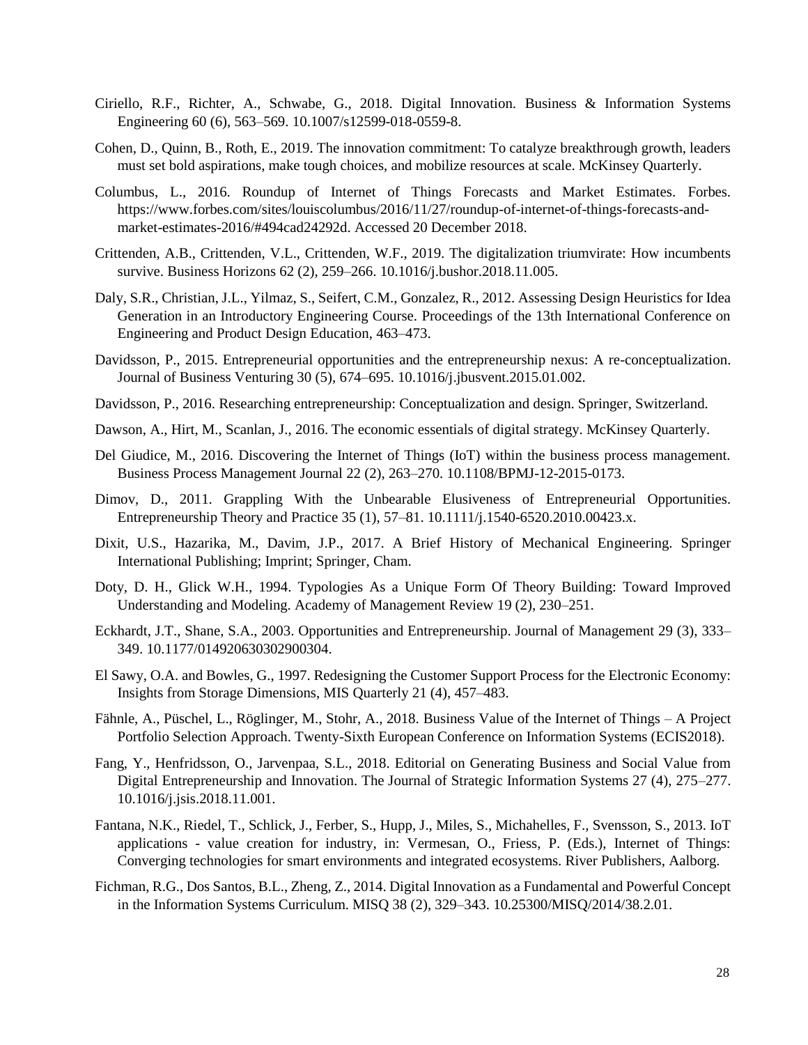Ciriello, R.F., Richter, A., Schwabe, G., 2018. Digital Innovation. Business & Information Systems Engineering 60 (6), 563–569. 10.1007/s12599-018-0559-8.

Cohen, D., Quinn, B., Roth, E., 2019. The innovation commitment: To catalyze breakthrough growth, leaders must set bold aspirations, make tough choices, and mobilize resources at scale. McKinsey Quarterly.

Columbus, L., 2016. Roundup of Internet of Things Forecasts and Market Estimates. Forbes. https://www.forbes.com/sites/louiscolumbus/2016/11/27/roundup-of-internet-of-things-forecasts-and-market-estimates-2016/#494cad24292d. Accessed 20 December 2018.

Crittenden, A.B., Crittenden, V.L., Crittenden, W.F., 2019. The digitalization triumvirate: How incumbents survive. Business Horizons 62 (2), 259–266. 10.1016/j.bushor.2018.11.005.

Daly, S.R., Christian, J.L., Yilmaz, S., Seifert, C.M., Gonzalez, R., 2012. Assessing Design Heuristics for Idea Generation in an Introductory Engineering Course. Proceedings of the 13th International Conference on Engineering and Product Design Education, 463–473.

Davidsson, P., 2015. Entrepreneurial opportunities and the entrepreneurship nexus: A re-conceptualization. Journal of Business Venturing 30 (5), 674–695. 10.1016/j.jbusvent.2015.01.002.

Davidsson, P., 2016. Researching entrepreneurship: Conceptualization and design. Springer, Switzerland.

Dawson, A., Hirt, M., Scanlan, J., 2016. The economic essentials of digital strategy. McKinsey Quarterly.

Del Giudice, M., 2016. Discovering the Internet of Things (IoT) within the business process management. Business Process Management Journal 22 (2), 263–270. 10.1108/BPMJ-12-2015-0173.

Dimov, D., 2011. Grappling With the Unbearable Elusiveness of Entrepreneurial Opportunities. Entrepreneurship Theory and Practice 35 (1), 57–81. 10.1111/j.1540-6520.2010.00423.x.

Dixit, U.S., Hazarika, M., Davim, J.P., 2017. A Brief History of Mechanical Engineering. Springer International Publishing; Imprint; Springer, Cham.

Doty, D. H., Glick W.H., 1994. Typologies As a Unique Form Of Theory Building: Toward Improved Understanding and Modeling. Academy of Management Review 19 (2), 230–251.

Eckhardt, J.T., Shane, S.A., 2003. Opportunities and Entrepreneurship. Journal of Management 29 (3), 333–349. 10.1177/014920630302900304.

El Sawy, O.A. and Bowles, G., 1997. Redesigning the Customer Support Process for the Electronic Economy: Insights from Storage Dimensions, MIS Quarterly 21 (4), 457–483.

Fähnle, A., Püschel, L., Röglinger, M., Stohr, A., 2018. Business Value of the Internet of Things – A Project Portfolio Selection Approach. Twenty-Sixth European Conference on Information Systems (ECIS2018).

Fang, Y., Henfridsson, O., Jarvenpaa, S.L., 2018. Editorial on Generating Business and Social Value from Digital Entrepreneurship and Innovation. The Journal of Strategic Information Systems 27 (4), 275–277. 10.1016/j.jsis.2018.11.001.

Fantana, N.K., Riedel, T., Schlick, J., Ferber, S., Hupp, J., Miles, S., Michahelles, F., Svensson, S., 2013. IoT applications - value creation for industry, in: Vermesan, O., Friess, P. (Eds.), Internet of Things: Converging technologies for smart environments and integrated ecosystems. River Publishers, Aalborg.

Fichman, R.G., Dos Santos, B.L., Zheng, Z., 2014. Digital Innovation as a Fundamental and Powerful Concept in the Information Systems Curriculum. MISQ 38 (2), 329–343. 10.25300/MISQ/2014/38.2.01.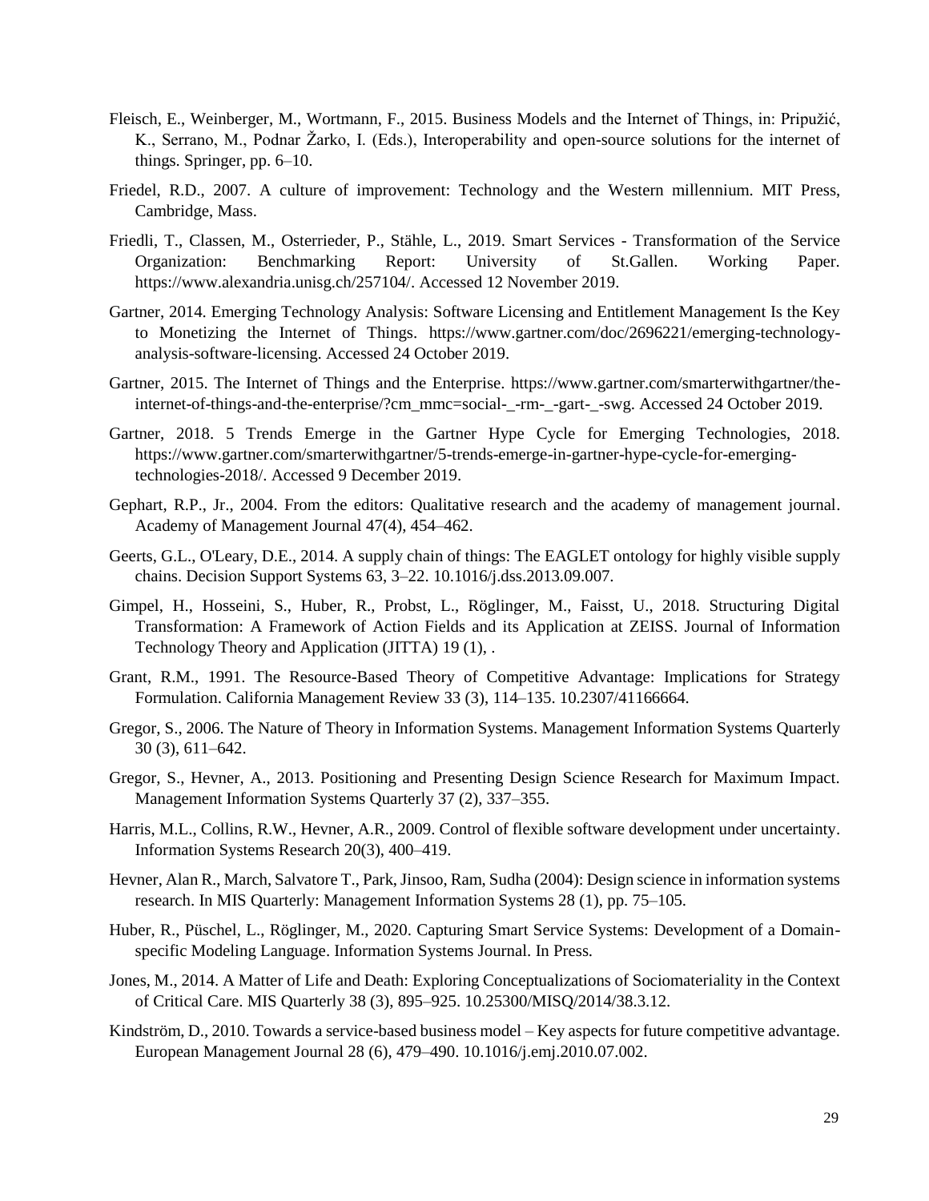Fleisch, E., Weinberger, M., Wortmann, F., 2015. Business Models and the Internet of Things, in: Pripužić, K., Serrano, M., Podnar Žarko, I. (Eds.), Interoperability and open-source solutions for the internet of things. Springer, pp. 6–10.

Friedel, R.D., 2007. A culture of improvement: Technology and the Western millennium. MIT Press, Cambridge, Mass.

Friedli, T., Classen, M., Osterrieder, P., Stähle, L., 2019. Smart Services - Transformation of the Service Organization: Benchmarking Report: University of St.Gallen. Working Paper. https://www.alexandria.unisg.ch/257104/. Accessed 12 November 2019.

Gartner, 2014. Emerging Technology Analysis: Software Licensing and Entitlement Management Is the Key to Monetizing the Internet of Things. https://www.gartner.com/doc/2696221/emerging-technology-analysis-software-licensing. Accessed 24 October 2019.

Gartner, 2015. The Internet of Things and the Enterprise. https://www.gartner.com/smarterwithgartner/the-internet-of-things-and-the-enterprise/?cm_mmc=social-_-rm-_-gart-_-swg. Accessed 24 October 2019.

Gartner, 2018. 5 Trends Emerge in the Gartner Hype Cycle for Emerging Technologies, 2018. https://www.gartner.com/smarterwithgartner/5-trends-emerge-in-gartner-hype-cycle-for-emerging-technologies-2018/. Accessed 9 December 2019.

Gephart, R.P., Jr., 2004. From the editors: Qualitative research and the academy of management journal. Academy of Management Journal 47(4), 454–462.

Geerts, G.L., O'Leary, D.E., 2014. A supply chain of things: The EAGLET ontology for highly visible supply chains. Decision Support Systems 63, 3–22. 10.1016/j.dss.2013.09.007.

Gimpel, H., Hosseini, S., Huber, R., Probst, L., Röglinger, M., Faisst, U., 2018. Structuring Digital Transformation: A Framework of Action Fields and its Application at ZEISS. Journal of Information Technology Theory and Application (JITTA) 19 (1), .

Grant, R.M., 1991. The Resource-Based Theory of Competitive Advantage: Implications for Strategy Formulation. California Management Review 33 (3), 114–135. 10.2307/41166664.

Gregor, S., 2006. The Nature of Theory in Information Systems. Management Information Systems Quarterly 30 (3), 611–642.

Gregor, S., Hevner, A., 2013. Positioning and Presenting Design Science Research for Maximum Impact. Management Information Systems Quarterly 37 (2), 337–355.

Harris, M.L., Collins, R.W., Hevner, A.R., 2009. Control of flexible software development under uncertainty. Information Systems Research 20(3), 400–419.

Hevner, Alan R., March, Salvatore T., Park, Jinsoo, Ram, Sudha (2004): Design science in information systems research. In MIS Quarterly: Management Information Systems 28 (1), pp. 75–105.

Huber, R., Püschel, L., Röglinger, M., 2020. Capturing Smart Service Systems: Development of a Domain-specific Modeling Language. Information Systems Journal. In Press.

Jones, M., 2014. A Matter of Life and Death: Exploring Conceptualizations of Sociomateriality in the Context of Critical Care. MIS Quarterly 38 (3), 895–925. 10.25300/MISQ/2014/38.3.12.

Kindström, D., 2010. Towards a service-based business model – Key aspects for future competitive advantage. European Management Journal 28 (6), 479–490. 10.1016/j.emj.2010.07.002.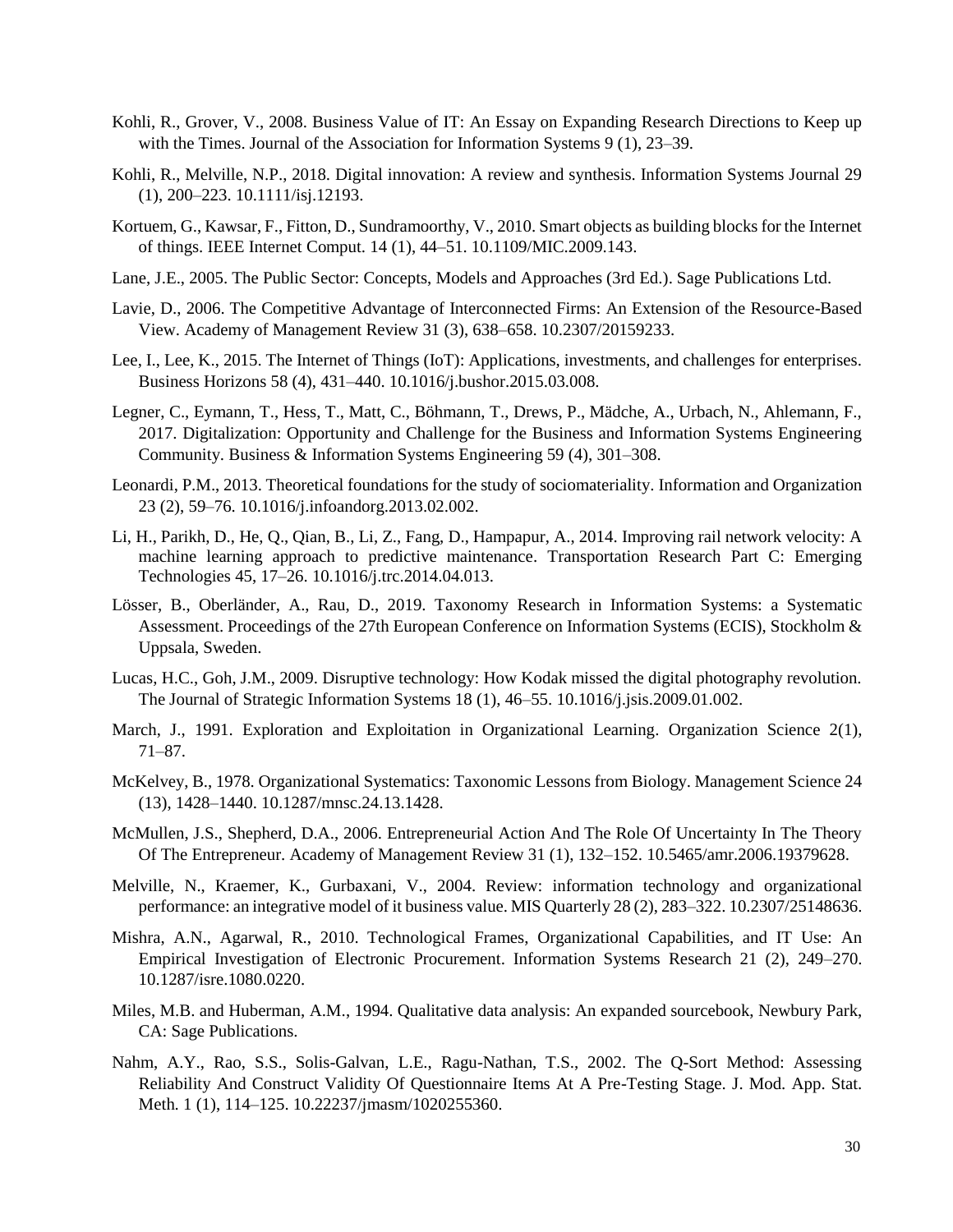Kohli, R., Grover, V., 2008. Business Value of IT: An Essay on Expanding Research Directions to Keep up with the Times. Journal of the Association for Information Systems 9 (1), 23–39.

Kohli, R., Melville, N.P., 2018. Digital innovation: A review and synthesis. Information Systems Journal 29 (1), 200–223. 10.1111/isj.12193.

Kortuem, G., Kawsar, F., Fitton, D., Sundramoorthy, V., 2010. Smart objects as building blocks for the Internet of things. IEEE Internet Comput. 14 (1), 44–51. 10.1109/MIC.2009.143.

Lane, J.E., 2005. The Public Sector: Concepts, Models and Approaches (3rd Ed.). Sage Publications Ltd.

Lavie, D., 2006. The Competitive Advantage of Interconnected Firms: An Extension of the Resource-Based View. Academy of Management Review 31 (3), 638–658. 10.2307/20159233.

Lee, I., Lee, K., 2015. The Internet of Things (IoT): Applications, investments, and challenges for enterprises. Business Horizons 58 (4), 431–440. 10.1016/j.bushor.2015.03.008.

Legner, C., Eymann, T., Hess, T., Matt, C., Böhmann, T., Drews, P., Mädche, A., Urbach, N., Ahlemann, F., 2017. Digitalization: Opportunity and Challenge for the Business and Information Systems Engineering Community. Business & Information Systems Engineering 59 (4), 301–308.

Leonardi, P.M., 2013. Theoretical foundations for the study of sociomateriality. Information and Organization 23 (2), 59–76. 10.1016/j.infoandorg.2013.02.002.

Li, H., Parikh, D., He, Q., Qian, B., Li, Z., Fang, D., Hampapur, A., 2014. Improving rail network velocity: A machine learning approach to predictive maintenance. Transportation Research Part C: Emerging Technologies 45, 17–26. 10.1016/j.trc.2014.04.013.

Lösser, B., Oberländer, A., Rau, D., 2019. Taxonomy Research in Information Systems: a Systematic Assessment. Proceedings of the 27th European Conference on Information Systems (ECIS), Stockholm & Uppsala, Sweden.

Lucas, H.C., Goh, J.M., 2009. Disruptive technology: How Kodak missed the digital photography revolution. The Journal of Strategic Information Systems 18 (1), 46–55. 10.1016/j.jsis.2009.01.002.

March, J., 1991. Exploration and Exploitation in Organizational Learning. Organization Science 2(1), 71–87.

McKelvey, B., 1978. Organizational Systematics: Taxonomic Lessons from Biology. Management Science 24 (13), 1428–1440. 10.1287/mnsc.24.13.1428.

McMullen, J.S., Shepherd, D.A., 2006. Entrepreneurial Action And The Role Of Uncertainty In The Theory Of The Entrepreneur. Academy of Management Review 31 (1), 132–152. 10.5465/amr.2006.19379628.

Melville, N., Kraemer, K., Gurbaxani, V., 2004. Review: information technology and organizational performance: an integrative model of it business value. MIS Quarterly 28 (2), 283–322. 10.2307/25148636.

Mishra, A.N., Agarwal, R., 2010. Technological Frames, Organizational Capabilities, and IT Use: An Empirical Investigation of Electronic Procurement. Information Systems Research 21 (2), 249–270. 10.1287/isre.1080.0220.

Miles, M.B. and Huberman, A.M., 1994. Qualitative data analysis: An expanded sourcebook, Newbury Park, CA: Sage Publications.

Nahm, A.Y., Rao, S.S., Solis-Galvan, L.E., Ragu-Nathan, T.S., 2002. The Q-Sort Method: Assessing Reliability And Construct Validity Of Questionnaire Items At A Pre-Testing Stage. J. Mod. App. Stat. Meth. 1 (1), 114–125. 10.22237/jmasm/1020255360.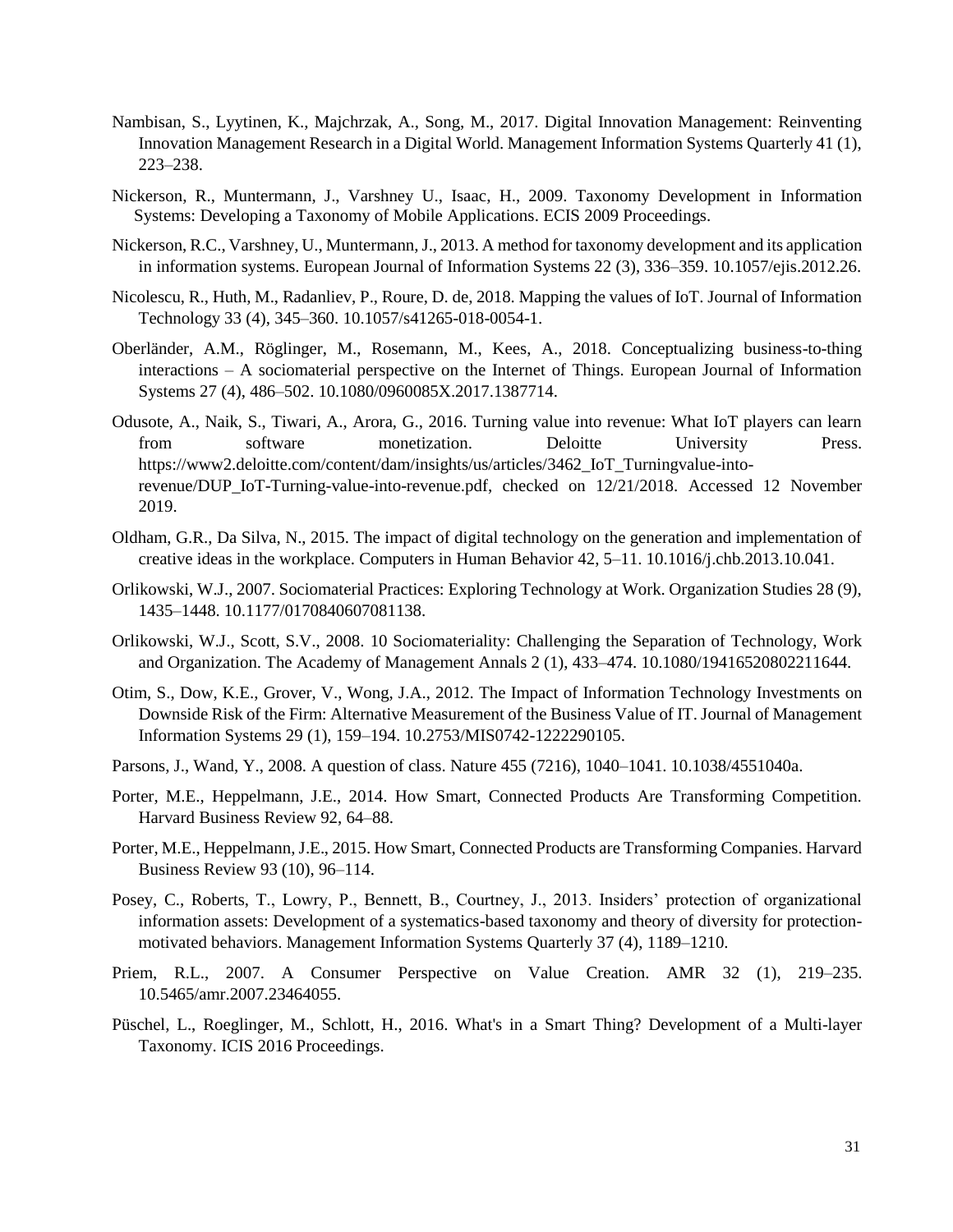Nambisan, S., Lyytinen, K., Majchrzak, A., Song, M., 2017. Digital Innovation Management: Reinventing Innovation Management Research in a Digital World. Management Information Systems Quarterly 41 (1), 223–238.

Nickerson, R., Muntermann, J., Varshney U., Isaac, H., 2009. Taxonomy Development in Information Systems: Developing a Taxonomy of Mobile Applications. ECIS 2009 Proceedings.

Nickerson, R.C., Varshney, U., Muntermann, J., 2013. A method for taxonomy development and its application in information systems. European Journal of Information Systems 22 (3), 336–359. 10.1057/ejis.2012.26.

Nicolescu, R., Huth, M., Radanliev, P., Roure, D. de, 2018. Mapping the values of IoT. Journal of Information Technology 33 (4), 345–360. 10.1057/s41265-018-0054-1.

Oberländer, A.M., Röglinger, M., Rosemann, M., Kees, A., 2018. Conceptualizing business-to-thing interactions – A sociomaterial perspective on the Internet of Things. European Journal of Information Systems 27 (4), 486–502. 10.1080/0960085X.2017.1387714.

Odusote, A., Naik, S., Tiwari, A., Arora, G., 2016. Turning value into revenue: What IoT players can learn from software monetization. Deloitte University Press. https://www2.deloitte.com/content/dam/insights/us/articles/3462_IoT_Turningvalue-into-revenue/DUP_IoT-Turning-value-into-revenue.pdf, checked on 12/21/2018. Accessed 12 November 2019.

Oldham, G.R., Da Silva, N., 2015. The impact of digital technology on the generation and implementation of creative ideas in the workplace. Computers in Human Behavior 42, 5–11. 10.1016/j.chb.2013.10.041.

Orlikowski, W.J., 2007. Sociomaterial Practices: Exploring Technology at Work. Organization Studies 28 (9), 1435–1448. 10.1177/0170840607081138.

Orlikowski, W.J., Scott, S.V., 2008. 10 Sociomateriality: Challenging the Separation of Technology, Work and Organization. The Academy of Management Annals 2 (1), 433–474. 10.1080/19416520802211644.

Otim, S., Dow, K.E., Grover, V., Wong, J.A., 2012. The Impact of Information Technology Investments on Downside Risk of the Firm: Alternative Measurement of the Business Value of IT. Journal of Management Information Systems 29 (1), 159–194. 10.2753/MIS0742-1222290105.

Parsons, J., Wand, Y., 2008. A question of class. Nature 455 (7216), 1040–1041. 10.1038/4551040a.

Porter, M.E., Heppelmann, J.E., 2014. How Smart, Connected Products Are Transforming Competition. Harvard Business Review 92, 64–88.

Porter, M.E., Heppelmann, J.E., 2015. How Smart, Connected Products are Transforming Companies. Harvard Business Review 93 (10), 96–114.

Posey, C., Roberts, T., Lowry, P., Bennett, B., Courtney, J., 2013. Insiders' protection of organizational information assets: Development of a systematics-based taxonomy and theory of diversity for protection-motivated behaviors. Management Information Systems Quarterly 37 (4), 1189–1210.

Priem, R.L., 2007. A Consumer Perspective on Value Creation. AMR 32 (1), 219–235. 10.5465/amr.2007.23464055.

Püschel, L., Roeglinger, M., Schlott, H., 2016. What's in a Smart Thing? Development of a Multi-layer Taxonomy. ICIS 2016 Proceedings.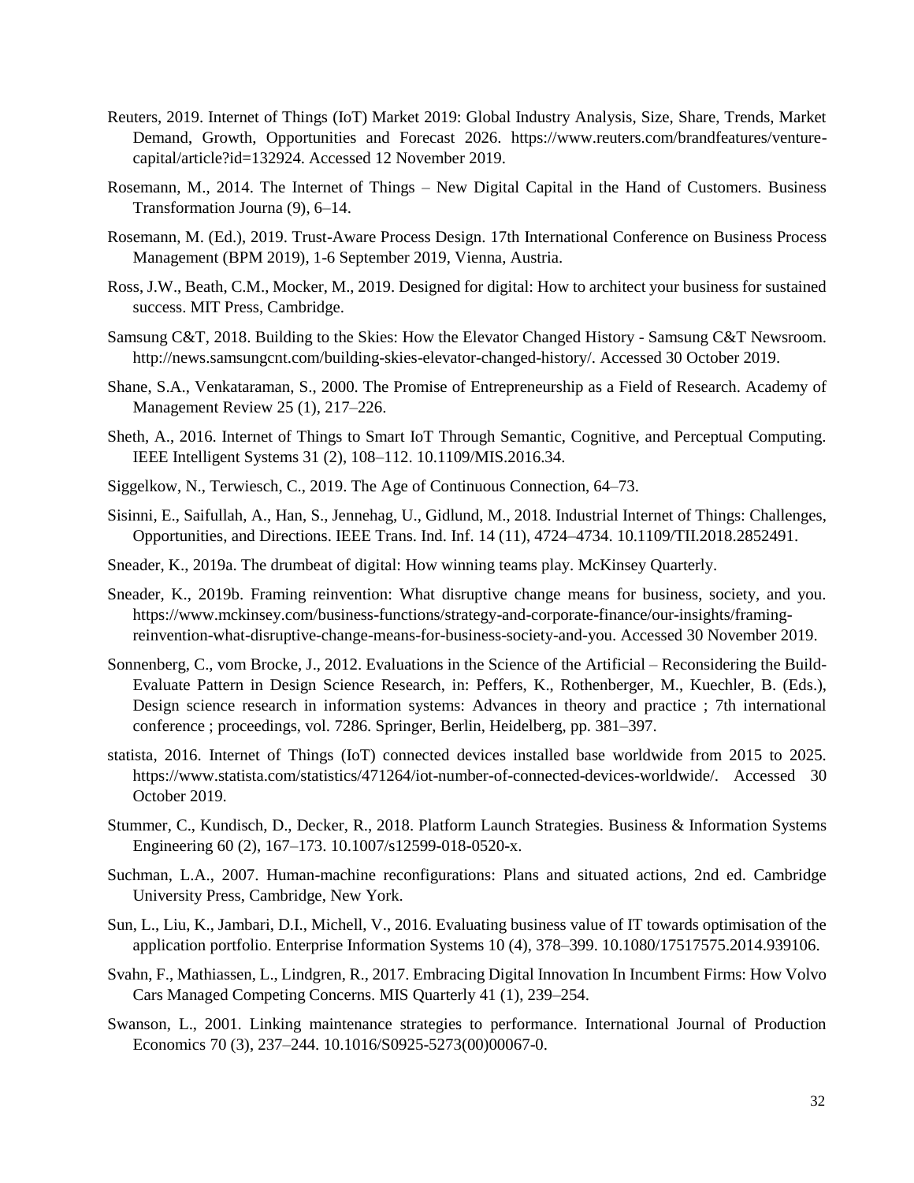Reuters, 2019. Internet of Things (IoT) Market 2019: Global Industry Analysis, Size, Share, Trends, Market Demand, Growth, Opportunities and Forecast 2026. https://www.reuters.com/brandfeatures/venture-capital/article?id=132924. Accessed 12 November 2019.

Rosemann, M., 2014. The Internet of Things – New Digital Capital in the Hand of Customers. Business Transformation Journa (9), 6–14.

Rosemann, M. (Ed.), 2019. Trust-Aware Process Design. 17th International Conference on Business Process Management (BPM 2019), 1-6 September 2019, Vienna, Austria.

Ross, J.W., Beath, C.M., Mocker, M., 2019. Designed for digital: How to architect your business for sustained success. MIT Press, Cambridge.

Samsung C&T, 2018. Building to the Skies: How the Elevator Changed History - Samsung C&T Newsroom. http://news.samsungcnt.com/building-skies-elevator-changed-history/. Accessed 30 October 2019.

Shane, S.A., Venkataraman, S., 2000. The Promise of Entrepreneurship as a Field of Research. Academy of Management Review 25 (1), 217–226.

Sheth, A., 2016. Internet of Things to Smart IoT Through Semantic, Cognitive, and Perceptual Computing. IEEE Intelligent Systems 31 (2), 108–112. 10.1109/MIS.2016.34.

Siggelkow, N., Terwiesch, C., 2019. The Age of Continuous Connection, 64–73.

Sisinni, E., Saifullah, A., Han, S., Jennehag, U., Gidlund, M., 2018. Industrial Internet of Things: Challenges, Opportunities, and Directions. IEEE Trans. Ind. Inf. 14 (11), 4724–4734. 10.1109/TII.2018.2852491.

Sneader, K., 2019a. The drumbeat of digital: How winning teams play. McKinsey Quarterly.

Sneader, K., 2019b. Framing reinvention: What disruptive change means for business, society, and you. https://www.mckinsey.com/business-functions/strategy-and-corporate-finance/our-insights/framing-reinvention-what-disruptive-change-means-for-business-society-and-you. Accessed 30 November 2019.

Sonnenberg, C., vom Brocke, J., 2012. Evaluations in the Science of the Artificial – Reconsidering the Build-Evaluate Pattern in Design Science Research, in: Peffers, K., Rothenberger, M., Kuechler, B. (Eds.), Design science research in information systems: Advances in theory and practice ; 7th international conference ; proceedings, vol. 7286. Springer, Berlin, Heidelberg, pp. 381–397.

statista, 2016. Internet of Things (IoT) connected devices installed base worldwide from 2015 to 2025. https://www.statista.com/statistics/471264/iot-number-of-connected-devices-worldwide/. Accessed 30 October 2019.

Stummer, C., Kundisch, D., Decker, R., 2018. Platform Launch Strategies. Business & Information Systems Engineering 60 (2), 167–173. 10.1007/s12599-018-0520-x.

Suchman, L.A., 2007. Human-machine reconfigurations: Plans and situated actions, 2nd ed. Cambridge University Press, Cambridge, New York.

Sun, L., Liu, K., Jambari, D.I., Michell, V., 2016. Evaluating business value of IT towards optimisation of the application portfolio. Enterprise Information Systems 10 (4), 378–399. 10.1080/17517575.2014.939106.

Svahn, F., Mathiassen, L., Lindgren, R., 2017. Embracing Digital Innovation In Incumbent Firms: How Volvo Cars Managed Competing Concerns. MIS Quarterly 41 (1), 239–254.

Swanson, L., 2001. Linking maintenance strategies to performance. International Journal of Production Economics 70 (3), 237–244. 10.1016/S0925-5273(00)00067-0.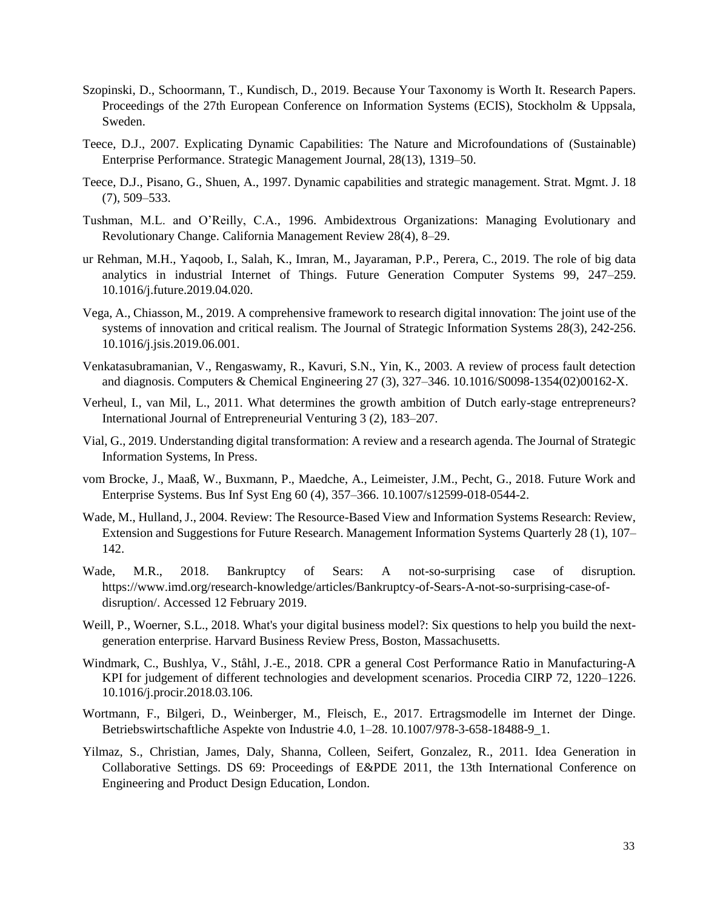Szopinski, D., Schoormann, T., Kundisch, D., 2019. Because Your Taxonomy is Worth It. Research Papers. Proceedings of the 27th European Conference on Information Systems (ECIS), Stockholm & Uppsala, Sweden.

Teece, D.J., 2007. Explicating Dynamic Capabilities: The Nature and Microfoundations of (Sustainable) Enterprise Performance. Strategic Management Journal, 28(13), 1319–50.

Teece, D.J., Pisano, G., Shuen, A., 1997. Dynamic capabilities and strategic management. Strat. Mgmt. J. 18 (7), 509–533.

Tushman, M.L. and O'Reilly, C.A., 1996. Ambidextrous Organizations: Managing Evolutionary and Revolutionary Change. California Management Review 28(4), 8–29.

ur Rehman, M.H., Yaqoob, I., Salah, K., Imran, M., Jayaraman, P.P., Perera, C., 2019. The role of big data analytics in industrial Internet of Things. Future Generation Computer Systems 99, 247–259. 10.1016/j.future.2019.04.020.

Vega, A., Chiasson, M., 2019. A comprehensive framework to research digital innovation: The joint use of the systems of innovation and critical realism. The Journal of Strategic Information Systems 28(3), 242-256. 10.1016/j.jsis.2019.06.001.

Venkatasubramanian, V., Rengaswamy, R., Kavuri, S.N., Yin, K., 2003. A review of process fault detection and diagnosis. Computers & Chemical Engineering 27 (3), 327–346. 10.1016/S0098-1354(02)00162-X.

Verheul, I., van Mil, L., 2011. What determines the growth ambition of Dutch early-stage entrepreneurs? International Journal of Entrepreneurial Venturing 3 (2), 183–207.

Vial, G., 2019. Understanding digital transformation: A review and a research agenda. The Journal of Strategic Information Systems, In Press.

vom Brocke, J., Maaß, W., Buxmann, P., Maedche, A., Leimeister, J.M., Pecht, G., 2018. Future Work and Enterprise Systems. Bus Inf Syst Eng 60 (4), 357–366. 10.1007/s12599-018-0544-2.

Wade, M., Hulland, J., 2004. Review: The Resource-Based View and Information Systems Research: Review, Extension and Suggestions for Future Research. Management Information Systems Quarterly 28 (1), 107–142.

Wade, M.R., 2018. Bankruptcy of Sears: A not-so-surprising case of disruption. https://www.imd.org/research-knowledge/articles/Bankruptcy-of-Sears-A-not-so-surprising-case-of-disruption/. Accessed 12 February 2019.

Weill, P., Woerner, S.L., 2018. What's your digital business model?: Six questions to help you build the next-generation enterprise. Harvard Business Review Press, Boston, Massachusetts.

Windmark, C., Bushlya, V., Ståhl, J.-E., 2018. CPR a general Cost Performance Ratio in Manufacturing-A KPI for judgement of different technologies and development scenarios. Procedia CIRP 72, 1220–1226. 10.1016/j.procir.2018.03.106.

Wortmann, F., Bilgeri, D., Weinberger, M., Fleisch, E., 2017. Ertragsmodelle im Internet der Dinge. Betriebswirtschaftliche Aspekte von Industrie 4.0, 1–28. 10.1007/978-3-658-18488-9_1.

Yilmaz, S., Christian, James, Daly, Shanna, Colleen, Seifert, Gonzalez, R., 2011. Idea Generation in Collaborative Settings. DS 69: Proceedings of E&PDE 2011, the 13th International Conference on Engineering and Product Design Education, London.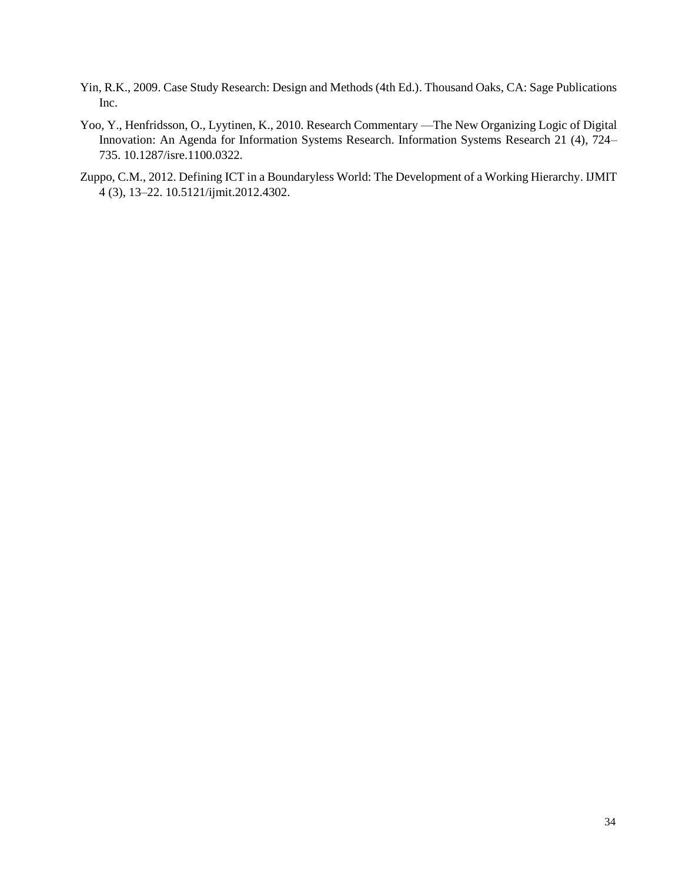Yin, R.K., 2009. Case Study Research: Design and Methods (4th Ed.). Thousand Oaks, CA: Sage Publications Inc.

Yoo, Y., Henfridsson, O., Lyytinen, K., 2010. Research Commentary —The New Organizing Logic of Digital Innovation: An Agenda for Information Systems Research. Information Systems Research 21 (4), 724–735. 10.1287/isre.1100.0322.

Zuppo, C.M., 2012. Defining ICT in a Boundaryless World: The Development of a Working Hierarchy. IJMIT 4 (3), 13–22. 10.5121/ijmit.2012.4302.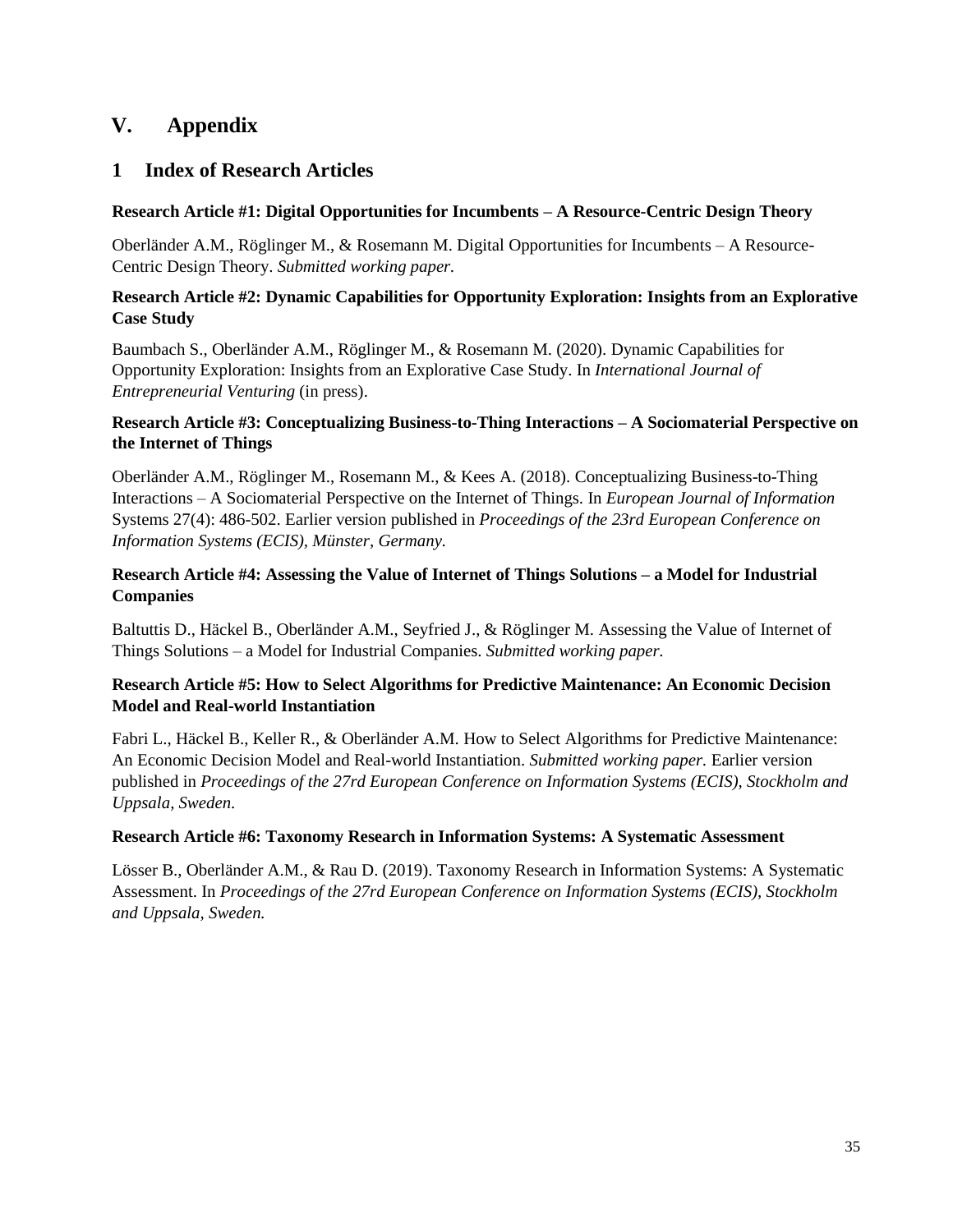# V. Appendix

## 1 Index of Research Articles

### Research Article #1: Digital Opportunities for Incumbents – A Resource-Centric Design Theory

Oberländer A.M., Röglinger M., & Rosemann M. Digital Opportunities for Incumbents – A Resource-Centric Design Theory. *Submitted working paper.*

### Research Article #2: Dynamic Capabilities for Opportunity Exploration: Insights from an Explorative Case Study

Baumbach S., Oberländer A.M., Röglinger M., & Rosemann M. (2020). Dynamic Capabilities for Opportunity Exploration: Insights from an Explorative Case Study. In *International Journal of Entrepreneurial Venturing* (in press).

### Research Article #3: Conceptualizing Business-to-Thing Interactions – A Sociomaterial Perspective on the Internet of Things

Oberländer A.M., Röglinger M., Rosemann M., & Kees A. (2018). Conceptualizing Business-to-Thing Interactions – A Sociomaterial Perspective on the Internet of Things. In *European Journal of Information* Systems 27(4): 486-502. Earlier version published in *Proceedings of the 23rd European Conference on Information Systems (ECIS), Münster, Germany.*

### Research Article #4: Assessing the Value of Internet of Things Solutions – a Model for Industrial Companies

Baltuttis D., Häckel B., Oberländer A.M., Seyfried J., & Röglinger M. Assessing the Value of Internet of Things Solutions – a Model for Industrial Companies. *Submitted working paper.*

### Research Article #5: How to Select Algorithms for Predictive Maintenance: An Economic Decision Model and Real-world Instantiation

Fabri L., Häckel B., Keller R., & Oberländer A.M. How to Select Algorithms for Predictive Maintenance: An Economic Decision Model and Real-world Instantiation. *Submitted working paper.* Earlier version published in *Proceedings of the 27rd European Conference on Information Systems (ECIS), Stockholm and Uppsala, Sweden*.

### Research Article #6: Taxonomy Research in Information Systems: A Systematic Assessment

Lösser B., Oberländer A.M., & Rau D. (2019). Taxonomy Research in Information Systems: A Systematic Assessment. In *Proceedings of the 27rd European Conference on Information Systems (ECIS), Stockholm and Uppsala, Sweden.*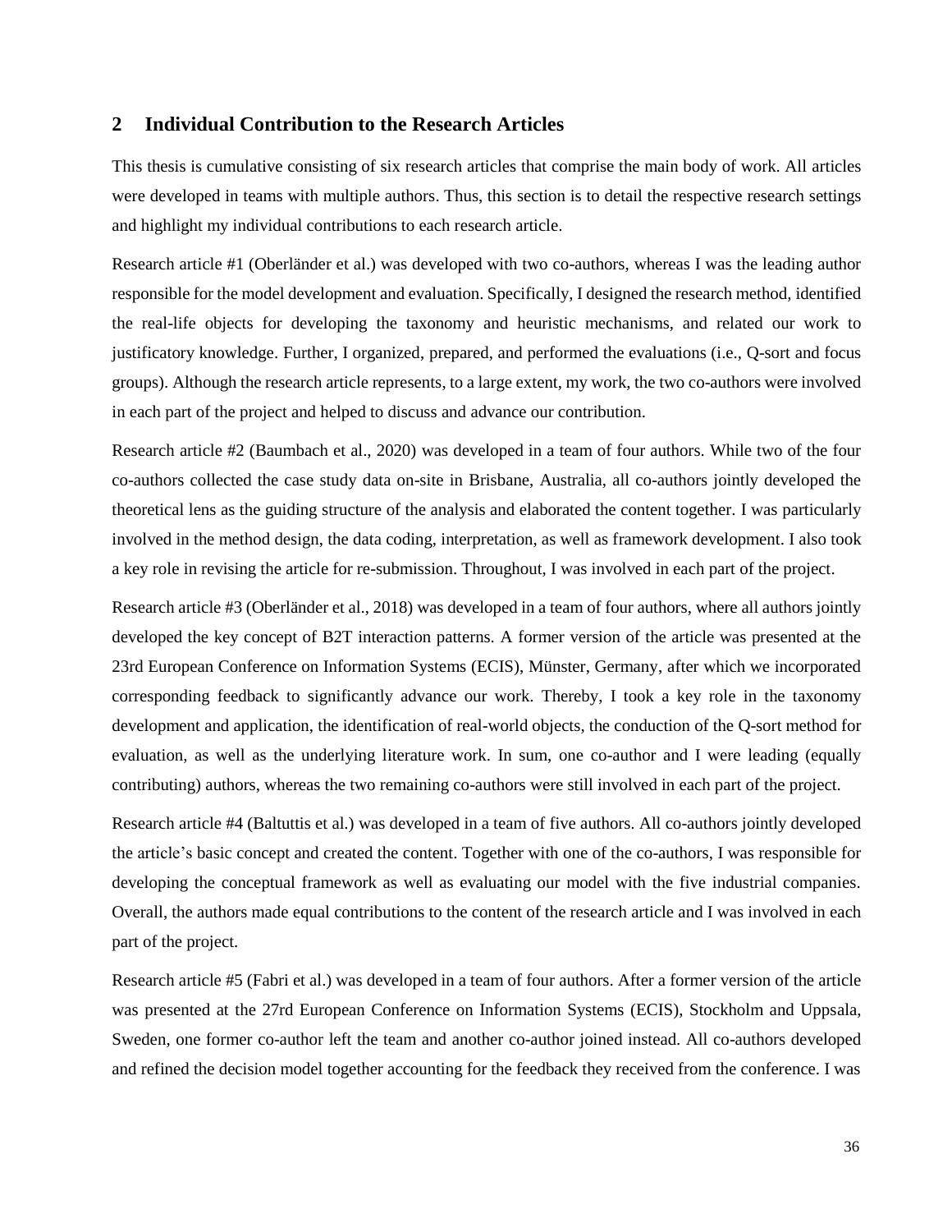## 2 Individual Contribution to the Research Articles

This thesis is cumulative consisting of six research articles that comprise the main body of work. All articles were developed in teams with multiple authors. Thus, this section is to detail the respective research settings and highlight my individual contributions to each research article.

Research article #1 (Oberländer et al.) was developed with two co-authors, whereas I was the leading author responsible for the model development and evaluation. Specifically, I designed the research method, identified the real-life objects for developing the taxonomy and heuristic mechanisms, and related our work to justificatory knowledge. Further, I organized, prepared, and performed the evaluations (i.e., Q-sort and focus groups). Although the research article represents, to a large extent, my work, the two co-authors were involved in each part of the project and helped to discuss and advance our contribution.

Research article #2 (Baumbach et al., 2020) was developed in a team of four authors. While two of the four co-authors collected the case study data on-site in Brisbane, Australia, all co-authors jointly developed the theoretical lens as the guiding structure of the analysis and elaborated the content together. I was particularly involved in the method design, the data coding, interpretation, as well as framework development. I also took a key role in revising the article for re-submission. Throughout, I was involved in each part of the project.

Research article #3 (Oberländer et al., 2018) was developed in a team of four authors, where all authors jointly developed the key concept of B2T interaction patterns. A former version of the article was presented at the 23rd European Conference on Information Systems (ECIS), Münster, Germany, after which we incorporated corresponding feedback to significantly advance our work. Thereby, I took a key role in the taxonomy development and application, the identification of real-world objects, the conduction of the Q-sort method for evaluation, as well as the underlying literature work. In sum, one co-author and I were leading (equally contributing) authors, whereas the two remaining co-authors were still involved in each part of the project.

Research article #4 (Baltuttis et al.) was developed in a team of five authors. All co-authors jointly developed the article's basic concept and created the content. Together with one of the co-authors, I was responsible for developing the conceptual framework as well as evaluating our model with the five industrial companies. Overall, the authors made equal contributions to the content of the research article and I was involved in each part of the project.

Research article #5 (Fabri et al.) was developed in a team of four authors. After a former version of the article was presented at the 27rd European Conference on Information Systems (ECIS), Stockholm and Uppsala, Sweden, one former co-author left the team and another co-author joined instead. All co-authors developed and refined the decision model together accounting for the feedback they received from the conference. I was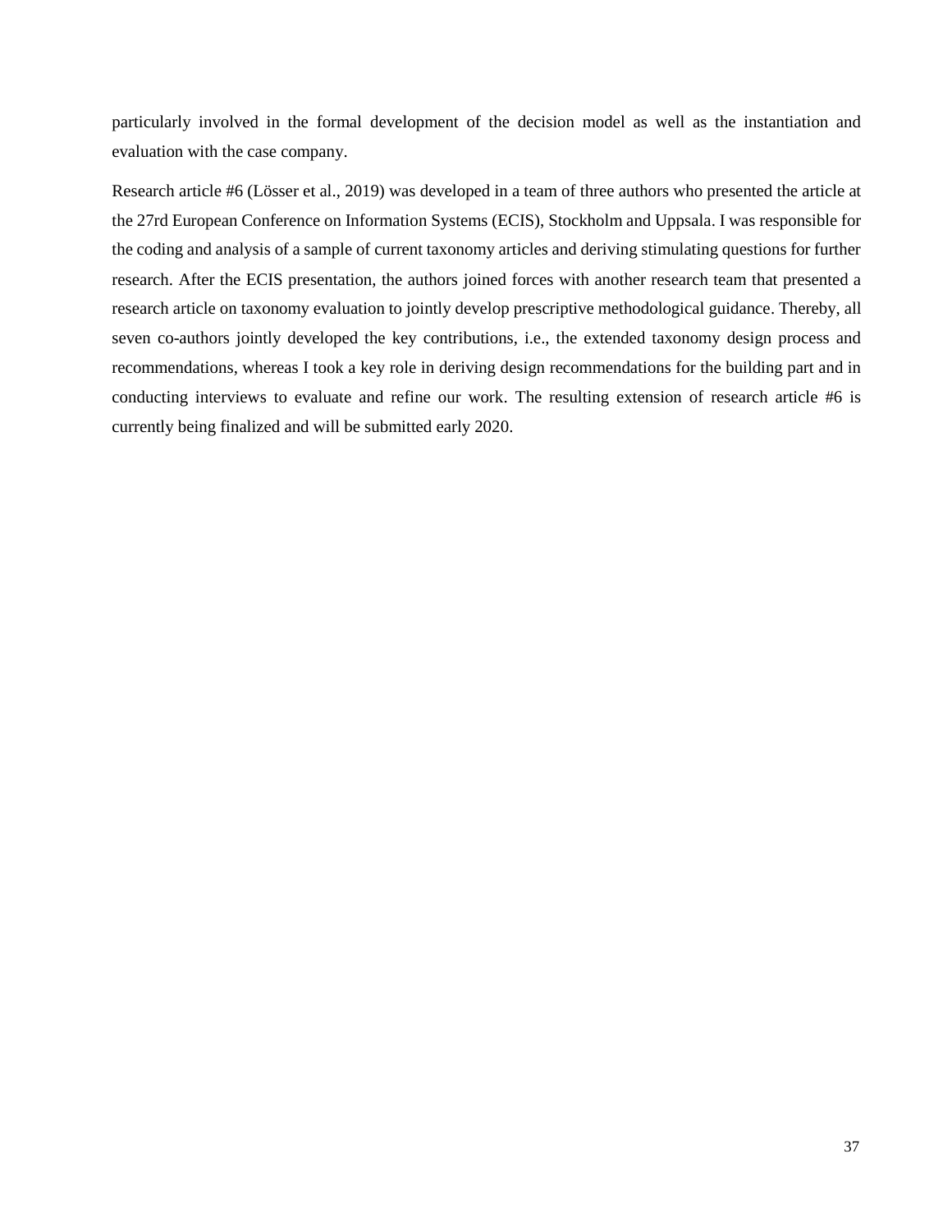particularly involved in the formal development of the decision model as well as the instantiation and evaluation with the case company.

Research article #6 (Lösser et al., 2019) was developed in a team of three authors who presented the article at the 27rd European Conference on Information Systems (ECIS), Stockholm and Uppsala. I was responsible for the coding and analysis of a sample of current taxonomy articles and deriving stimulating questions for further research. After the ECIS presentation, the authors joined forces with another research team that presented a research article on taxonomy evaluation to jointly develop prescriptive methodological guidance. Thereby, all seven co-authors jointly developed the key contributions, i.e., the extended taxonomy design process and recommendations, whereas I took a key role in deriving design recommendations for the building part and in conducting interviews to evaluate and refine our work. The resulting extension of research article #6 is currently being finalized and will be submitted early 2020.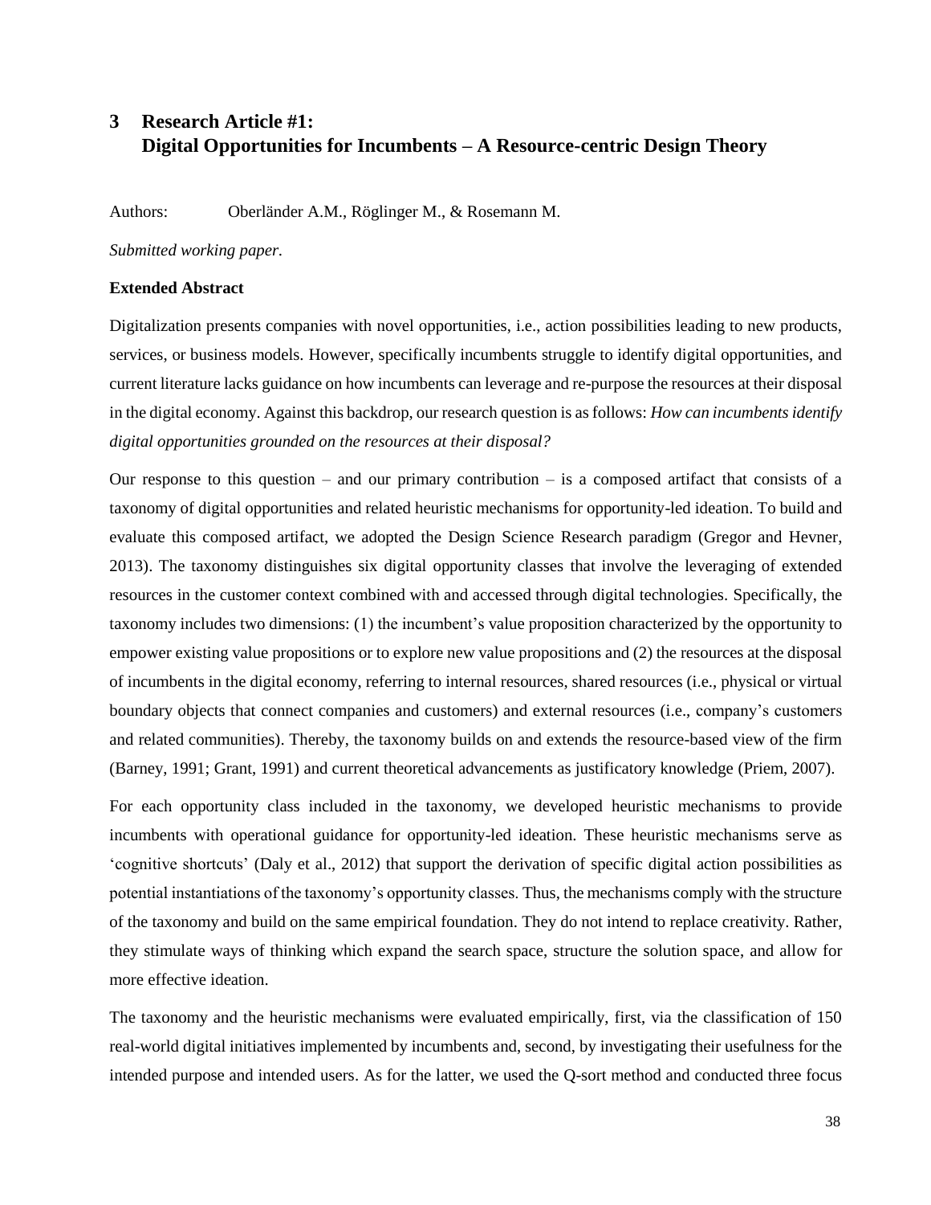# 3 Research Article #1: Digital Opportunities for Incumbents – A Resource-centric Design Theory

Authors: Oberländer A.M., Röglinger M., & Rosemann M.

*Submitted working paper.*

**Extended Abstract**

Digitalization presents companies with novel opportunities, i.e., action possibilities leading to new products, services, or business models. However, specifically incumbents struggle to identify digital opportunities, and current literature lacks guidance on how incumbents can leverage and re-purpose the resources at their disposal in the digital economy. Against this backdrop, our research question is as follows: *How can incumbents identify digital opportunities grounded on the resources at their disposal?*

Our response to this question – and our primary contribution – is a composed artifact that consists of a taxonomy of digital opportunities and related heuristic mechanisms for opportunity-led ideation. To build and evaluate this composed artifact, we adopted the Design Science Research paradigm (Gregor and Hevner, 2013). The taxonomy distinguishes six digital opportunity classes that involve the leveraging of extended resources in the customer context combined with and accessed through digital technologies. Specifically, the taxonomy includes two dimensions: (1) the incumbent's value proposition characterized by the opportunity to empower existing value propositions or to explore new value propositions and (2) the resources at the disposal of incumbents in the digital economy, referring to internal resources, shared resources (i.e., physical or virtual boundary objects that connect companies and customers) and external resources (i.e., company's customers and related communities). Thereby, the taxonomy builds on and extends the resource-based view of the firm (Barney, 1991; Grant, 1991) and current theoretical advancements as justificatory knowledge (Priem, 2007).

For each opportunity class included in the taxonomy, we developed heuristic mechanisms to provide incumbents with operational guidance for opportunity-led ideation. These heuristic mechanisms serve as 'cognitive shortcuts' (Daly et al., 2012) that support the derivation of specific digital action possibilities as potential instantiations of the taxonomy's opportunity classes. Thus, the mechanisms comply with the structure of the taxonomy and build on the same empirical foundation. They do not intend to replace creativity. Rather, they stimulate ways of thinking which expand the search space, structure the solution space, and allow for more effective ideation.

The taxonomy and the heuristic mechanisms were evaluated empirically, first, via the classification of 150 real-world digital initiatives implemented by incumbents and, second, by investigating their usefulness for the intended purpose and intended users. As for the latter, we used the Q-sort method and conducted three focus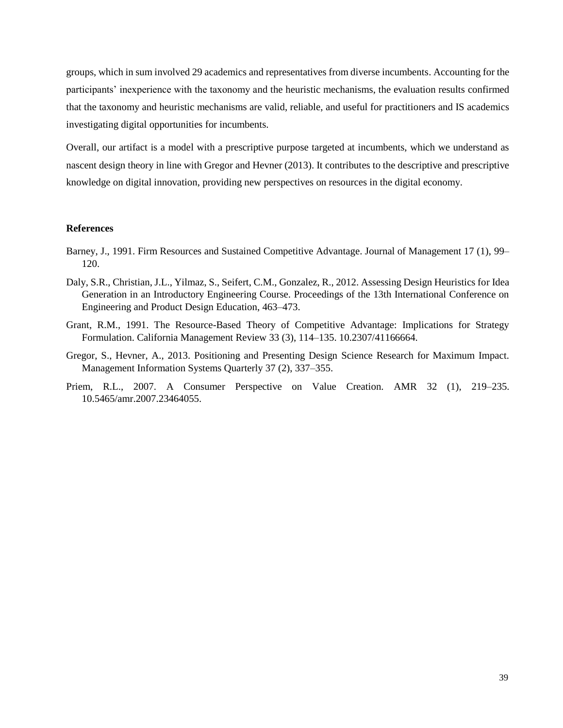groups, which in sum involved 29 academics and representatives from diverse incumbents. Accounting for the participants' inexperience with the taxonomy and the heuristic mechanisms, the evaluation results confirmed that the taxonomy and heuristic mechanisms are valid, reliable, and useful for practitioners and IS academics investigating digital opportunities for incumbents.

Overall, our artifact is a model with a prescriptive purpose targeted at incumbents, which we understand as nascent design theory in line with Gregor and Hevner (2013). It contributes to the descriptive and prescriptive knowledge on digital innovation, providing new perspectives on resources in the digital economy.

**References**

Barney, J., 1991. Firm Resources and Sustained Competitive Advantage. Journal of Management 17 (1), 99–120.

Daly, S.R., Christian, J.L., Yilmaz, S., Seifert, C.M., Gonzalez, R., 2012. Assessing Design Heuristics for Idea Generation in an Introductory Engineering Course. Proceedings of the 13th International Conference on Engineering and Product Design Education, 463–473.

Grant, R.M., 1991. The Resource-Based Theory of Competitive Advantage: Implications for Strategy Formulation. California Management Review 33 (3), 114–135. 10.2307/41166664.

Gregor, S., Hevner, A., 2013. Positioning and Presenting Design Science Research for Maximum Impact. Management Information Systems Quarterly 37 (2), 337–355.

Priem, R.L., 2007. A Consumer Perspective on Value Creation. AMR 32 (1), 219–235. 10.5465/amr.2007.23464055.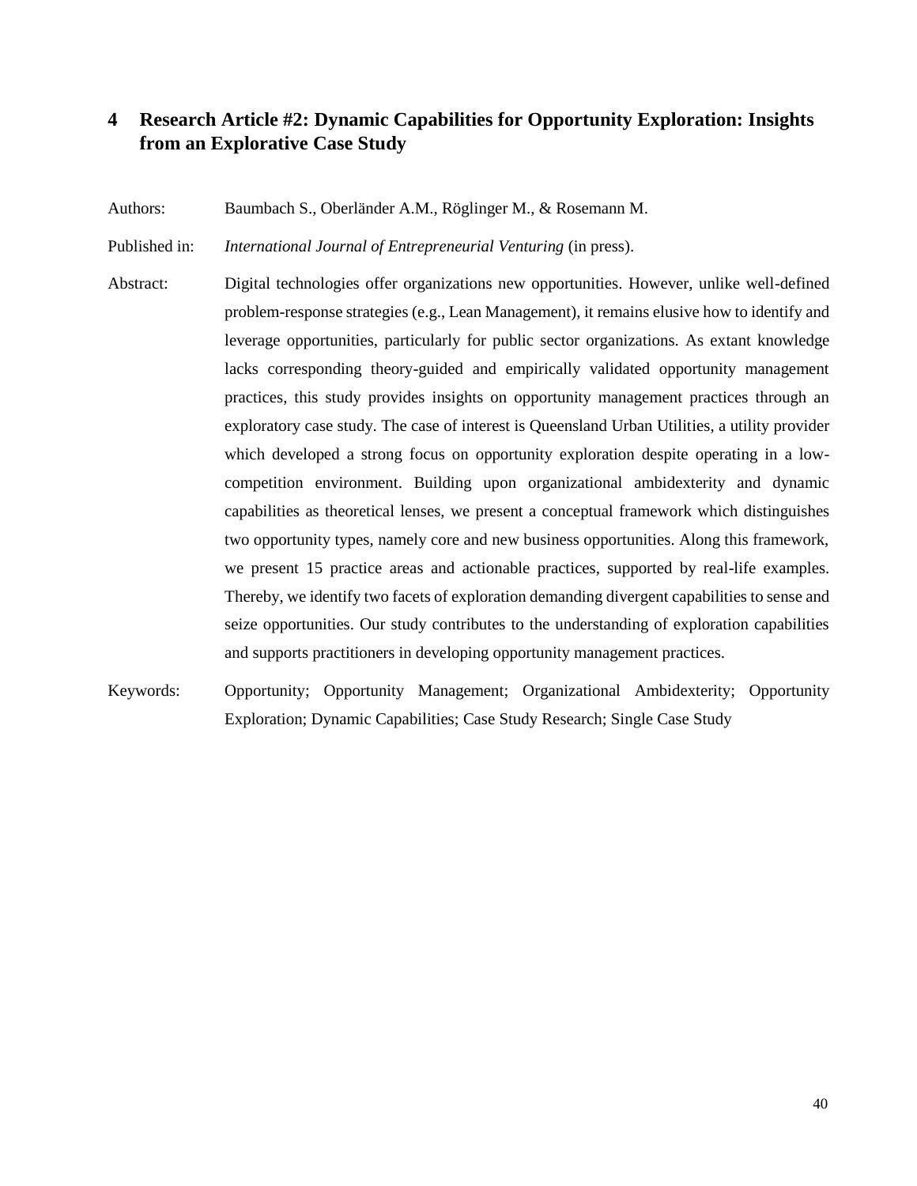# 4 Research Article #2: Dynamic Capabilities for Opportunity Exploration: Insights from an Explorative Case Study

Authors: Baumbach S., Oberländer A.M., Röglinger M., & Rosemann M.

Published in: *International Journal of Entrepreneurial Venturing* (in press).

Abstract: Digital technologies offer organizations new opportunities. However, unlike well-defined problem-response strategies (e.g., Lean Management), it remains elusive how to identify and leverage opportunities, particularly for public sector organizations. As extant knowledge lacks corresponding theory-guided and empirically validated opportunity management practices, this study provides insights on opportunity management practices through an exploratory case study. The case of interest is Queensland Urban Utilities, a utility provider which developed a strong focus on opportunity exploration despite operating in a low-competition environment. Building upon organizational ambidexterity and dynamic capabilities as theoretical lenses, we present a conceptual framework which distinguishes two opportunity types, namely core and new business opportunities. Along this framework, we present 15 practice areas and actionable practices, supported by real-life examples. Thereby, we identify two facets of exploration demanding divergent capabilities to sense and seize opportunities. Our study contributes to the understanding of exploration capabilities and supports practitioners in developing opportunity management practices.

Keywords: Opportunity; Opportunity Management; Organizational Ambidexterity; Opportunity Exploration; Dynamic Capabilities; Case Study Research; Single Case Study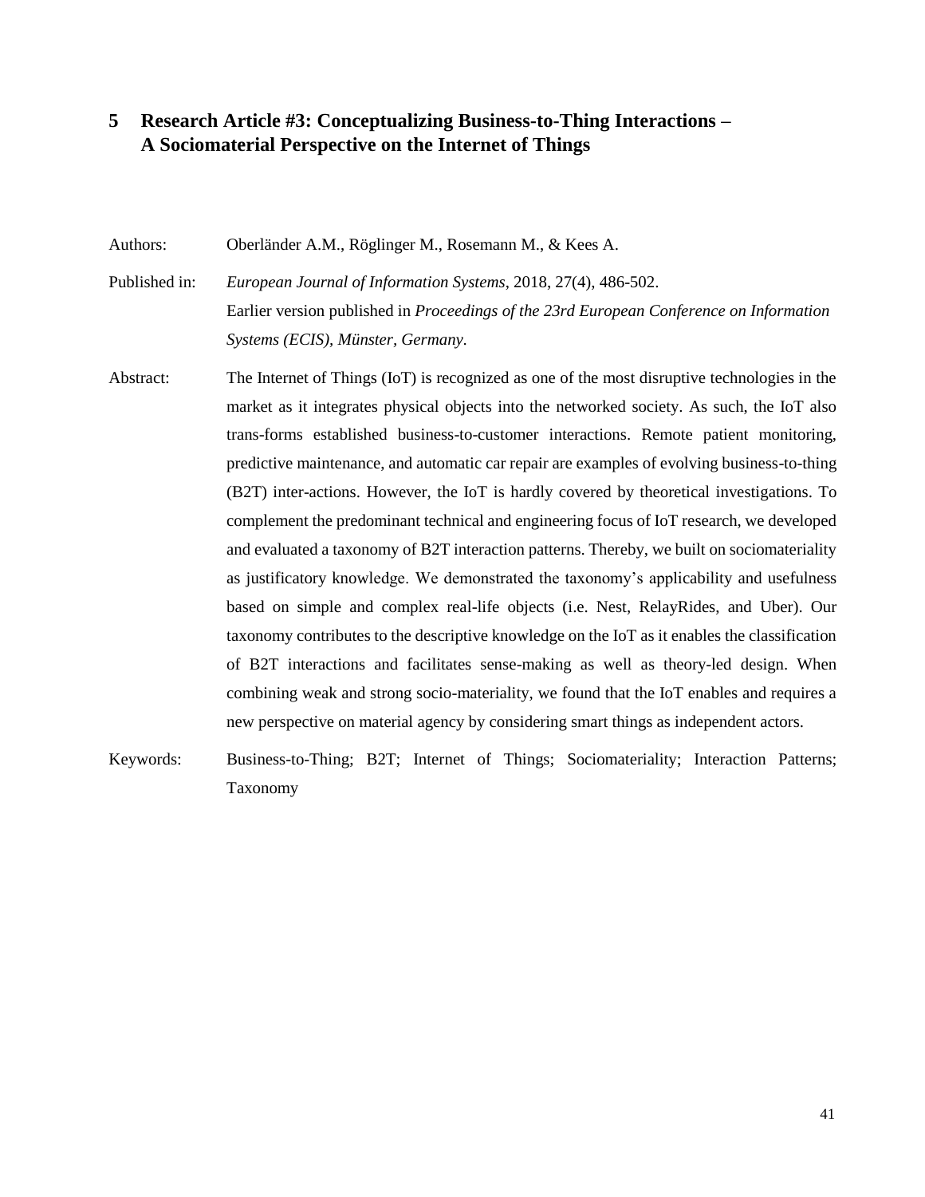## 5 Research Article #3: Conceptualizing Business-to-Thing Interactions – A Sociomaterial Perspective on the Internet of Things

Authors: Oberländer A.M., Röglinger M., Rosemann M., & Kees A.

Published in: *European Journal of Information Systems*, 2018, 27(4), 486-502.
Earlier version published in *Proceedings of the 23rd European Conference on Information Systems (ECIS), Münster, Germany*.

Abstract: The Internet of Things (IoT) is recognized as one of the most disruptive technologies in the market as it integrates physical objects into the networked society. As such, the IoT also trans-forms established business-to-customer interactions. Remote patient monitoring, predictive maintenance, and automatic car repair are examples of evolving business-to-thing (B2T) inter-actions. However, the IoT is hardly covered by theoretical investigations. To complement the predominant technical and engineering focus of IoT research, we developed and evaluated a taxonomy of B2T interaction patterns. Thereby, we built on sociomateriality as justificatory knowledge. We demonstrated the taxonomy's applicability and usefulness based on simple and complex real-life objects (i.e. Nest, RelayRides, and Uber). Our taxonomy contributes to the descriptive knowledge on the IoT as it enables the classification of B2T interactions and facilitates sense-making as well as theory-led design. When combining weak and strong socio-materiality, we found that the IoT enables and requires a new perspective on material agency by considering smart things as independent actors.

Keywords: Business-to-Thing; B2T; Internet of Things; Sociomateriality; Interaction Patterns; Taxonomy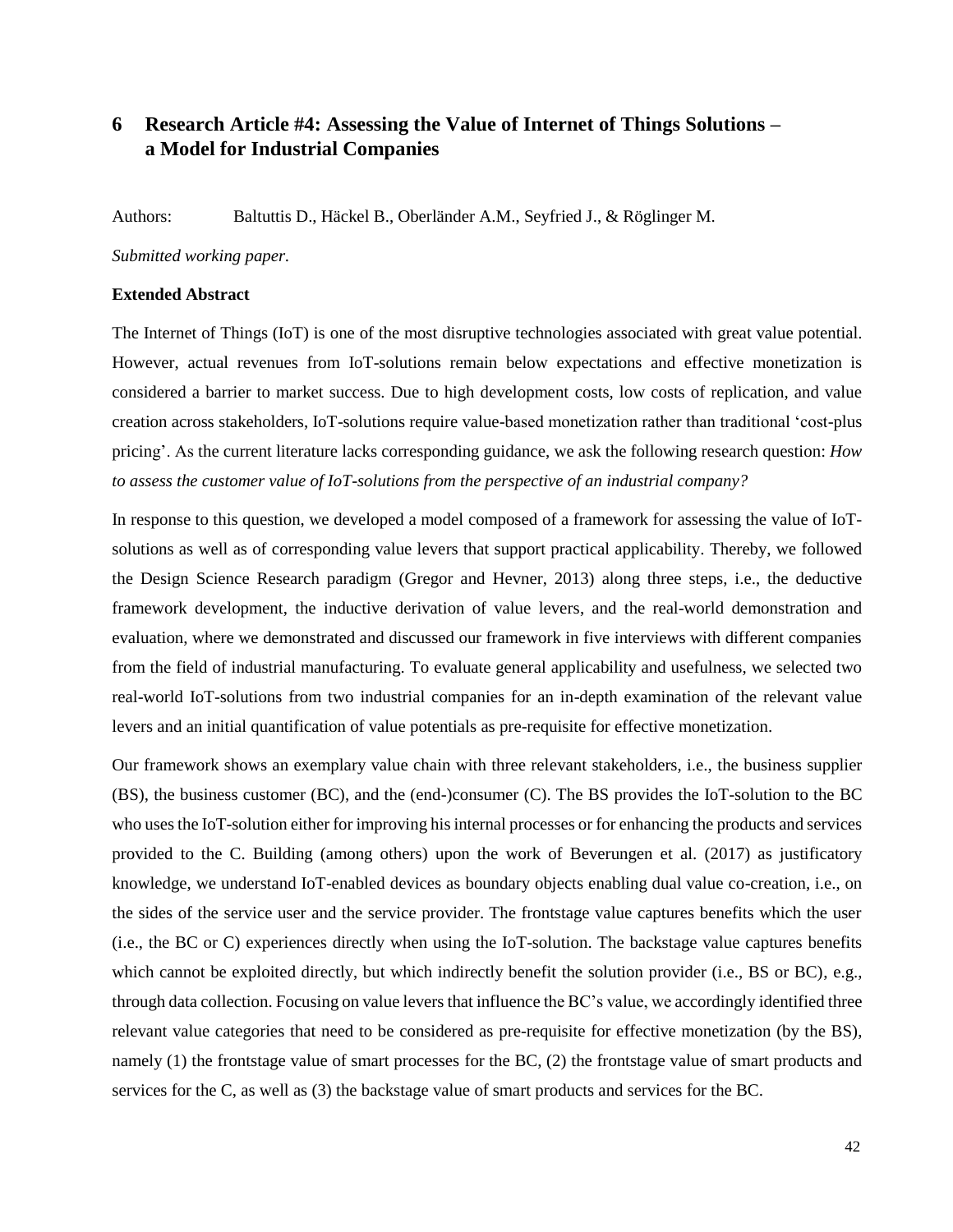# 6 Research Article #4: Assessing the Value of Internet of Things Solutions – a Model for Industrial Companies

Authors: Baltuttis D., Häckel B., Oberländer A.M., Seyfried J., & Röglinger M.

*Submitted working paper.*

**Extended Abstract**

The Internet of Things (IoT) is one of the most disruptive technologies associated with great value potential. However, actual revenues from IoT-solutions remain below expectations and effective monetization is considered a barrier to market success. Due to high development costs, low costs of replication, and value creation across stakeholders, IoT-solutions require value-based monetization rather than traditional 'cost-plus pricing'. As the current literature lacks corresponding guidance, we ask the following research question: *How to assess the customer value of IoT-solutions from the perspective of an industrial company?*

In response to this question, we developed a model composed of a framework for assessing the value of IoT-solutions as well as of corresponding value levers that support practical applicability. Thereby, we followed the Design Science Research paradigm (Gregor and Hevner, 2013) along three steps, i.e., the deductive framework development, the inductive derivation of value levers, and the real-world demonstration and evaluation, where we demonstrated and discussed our framework in five interviews with different companies from the field of industrial manufacturing. To evaluate general applicability and usefulness, we selected two real-world IoT-solutions from two industrial companies for an in-depth examination of the relevant value levers and an initial quantification of value potentials as pre-requisite for effective monetization.

Our framework shows an exemplary value chain with three relevant stakeholders, i.e., the business supplier (BS), the business customer (BC), and the (end-)consumer (C). The BS provides the IoT-solution to the BC who uses the IoT-solution either for improving his internal processes or for enhancing the products and services provided to the C. Building (among others) upon the work of Beverungen et al. (2017) as justificatory knowledge, we understand IoT-enabled devices as boundary objects enabling dual value co-creation, i.e., on the sides of the service user and the service provider. The frontstage value captures benefits which the user (i.e., the BC or C) experiences directly when using the IoT-solution. The backstage value captures benefits which cannot be exploited directly, but which indirectly benefit the solution provider (i.e., BS or BC), e.g., through data collection. Focusing on value levers that influence the BC's value, we accordingly identified three relevant value categories that need to be considered as pre-requisite for effective monetization (by the BS), namely (1) the frontstage value of smart processes for the BC, (2) the frontstage value of smart products and services for the C, as well as (3) the backstage value of smart products and services for the BC.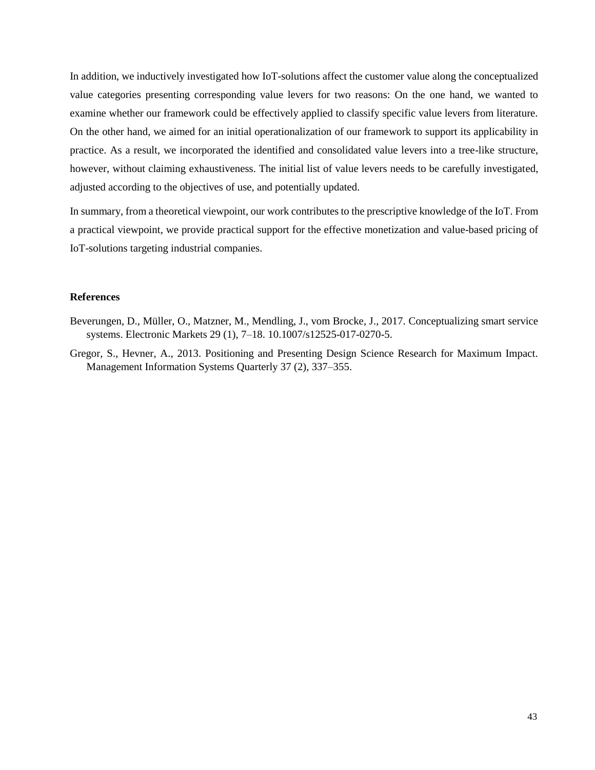In addition, we inductively investigated how IoT-solutions affect the customer value along the conceptualized value categories presenting corresponding value levers for two reasons: On the one hand, we wanted to examine whether our framework could be effectively applied to classify specific value levers from literature. On the other hand, we aimed for an initial operationalization of our framework to support its applicability in practice. As a result, we incorporated the identified and consolidated value levers into a tree-like structure, however, without claiming exhaustiveness. The initial list of value levers needs to be carefully investigated, adjusted according to the objectives of use, and potentially updated.

In summary, from a theoretical viewpoint, our work contributes to the prescriptive knowledge of the IoT. From a practical viewpoint, we provide practical support for the effective monetization and value-based pricing of IoT-solutions targeting industrial companies.

#### References

Beverungen, D., Müller, O., Matzner, M., Mendling, J., vom Brocke, J., 2017. Conceptualizing smart service systems. Electronic Markets 29 (1), 7–18. 10.1007/s12525-017-0270-5.

Gregor, S., Hevner, A., 2013. Positioning and Presenting Design Science Research for Maximum Impact. Management Information Systems Quarterly 37 (2), 337–355.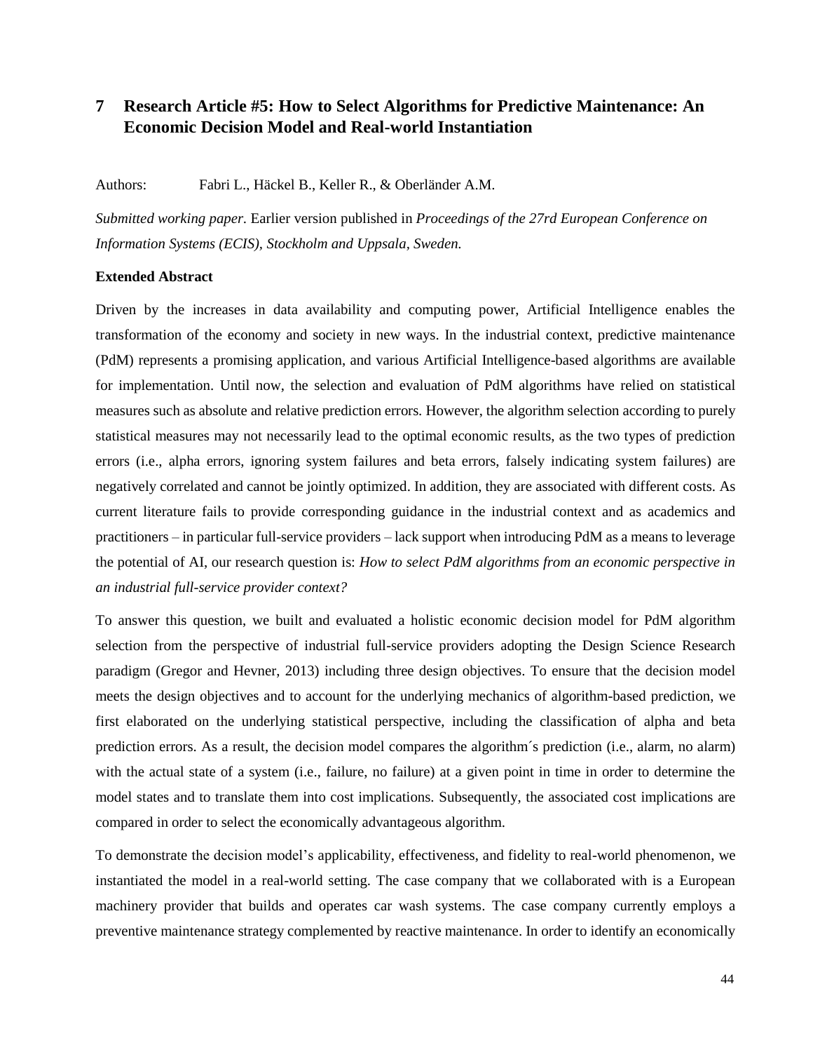## 7 Research Article #5: How to Select Algorithms for Predictive Maintenance: An Economic Decision Model and Real-world Instantiation

Authors: Fabri L., Häckel B., Keller R., & Oberländer A.M.

*Submitted working paper.* Earlier version published in *Proceedings of the 27rd European Conference on Information Systems (ECIS), Stockholm and Uppsala, Sweden.*

**Extended Abstract**

Driven by the increases in data availability and computing power, Artificial Intelligence enables the transformation of the economy and society in new ways. In the industrial context, predictive maintenance (PdM) represents a promising application, and various Artificial Intelligence-based algorithms are available for implementation. Until now, the selection and evaluation of PdM algorithms have relied on statistical measures such as absolute and relative prediction errors. However, the algorithm selection according to purely statistical measures may not necessarily lead to the optimal economic results, as the two types of prediction errors (i.e., alpha errors, ignoring system failures and beta errors, falsely indicating system failures) are negatively correlated and cannot be jointly optimized. In addition, they are associated with different costs. As current literature fails to provide corresponding guidance in the industrial context and as academics and practitioners – in particular full-service providers – lack support when introducing PdM as a means to leverage the potential of AI, our research question is: *How to select PdM algorithms from an economic perspective in an industrial full-service provider context?*

To answer this question, we built and evaluated a holistic economic decision model for PdM algorithm selection from the perspective of industrial full-service providers adopting the Design Science Research paradigm (Gregor and Hevner, 2013) including three design objectives. To ensure that the decision model meets the design objectives and to account for the underlying mechanics of algorithm-based prediction, we first elaborated on the underlying statistical perspective, including the classification of alpha and beta prediction errors. As a result, the decision model compares the algorithm´s prediction (i.e., alarm, no alarm) with the actual state of a system (i.e., failure, no failure) at a given point in time in order to determine the model states and to translate them into cost implications. Subsequently, the associated cost implications are compared in order to select the economically advantageous algorithm.

To demonstrate the decision model's applicability, effectiveness, and fidelity to real-world phenomenon, we instantiated the model in a real-world setting. The case company that we collaborated with is a European machinery provider that builds and operates car wash systems. The case company currently employs a preventive maintenance strategy complemented by reactive maintenance. In order to identify an economically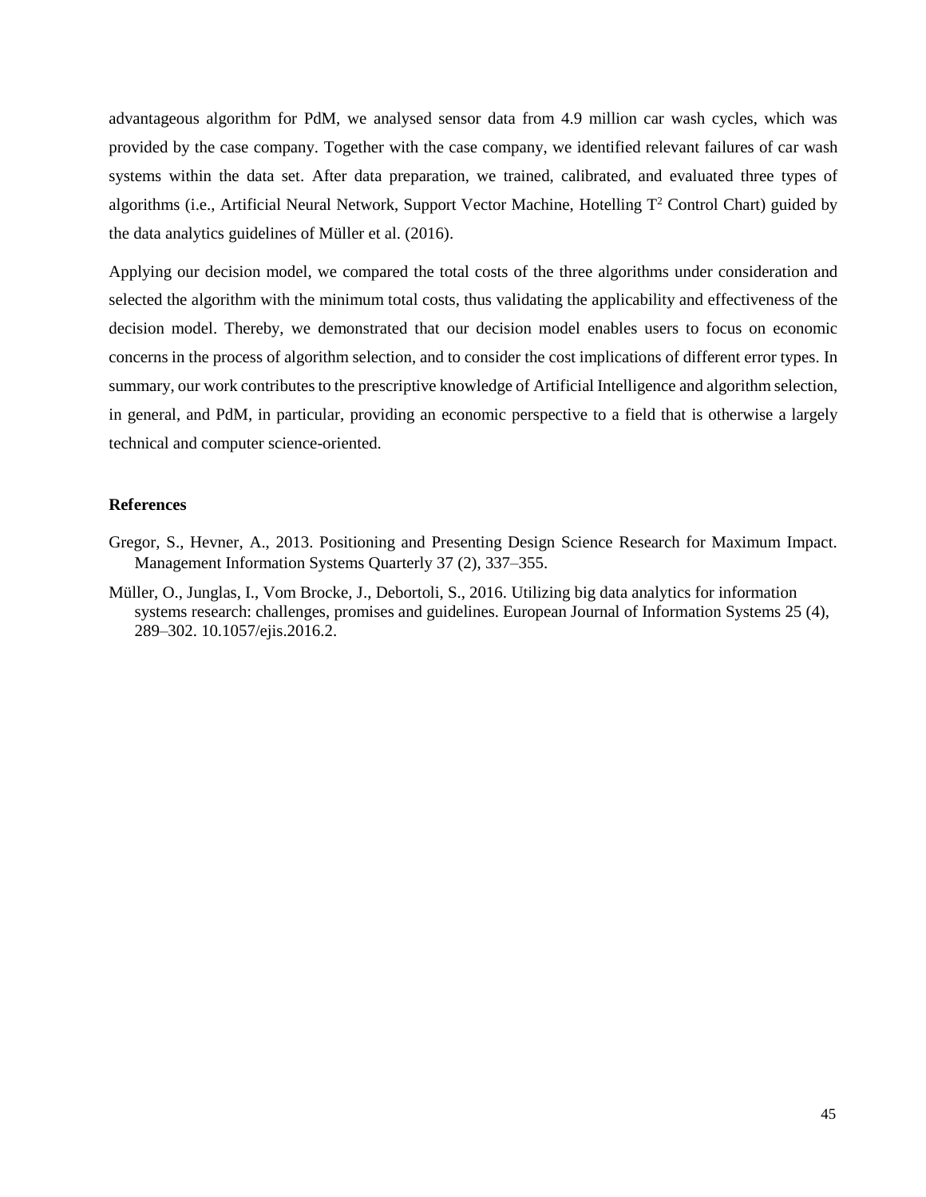advantageous algorithm for PdM, we analysed sensor data from 4.9 million car wash cycles, which was provided by the case company. Together with the case company, we identified relevant failures of car wash systems within the data set. After data preparation, we trained, calibrated, and evaluated three types of algorithms (i.e., Artificial Neural Network, Support Vector Machine, Hotelling $T^2$ Control Chart) guided by the data analytics guidelines of Müller et al. (2016).

Applying our decision model, we compared the total costs of the three algorithms under consideration and selected the algorithm with the minimum total costs, thus validating the applicability and effectiveness of the decision model. Thereby, we demonstrated that our decision model enables users to focus on economic concerns in the process of algorithm selection, and to consider the cost implications of different error types. In summary, our work contributes to the prescriptive knowledge of Artificial Intelligence and algorithm selection, in general, and PdM, in particular, providing an economic perspective to a field that is otherwise a largely technical and computer science-oriented.

**References**

Gregor, S., Hevner, A., 2013. Positioning and Presenting Design Science Research for Maximum Impact. Management Information Systems Quarterly 37 (2), 337–355.

Müller, O., Junglas, I., Vom Brocke, J., Debortoli, S., 2016. Utilizing big data analytics for information systems research: challenges, promises and guidelines. European Journal of Information Systems 25 (4), 289–302. 10.1057/ejis.2016.2.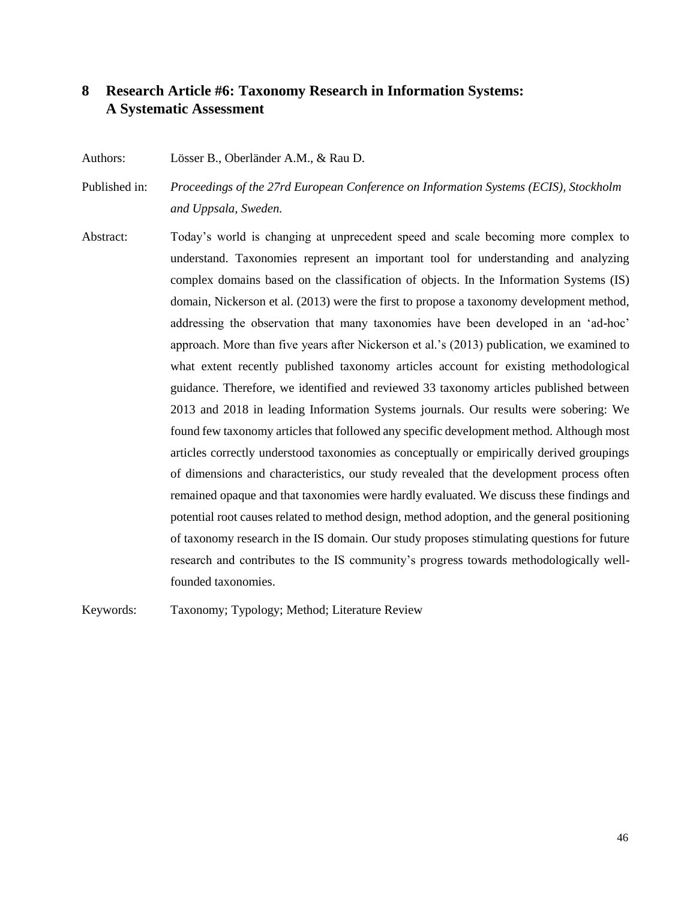# 8 Research Article #6: Taxonomy Research in Information Systems: A Systematic Assessment

Authors: Lösser B., Oberländer A.M., & Rau D.

Published in: *Proceedings of the 27rd European Conference on Information Systems (ECIS), Stockholm and Uppsala, Sweden.*

Abstract: Today's world is changing at unprecedent speed and scale becoming more complex to understand. Taxonomies represent an important tool for understanding and analyzing complex domains based on the classification of objects. In the Information Systems (IS) domain, Nickerson et al. (2013) were the first to propose a taxonomy development method, addressing the observation that many taxonomies have been developed in an 'ad-hoc' approach. More than five years after Nickerson et al.'s (2013) publication, we examined to what extent recently published taxonomy articles account for existing methodological guidance. Therefore, we identified and reviewed 33 taxonomy articles published between 2013 and 2018 in leading Information Systems journals. Our results were sobering: We found few taxonomy articles that followed any specific development method. Although most articles correctly understood taxonomies as conceptually or empirically derived groupings of dimensions and characteristics, our study revealed that the development process often remained opaque and that taxonomies were hardly evaluated. We discuss these findings and potential root causes related to method design, method adoption, and the general positioning of taxonomy research in the IS domain. Our study proposes stimulating questions for future research and contributes to the IS community's progress towards methodologically well-founded taxonomies.

Keywords: Taxonomy; Typology; Method; Literature Review